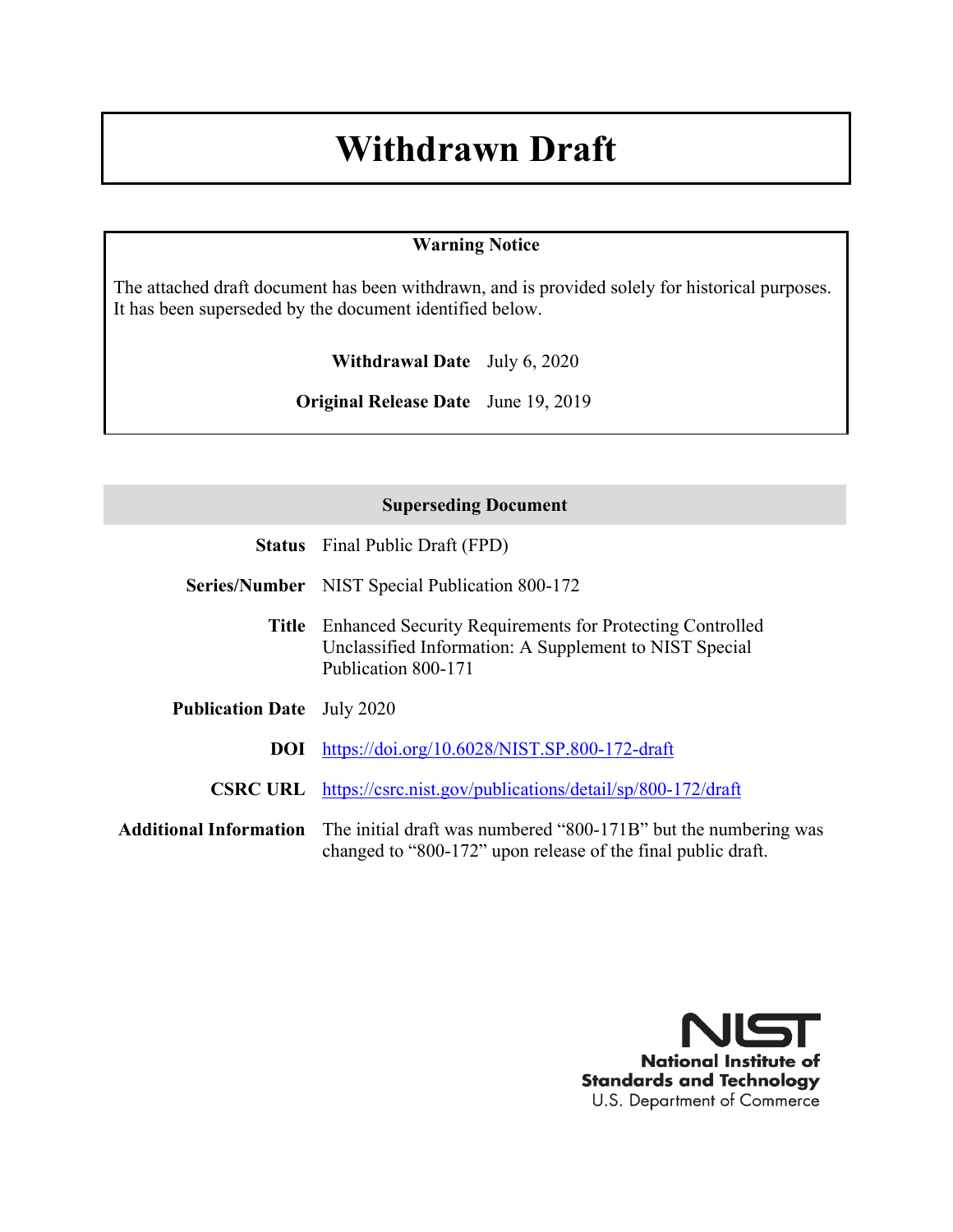# Withdrawn Draft

**Warning Notice**

The attached draft document has been withdrawn, and is provided solely for historical purposes. It has been superseded by the document identified below.

**Withdrawal Date** July 6, 2020

**Original Release Date** June 19, 2019

| Superseding Document | |
|---|---|
| **Status** | Final Public Draft (FPD) |
| **Series/Number** | NIST Special Publication 800-172 |
| **Title** | Enhanced Security Requirements for Protecting Controlled Unclassified Information: A Supplement to NIST Special Publication 800-171 |
| **Publication Date** | July 2020 |
| **DOI** | https://doi.org/10.6028/NIST.SP.800-172-draft |
| **CSRC URL** | https://csrc.nist.gov/publications/detail/sp/800-172/draft |
| **Additional Information** | The initial draft was numbered "800-171B" but the numbering was changed to "800-172" upon release of the final public draft. |

NIST
National Institute of Standards and Technology
U.S. Department of Commerce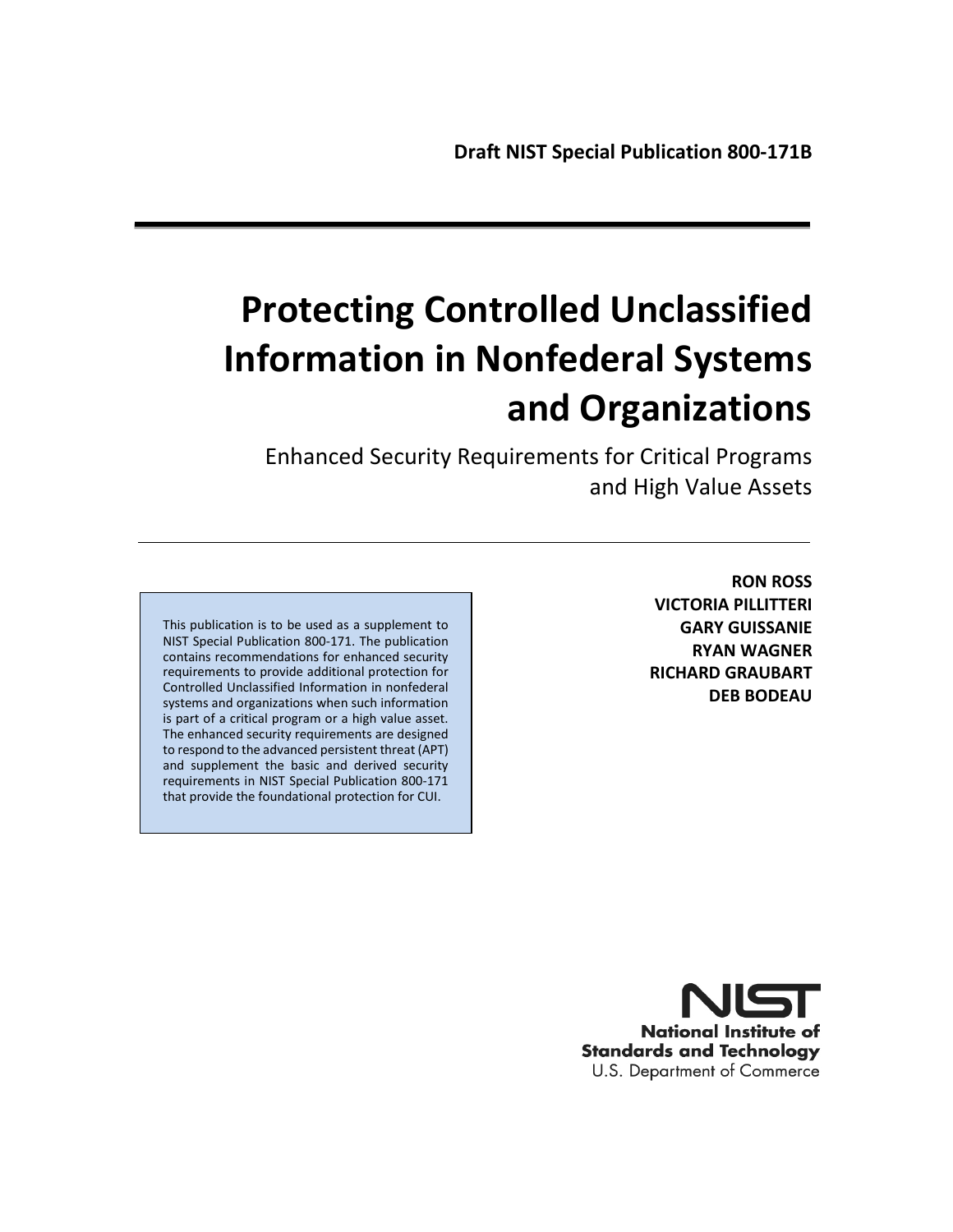**Draft NIST Special Publication 800-171B**

# Protecting Controlled Unclassified Information in Nonfederal Systems and Organizations

## Enhanced Security Requirements for Critical Programs and High Value Assets

This publication is to be used as a supplement to NIST Special Publication 800-171. The publication contains recommendations for enhanced security requirements to provide additional protection for Controlled Unclassified Information in nonfederal systems and organizations when such information is part of a critical program or a high value asset. The enhanced security requirements are designed to respond to the advanced persistent threat (APT) and supplement the basic and derived security requirements in NIST Special Publication 800-171 that provide the foundational protection for CUI.

**RON ROSS**
**VICTORIA PILLITTERI**
**GARY GUISSANIE**
**RYAN WAGNER**
**RICHARD GRAUBART**
**DEB BODEAU**

**National Institute of Standards and Technology**
U.S. Department of Commerce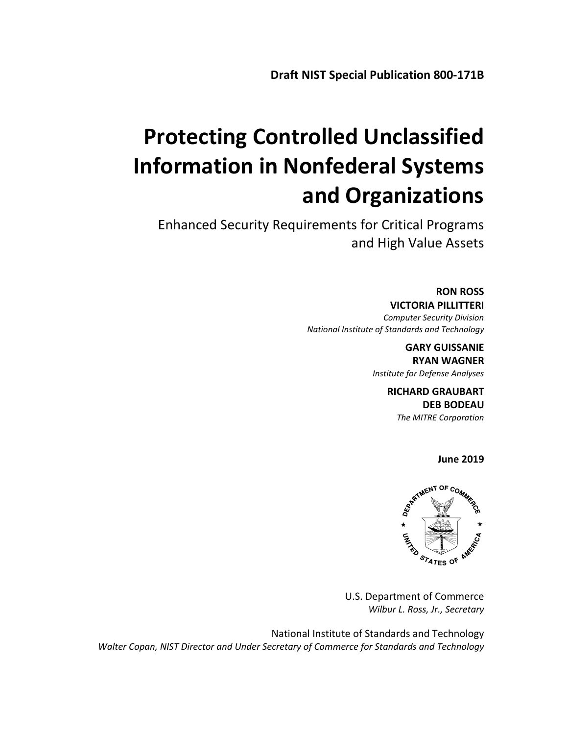**Draft NIST Special Publication 800-171B**

# Protecting Controlled Unclassified Information in Nonfederal Systems and Organizations

Enhanced Security Requirements for Critical Programs and High Value Assets

**RON ROSS**
**VICTORIA PILLITTERI**
*Computer Security Division*
*National Institute of Standards and Technology*

**GARY GUISSANIE**
**RYAN WAGNER**
*Institute for Defense Analyses*

**RICHARD GRAUBART**
**DEB BODEAU**
*The MITRE Corporation*

**June 2019**

U.S. Department of Commerce
*Wilbur L. Ross, Jr., Secretary*

National Institute of Standards and Technology
*Walter Copan, NIST Director and Under Secretary of Commerce for Standards and Technology*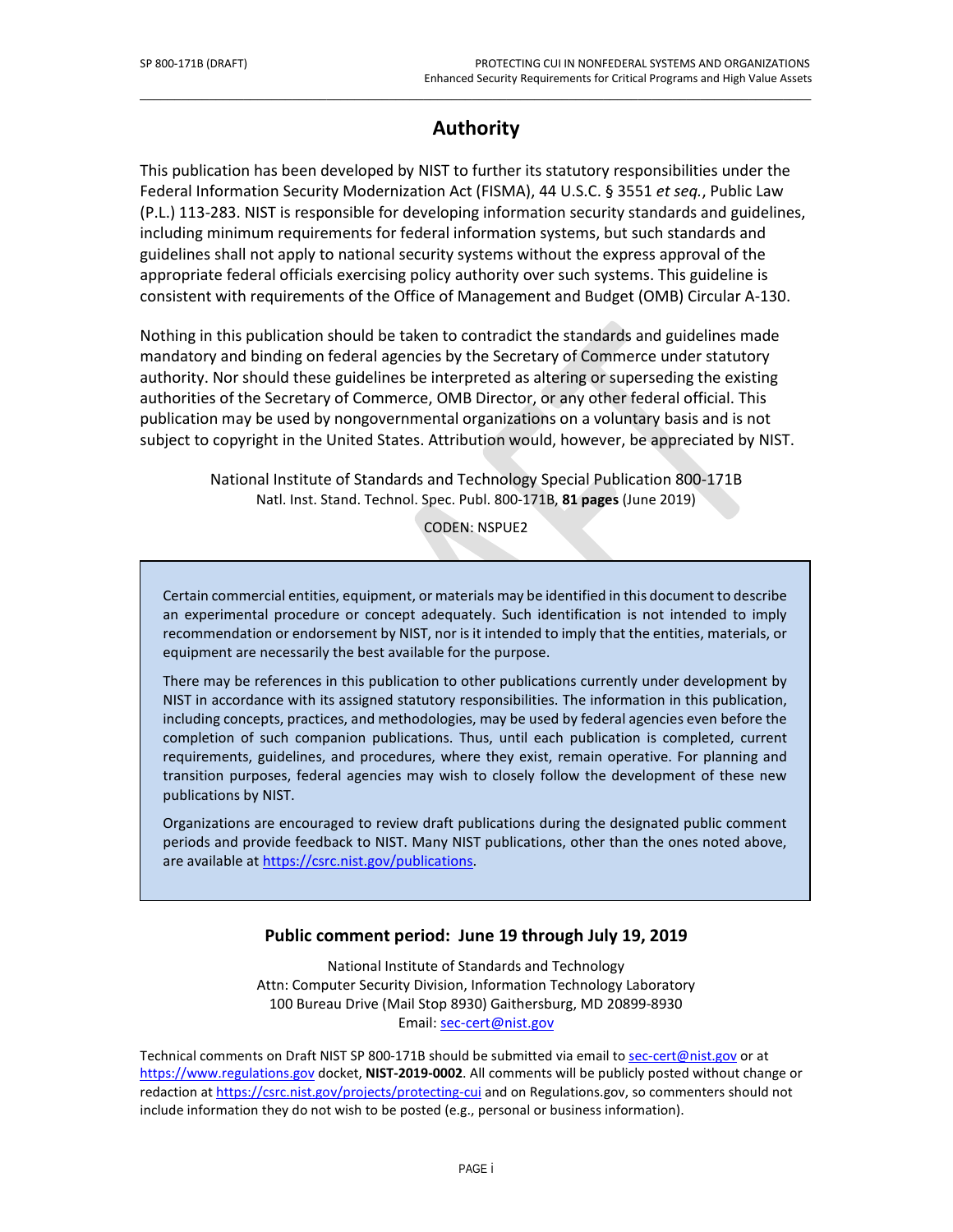# Authority

This publication has been developed by NIST to further its statutory responsibilities under the Federal Information Security Modernization Act (FISMA), 44 U.S.C. § 3551 *et seq.*, Public Law (P.L.) 113-283. NIST is responsible for developing information security standards and guidelines, including minimum requirements for federal information systems, but such standards and guidelines shall not apply to national security systems without the express approval of the appropriate federal officials exercising policy authority over such systems. This guideline is consistent with requirements of the Office of Management and Budget (OMB) Circular A-130.

Nothing in this publication should be taken to contradict the standards and guidelines made mandatory and binding on federal agencies by the Secretary of Commerce under statutory authority. Nor should these guidelines be interpreted as altering or superseding the existing authorities of the Secretary of Commerce, OMB Director, or any other federal official. This publication may be used by nongovernmental organizations on a voluntary basis and is not subject to copyright in the United States. Attribution would, however, be appreciated by NIST.

National Institute of Standards and Technology Special Publication 800-171B
Natl. Inst. Stand. Technol. Spec. Publ. 800-171B, **81 pages** (June 2019)

CODEN: NSPUE2

> Certain commercial entities, equipment, or materials may be identified in this document to describe an experimental procedure or concept adequately. Such identification is not intended to imply recommendation or endorsement by NIST, nor is it intended to imply that the entities, materials, or equipment are necessarily the best available for the purpose.
>
> There may be references in this publication to other publications currently under development by NIST in accordance with its assigned statutory responsibilities. The information in this publication, including concepts, practices, and methodologies, may be used by federal agencies even before the completion of such companion publications. Thus, until each publication is completed, current requirements, guidelines, and procedures, where they exist, remain operative. For planning and transition purposes, federal agencies may wish to closely follow the development of these new publications by NIST.
>
> Organizations are encouraged to review draft publications during the designated public comment periods and provide feedback to NIST. Many NIST publications, other than the ones noted above, are available at https://csrc.nist.gov/publications.

### Public comment period: June 19 through July 19, 2019

National Institute of Standards and Technology
Attn: Computer Security Division, Information Technology Laboratory
100 Bureau Drive (Mail Stop 8930) Gaithersburg, MD 20899-8930
Email: sec-cert@nist.gov

Technical comments on Draft NIST SP 800-171B should be submitted via email to sec-cert@nist.gov or at https://www.regulations.gov docket, **NIST-2019-0002**. All comments will be publicly posted without change or redaction at https://csrc.nist.gov/projects/protecting-cui and on Regulations.gov, so commenters should not include information they do not wish to be posted (e.g., personal or business information).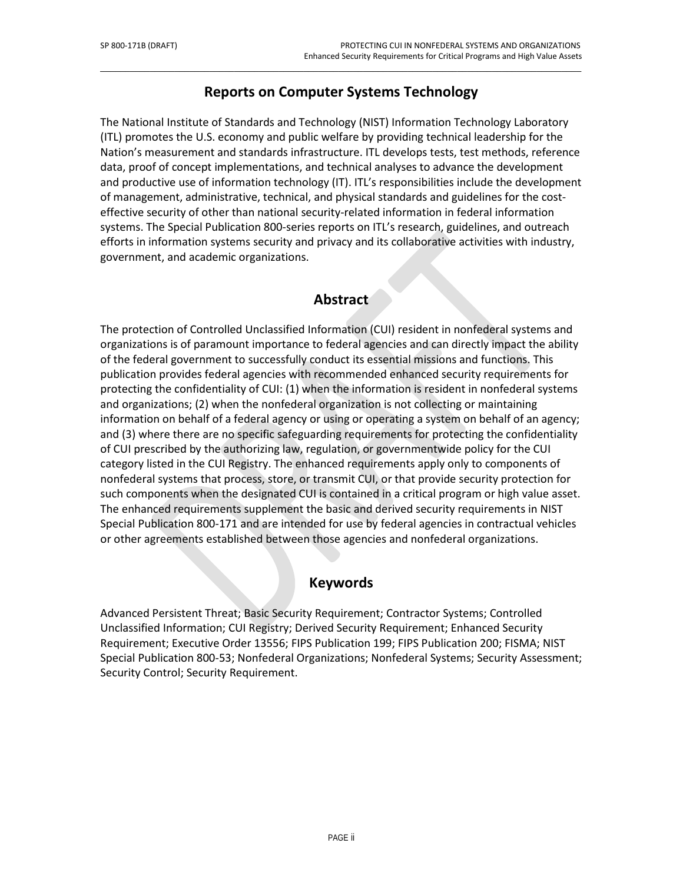## Reports on Computer Systems Technology

The National Institute of Standards and Technology (NIST) Information Technology Laboratory (ITL) promotes the U.S. economy and public welfare by providing technical leadership for the Nation's measurement and standards infrastructure. ITL develops tests, test methods, reference data, proof of concept implementations, and technical analyses to advance the development and productive use of information technology (IT). ITL's responsibilities include the development of management, administrative, technical, and physical standards and guidelines for the cost-effective security of other than national security-related information in federal information systems. The Special Publication 800-series reports on ITL's research, guidelines, and outreach efforts in information systems security and privacy and its collaborative activities with industry, government, and academic organizations.

## Abstract

The protection of Controlled Unclassified Information (CUI) resident in nonfederal systems and organizations is of paramount importance to federal agencies and can directly impact the ability of the federal government to successfully conduct its essential missions and functions. This publication provides federal agencies with recommended enhanced security requirements for protecting the confidentiality of CUI: (1) when the information is resident in nonfederal systems and organizations; (2) when the nonfederal organization is not collecting or maintaining information on behalf of a federal agency or using or operating a system on behalf of an agency; and (3) where there are no specific safeguarding requirements for protecting the confidentiality of CUI prescribed by the authorizing law, regulation, or governmentwide policy for the CUI category listed in the CUI Registry. The enhanced requirements apply only to components of nonfederal systems that process, store, or transmit CUI, or that provide security protection for such components when the designated CUI is contained in a critical program or high value asset. The enhanced requirements supplement the basic and derived security requirements in NIST Special Publication 800-171 and are intended for use by federal agencies in contractual vehicles or other agreements established between those agencies and nonfederal organizations.

## Keywords

Advanced Persistent Threat; Basic Security Requirement; Contractor Systems; Controlled Unclassified Information; CUI Registry; Derived Security Requirement; Enhanced Security Requirement; Executive Order 13556; FIPS Publication 199; FIPS Publication 200; FISMA; NIST Special Publication 800-53; Nonfederal Organizations; Nonfederal Systems; Security Assessment; Security Control; Security Requirement.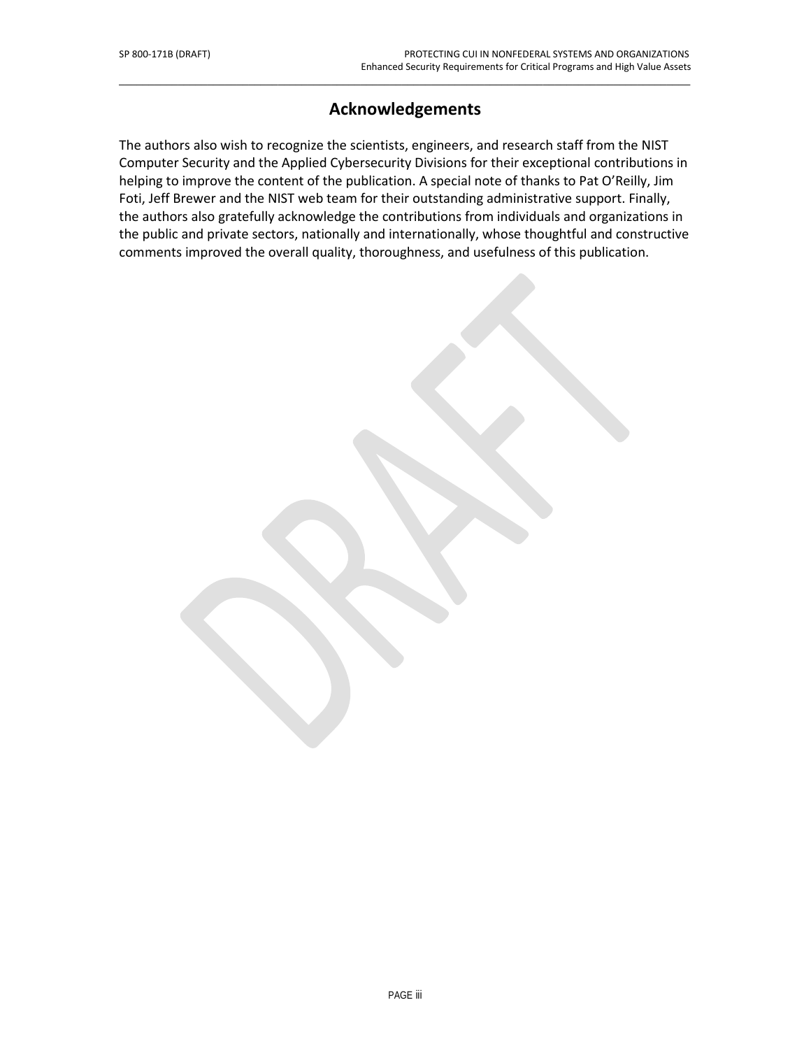# Acknowledgements

The authors also wish to recognize the scientists, engineers, and research staff from the NIST Computer Security and the Applied Cybersecurity Divisions for their exceptional contributions in helping to improve the content of the publication. A special note of thanks to Pat O'Reilly, Jim Foti, Jeff Brewer and the NIST web team for their outstanding administrative support. Finally, the authors also gratefully acknowledge the contributions from individuals and organizations in the public and private sectors, nationally and internationally, whose thoughtful and constructive comments improved the overall quality, thoroughness, and usefulness of this publication.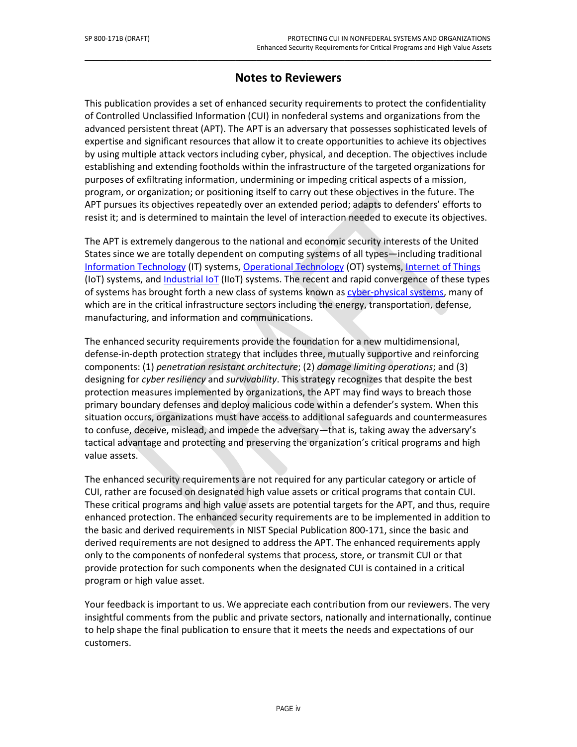# Notes to Reviewers

This publication provides a set of enhanced security requirements to protect the confidentiality of Controlled Unclassified Information (CUI) in nonfederal systems and organizations from the advanced persistent threat (APT). The APT is an adversary that possesses sophisticated levels of expertise and significant resources that allow it to create opportunities to achieve its objectives by using multiple attack vectors including cyber, physical, and deception. The objectives include establishing and extending footholds within the infrastructure of the targeted organizations for purposes of exfiltrating information, undermining or impeding critical aspects of a mission, program, or organization; or positioning itself to carry out these objectives in the future. The APT pursues its objectives repeatedly over an extended period; adapts to defenders' efforts to resist it; and is determined to maintain the level of interaction needed to execute its objectives.

The APT is extremely dangerous to the national and economic security interests of the United States since we are totally dependent on computing systems of all types—including traditional Information Technology (IT) systems, Operational Technology (OT) systems, Internet of Things (IoT) systems, and Industrial IoT (IIoT) systems. The recent and rapid convergence of these types of systems has brought forth a new class of systems known as cyber-physical systems, many of which are in the critical infrastructure sectors including the energy, transportation, defense, manufacturing, and information and communications.

The enhanced security requirements provide the foundation for a new multidimensional, defense-in-depth protection strategy that includes three, mutually supportive and reinforcing components: (1) *penetration resistant architecture*; (2) *damage limiting operations*; and (3) designing for *cyber resiliency* and *survivability*. This strategy recognizes that despite the best protection measures implemented by organizations, the APT may find ways to breach those primary boundary defenses and deploy malicious code within a defender's system. When this situation occurs, organizations must have access to additional safeguards and countermeasures to confuse, deceive, mislead, and impede the adversary—that is, taking away the adversary's tactical advantage and protecting and preserving the organization's critical programs and high value assets.

The enhanced security requirements are not required for any particular category or article of CUI, rather are focused on designated high value assets or critical programs that contain CUI. These critical programs and high value assets are potential targets for the APT, and thus, require enhanced protection. The enhanced security requirements are to be implemented in addition to the basic and derived requirements in NIST Special Publication 800-171, since the basic and derived requirements are not designed to address the APT. The enhanced requirements apply only to the components of nonfederal systems that process, store, or transmit CUI or that provide protection for such components when the designated CUI is contained in a critical program or high value asset.

Your feedback is important to us. We appreciate each contribution from our reviewers. The very insightful comments from the public and private sectors, nationally and internationally, continue to help shape the final publication to ensure that it meets the needs and expectations of our customers.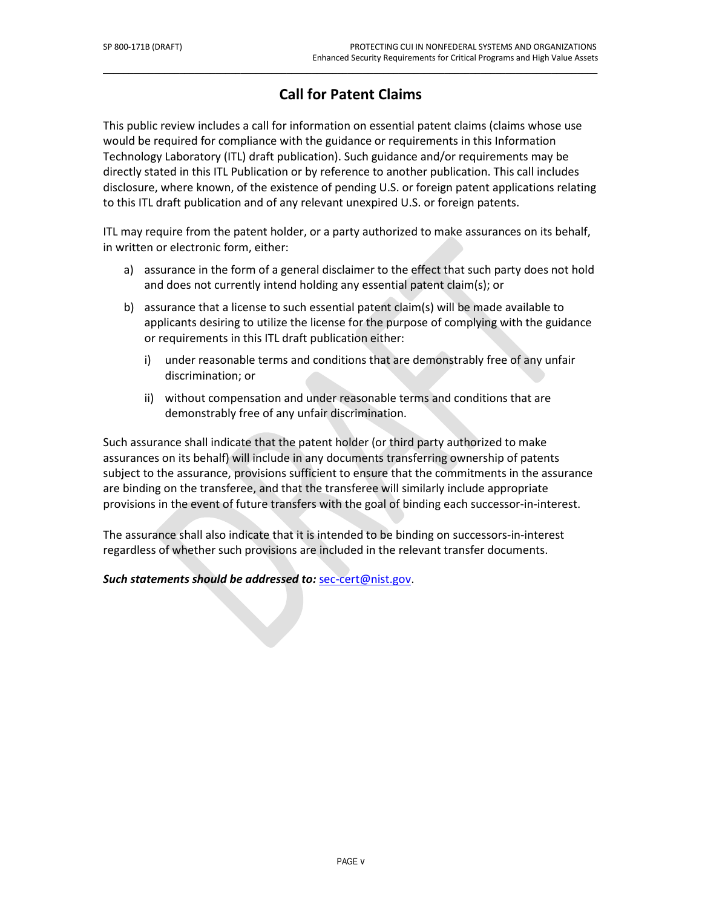# Call for Patent Claims

This public review includes a call for information on essential patent claims (claims whose use would be required for compliance with the guidance or requirements in this Information Technology Laboratory (ITL) draft publication). Such guidance and/or requirements may be directly stated in this ITL Publication or by reference to another publication. This call includes disclosure, where known, of the existence of pending U.S. or foreign patent applications relating to this ITL draft publication and of any relevant unexpired U.S. or foreign patents.

ITL may require from the patent holder, or a party authorized to make assurances on its behalf, in written or electronic form, either:

a) assurance in the form of a general disclaimer to the effect that such party does not hold and does not currently intend holding any essential patent claim(s); or

b) assurance that a license to such essential patent claim(s) will be made available to applicants desiring to utilize the license for the purpose of complying with the guidance or requirements in this ITL draft publication either:

   i) under reasonable terms and conditions that are demonstrably free of any unfair discrimination; or

   ii) without compensation and under reasonable terms and conditions that are demonstrably free of any unfair discrimination.

Such assurance shall indicate that the patent holder (or third party authorized to make assurances on its behalf) will include in any documents transferring ownership of patents subject to the assurance, provisions sufficient to ensure that the commitments in the assurance are binding on the transferee, and that the transferee will similarly include appropriate provisions in the event of future transfers with the goal of binding each successor-in-interest.

The assurance shall also indicate that it is intended to be binding on successors-in-interest regardless of whether such provisions are included in the relevant transfer documents.

***Such statements should be addressed to:*** sec-cert@nist.gov.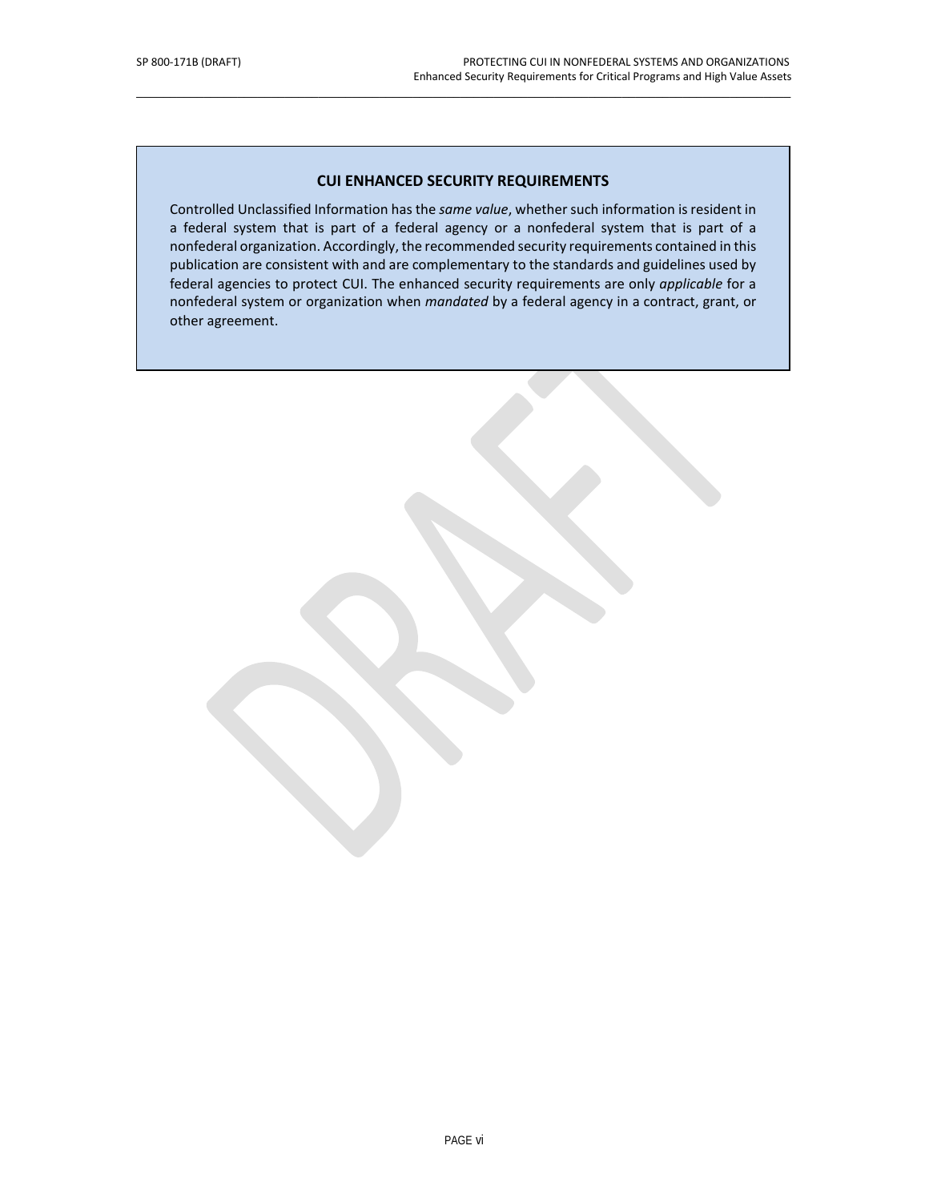## CUI ENHANCED SECURITY REQUIREMENTS

Controlled Unclassified Information has the *same value*, whether such information is resident in a federal system that is part of a federal agency or a nonfederal system that is part of a nonfederal organization. Accordingly, the recommended security requirements contained in this publication are consistent with and are complementary to the standards and guidelines used by federal agencies to protect CUI. The enhanced security requirements are only *applicable* for a nonfederal system or organization when *mandated* by a federal agency in a contract, grant, or other agreement.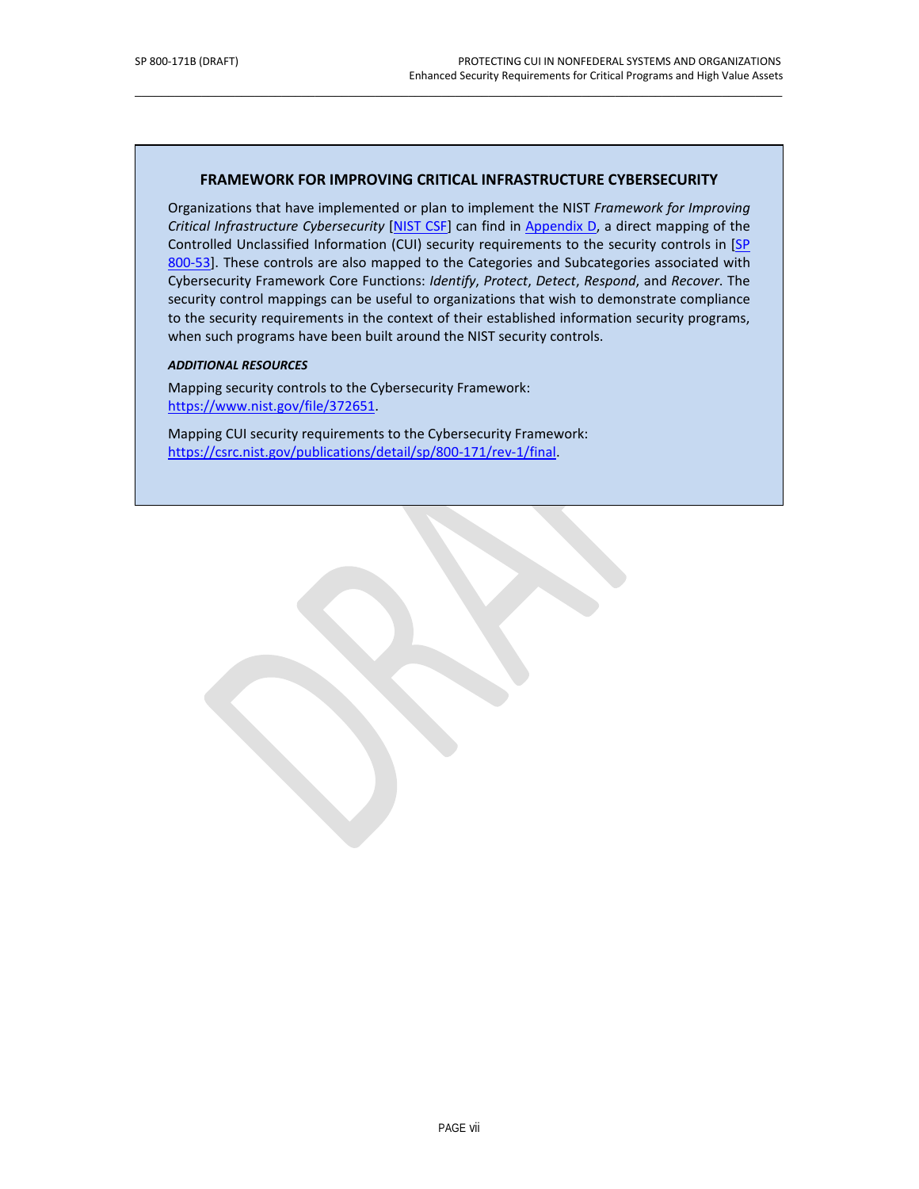## FRAMEWORK FOR IMPROVING CRITICAL INFRASTRUCTURE CYBERSECURITY

Organizations that have implemented or plan to implement the NIST *Framework for Improving Critical Infrastructure Cybersecurity* [NIST CSF] can find in Appendix D, a direct mapping of the Controlled Unclassified Information (CUI) security requirements to the security controls in [SP 800-53]. These controls are also mapped to the Categories and Subcategories associated with Cybersecurity Framework Core Functions: *Identify*, *Protect*, *Detect*, *Respond*, and *Recover*. The security control mappings can be useful to organizations that wish to demonstrate compliance to the security requirements in the context of their established information security programs, when such programs have been built around the NIST security controls.

***ADDITIONAL RESOURCES***

Mapping security controls to the Cybersecurity Framework:
https://www.nist.gov/file/372651.

Mapping CUI security requirements to the Cybersecurity Framework:
https://csrc.nist.gov/publications/detail/sp/800-171/rev-1/final.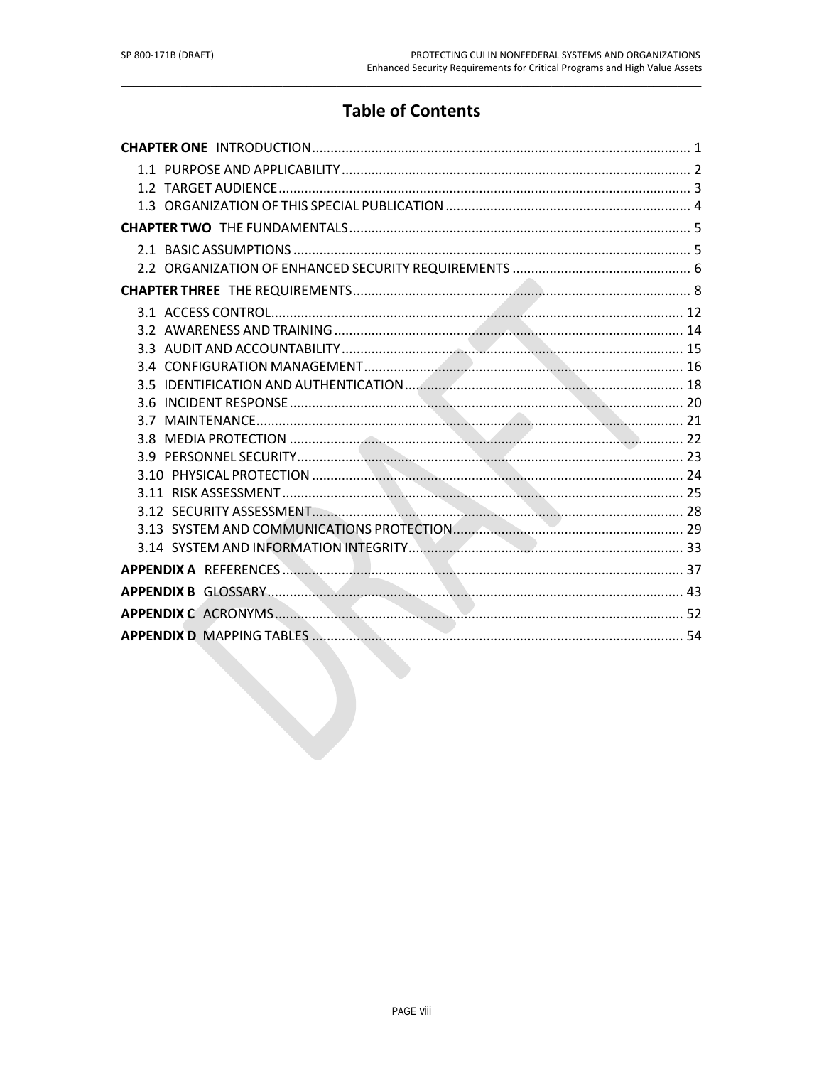# Table of Contents

**CHAPTER ONE** INTRODUCTION ..................................................................................................... 1

- 1.1 PURPOSE AND APPLICABILITY ............................................................................................ 2
- 1.2 TARGET AUDIENCE ............................................................................................................ 3
- 1.3 ORGANIZATION OF THIS SPECIAL PUBLICATION .................................................................. 4

**CHAPTER TWO** THE FUNDAMENTALS ........................................................................................... 5

- 2.1 BASIC ASSUMPTIONS ......................................................................................................... 5
- 2.2 ORGANIZATION OF ENHANCED SECURITY REQUIREMENTS ................................................ 6

**CHAPTER THREE** THE REQUIREMENTS .......................................................................................... 8

- 3.1 ACCESS CONTROL ............................................................................................................. 12
- 3.2 AWARENESS AND TRAINING ............................................................................................. 14
- 3.3 AUDIT AND ACCOUNTABILITY ........................................................................................... 15
- 3.4 CONFIGURATION MANAGEMENT ..................................................................................... 16
- 3.5 IDENTIFICATION AND AUTHENTICATION .......................................................................... 18
- 3.6 INCIDENT RESPONSE ......................................................................................................... 20
- 3.7 MAINTENANCE .................................................................................................................. 21
- 3.8 MEDIA PROTECTION ......................................................................................................... 22
- 3.9 PERSONNEL SECURITY ....................................................................................................... 23
- 3.10 PHYSICAL PROTECTION ................................................................................................... 24
- 3.11 RISK ASSESSMENT ........................................................................................................... 25
- 3.12 SECURITY ASSESSMENT ................................................................................................... 28
- 3.13 SYSTEM AND COMMUNICATIONS PROTECTION ............................................................. 29
- 3.14 SYSTEM AND INFORMATION INTEGRITY ......................................................................... 33

**APPENDIX A** REFERENCES ........................................................................................................... 37

**APPENDIX B** GLOSSARY ............................................................................................................... 43

**APPENDIX C** ACRONYMS ............................................................................................................. 52

**APPENDIX D** MAPPING TABLES ................................................................................................... 54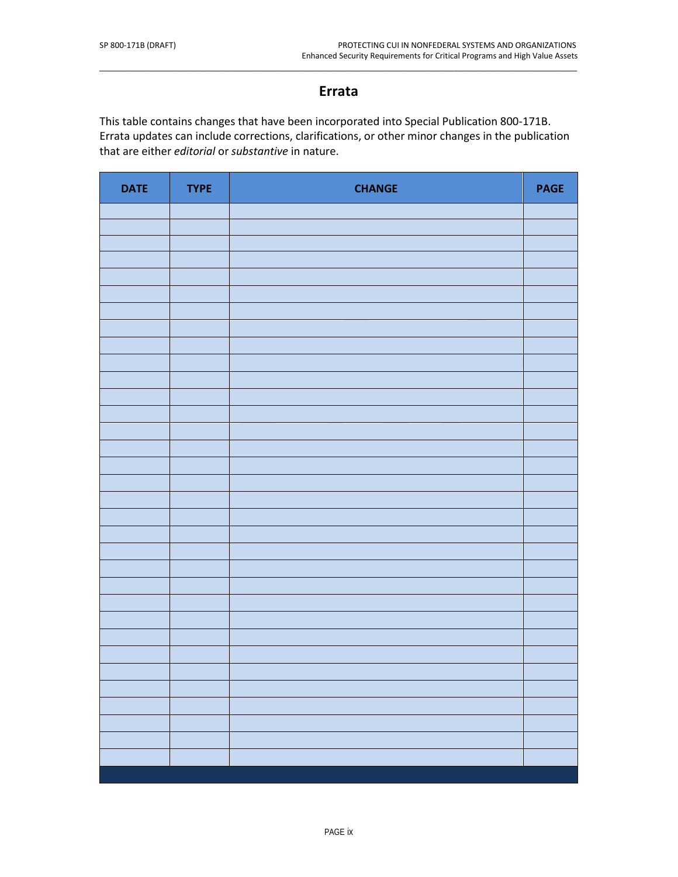# Errata

This table contains changes that have been incorporated into Special Publication 800-171B. Errata updates can include corrections, clarifications, or other minor changes in the publication that are either *editorial* or *substantive* in nature.

| DATE | TYPE | CHANGE | PAGE |
|---|---|---|---|
| | | | |
| | | | |
| | | | |
| | | | |
| | | | |
| | | | |
| | | | |
| | | | |
| | | | |
| | | | |
| | | | |
| | | | |
| | | | |
| | | | |
| | | | |
| | | | |
| | | | |
| | | | |
| | | | |
| | | | |
| | | | |
| | | | |
| | | | |
| | | | |
| | | | |
| | | | |
| | | | |
| | | | |
| | | | |
| | | | |
| | | | |
| | | | |
| | | | |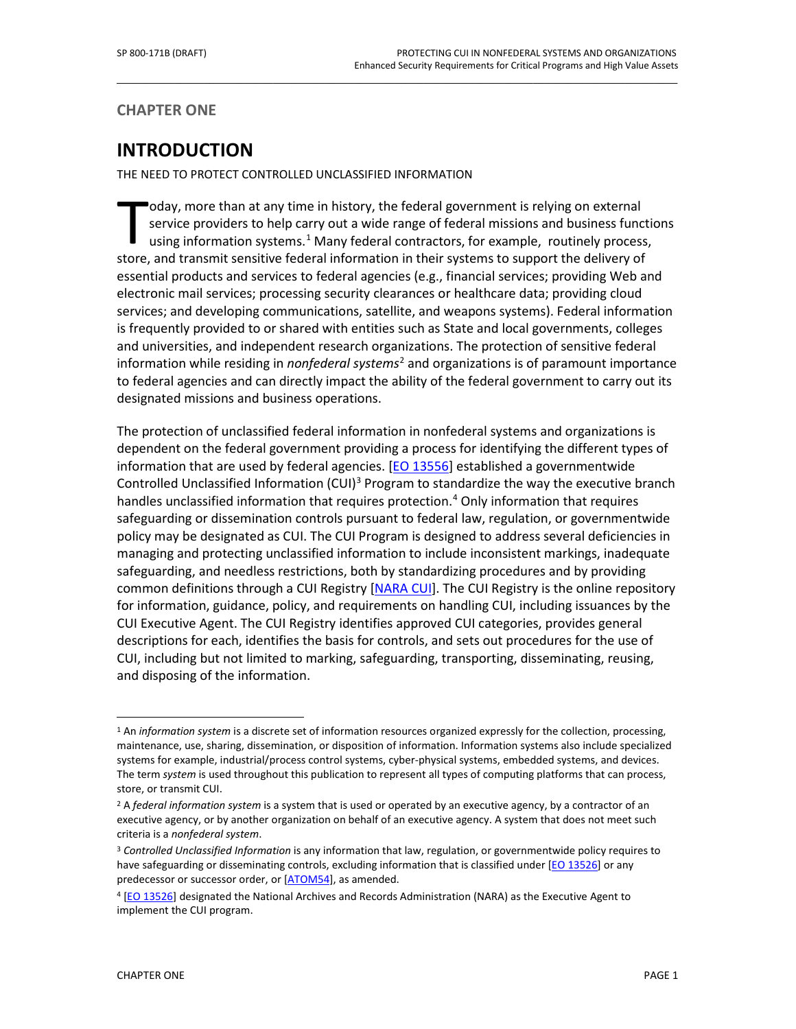**CHAPTER ONE**

# INTRODUCTION

THE NEED TO PROTECT CONTROLLED UNCLASSIFIED INFORMATION

Today, more than at any time in history, the federal government is relying on external service providers to help carry out a wide range of federal missions and business functions using information systems.[1] Many federal contractors, for example, routinely process, store, and transmit sensitive federal information in their systems to support the delivery of essential products and services to federal agencies (e.g., financial services; providing Web and electronic mail services; processing security clearances or healthcare data; providing cloud services; and developing communications, satellite, and weapons systems). Federal information is frequently provided to or shared with entities such as State and local governments, colleges and universities, and independent research organizations. The protection of sensitive federal information while residing in *nonfederal systems*[2] and organizations is of paramount importance to federal agencies and can directly impact the ability of the federal government to carry out its designated missions and business operations.

The protection of unclassified federal information in nonfederal systems and organizations is dependent on the federal government providing a process for identifying the different types of information that are used by federal agencies. [EO 13556] established a governmentwide Controlled Unclassified Information (CUI)[3] Program to standardize the way the executive branch handles unclassified information that requires protection.[4] Only information that requires safeguarding or dissemination controls pursuant to federal law, regulation, or governmentwide policy may be designated as CUI. The CUI Program is designed to address several deficiencies in managing and protecting unclassified information to include inconsistent markings, inadequate safeguarding, and needless restrictions, both by standardizing procedures and by providing common definitions through a CUI Registry [NARA CUI]. The CUI Registry is the online repository for information, guidance, policy, and requirements on handling CUI, including issuances by the CUI Executive Agent. The CUI Registry identifies approved CUI categories, provides general descriptions for each, identifies the basis for controls, and sets out procedures for the use of CUI, including but not limited to marking, safeguarding, transporting, disseminating, reusing, and disposing of the information.

---

[1] An *information system* is a discrete set of information resources organized expressly for the collection, processing, maintenance, use, sharing, dissemination, or disposition of information. Information systems also include specialized systems for example, industrial/process control systems, cyber-physical systems, embedded systems, and devices. The term *system* is used throughout this publication to represent all types of computing platforms that can process, store, or transmit CUI.

[2] A *federal information system* is a system that is used or operated by an executive agency, by a contractor of an executive agency, or by another organization on behalf of an executive agency. A system that does not meet such criteria is a *nonfederal system*.

[3] *Controlled Unclassified Information* is any information that law, regulation, or governmentwide policy requires to have safeguarding or disseminating controls, excluding information that is classified under [EO 13526] or any predecessor or successor order, or [ATOM54], as amended.

[4] [EO 13526] designated the National Archives and Records Administration (NARA) as the Executive Agent to implement the CUI program.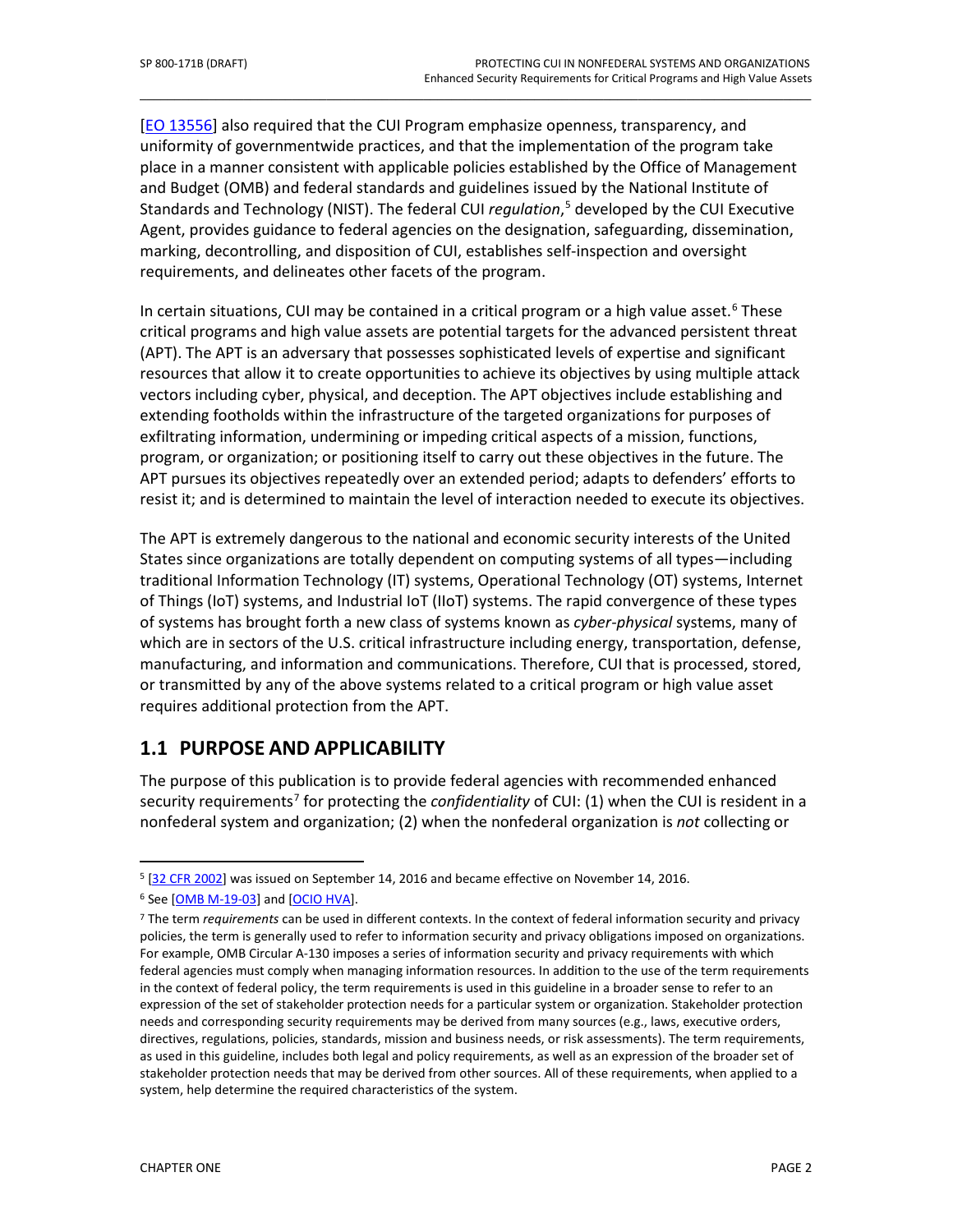[EO 13556] also required that the CUI Program emphasize openness, transparency, and uniformity of governmentwide practices, and that the implementation of the program take place in a manner consistent with applicable policies established by the Office of Management and Budget (OMB) and federal standards and guidelines issued by the National Institute of Standards and Technology (NIST). The federal CUI *regulation*,[5] developed by the CUI Executive Agent, provides guidance to federal agencies on the designation, safeguarding, dissemination, marking, decontrolling, and disposition of CUI, establishes self-inspection and oversight requirements, and delineates other facets of the program.

In certain situations, CUI may be contained in a critical program or a high value asset.[6] These critical programs and high value assets are potential targets for the advanced persistent threat (APT). The APT is an adversary that possesses sophisticated levels of expertise and significant resources that allow it to create opportunities to achieve its objectives by using multiple attack vectors including cyber, physical, and deception. The APT objectives include establishing and extending footholds within the infrastructure of the targeted organizations for purposes of exfiltrating information, undermining or impeding critical aspects of a mission, functions, program, or organization; or positioning itself to carry out these objectives in the future. The APT pursues its objectives repeatedly over an extended period; adapts to defenders' efforts to resist it; and is determined to maintain the level of interaction needed to execute its objectives.

The APT is extremely dangerous to the national and economic security interests of the United States since organizations are totally dependent on computing systems of all types—including traditional Information Technology (IT) systems, Operational Technology (OT) systems, Internet of Things (IoT) systems, and Industrial IoT (IIoT) systems. The rapid convergence of these types of systems has brought forth a new class of systems known as *cyber-physical* systems, many of which are in sectors of the U.S. critical infrastructure including energy, transportation, defense, manufacturing, and information and communications. Therefore, CUI that is processed, stored, or transmitted by any of the above systems related to a critical program or high value asset requires additional protection from the APT.

## 1.1 PURPOSE AND APPLICABILITY

The purpose of this publication is to provide federal agencies with recommended enhanced security requirements[7] for protecting the *confidentiality* of CUI: (1) when the CUI is resident in a nonfederal system and organization; (2) when the nonfederal organization is *not* collecting or

---

[5] [32 CFR 2002] was issued on September 14, 2016 and became effective on November 14, 2016.

[6] See [OMB M-19-03] and [OCIO HVA].

[7] The term *requirements* can be used in different contexts. In the context of federal information security and privacy policies, the term is generally used to refer to information security and privacy obligations imposed on organizations. For example, OMB Circular A-130 imposes a series of information security and privacy requirements with which federal agencies must comply when managing information resources. In addition to the use of the term requirements in the context of federal policy, the term requirements is used in this guideline in a broader sense to refer to an expression of the set of stakeholder protection needs for a particular system or organization. Stakeholder protection needs and corresponding security requirements may be derived from many sources (e.g., laws, executive orders, directives, regulations, policies, standards, mission and business needs, or risk assessments). The term requirements, as used in this guideline, includes both legal and policy requirements, as well as an expression of the broader set of stakeholder protection needs that may be derived from other sources. All of these requirements, when applied to a system, help determine the required characteristics of the system.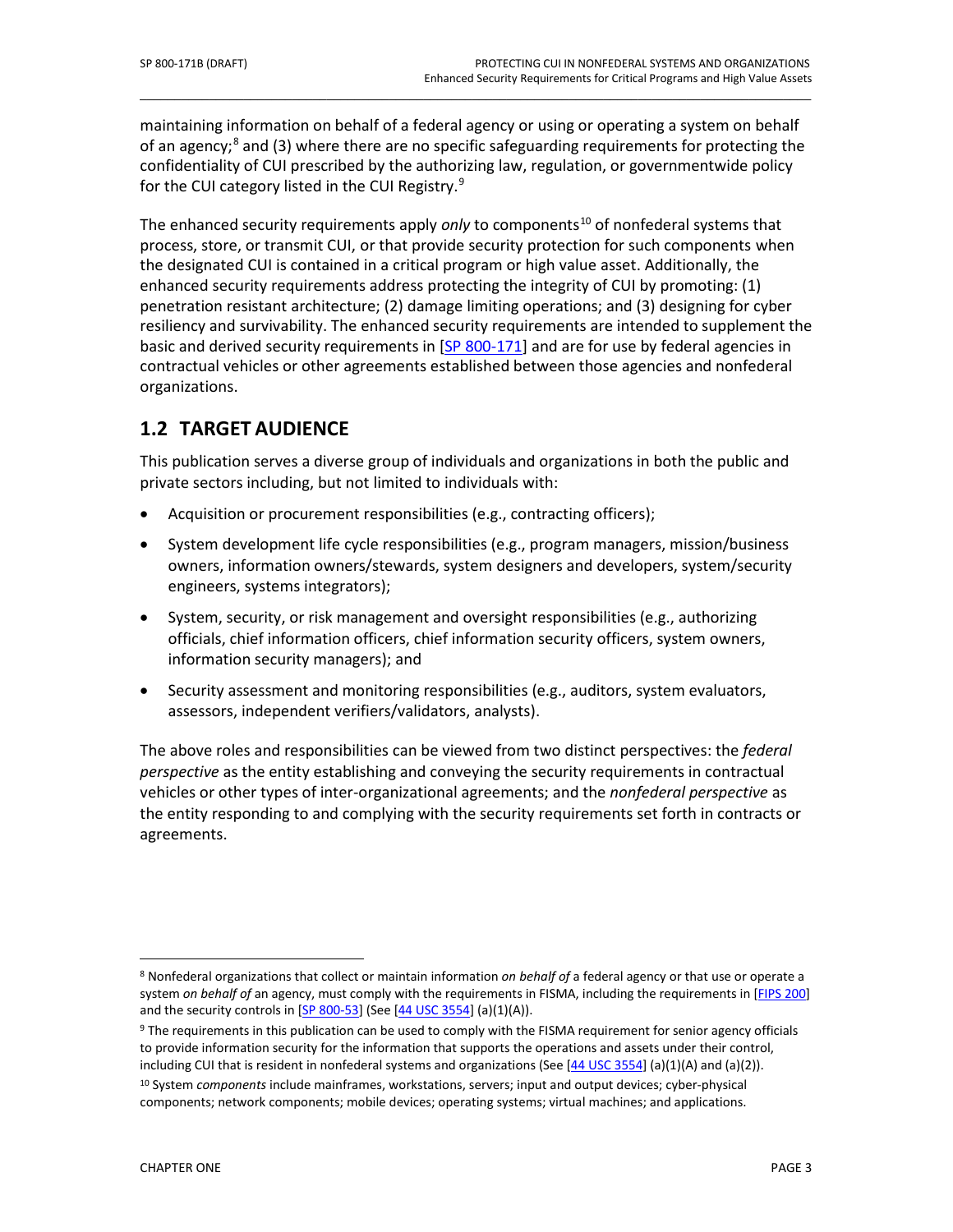maintaining information on behalf of a federal agency or using or operating a system on behalf of an agency;[8] and (3) where there are no specific safeguarding requirements for protecting the confidentiality of CUI prescribed by the authorizing law, regulation, or governmentwide policy for the CUI category listed in the CUI Registry.[9]

The enhanced security requirements apply *only* to components[10] of nonfederal systems that process, store, or transmit CUI, or that provide security protection for such components when the designated CUI is contained in a critical program or high value asset. Additionally, the enhanced security requirements address protecting the integrity of CUI by promoting: (1) penetration resistant architecture; (2) damage limiting operations; and (3) designing for cyber resiliency and survivability. The enhanced security requirements are intended to supplement the basic and derived security requirements in [SP 800-171] and are for use by federal agencies in contractual vehicles or other agreements established between those agencies and nonfederal organizations.

## 1.2 TARGET AUDIENCE

This publication serves a diverse group of individuals and organizations in both the public and private sectors including, but not limited to individuals with:

- Acquisition or procurement responsibilities (e.g., contracting officers);
- System development life cycle responsibilities (e.g., program managers, mission/business owners, information owners/stewards, system designers and developers, system/security engineers, systems integrators);
- System, security, or risk management and oversight responsibilities (e.g., authorizing officials, chief information officers, chief information security officers, system owners, information security managers); and
- Security assessment and monitoring responsibilities (e.g., auditors, system evaluators, assessors, independent verifiers/validators, analysts).

The above roles and responsibilities can be viewed from two distinct perspectives: the *federal perspective* as the entity establishing and conveying the security requirements in contractual vehicles or other types of inter-organizational agreements; and the *nonfederal perspective* as the entity responding to and complying with the security requirements set forth in contracts or agreements.

---

[8] Nonfederal organizations that collect or maintain information *on behalf of* a federal agency or that use or operate a system *on behalf of* an agency, must comply with the requirements in FISMA, including the requirements in [FIPS 200] and the security controls in [SP 800-53] (See [44 USC 3554] (a)(1)(A)).

[9] The requirements in this publication can be used to comply with the FISMA requirement for senior agency officials to provide information security for the information that supports the operations and assets under their control, including CUI that is resident in nonfederal systems and organizations (See [44 USC 3554] (a)(1)(A) and (a)(2)).

[10] System *components* include mainframes, workstations, servers; input and output devices; cyber-physical components; network components; mobile devices; operating systems; virtual machines; and applications.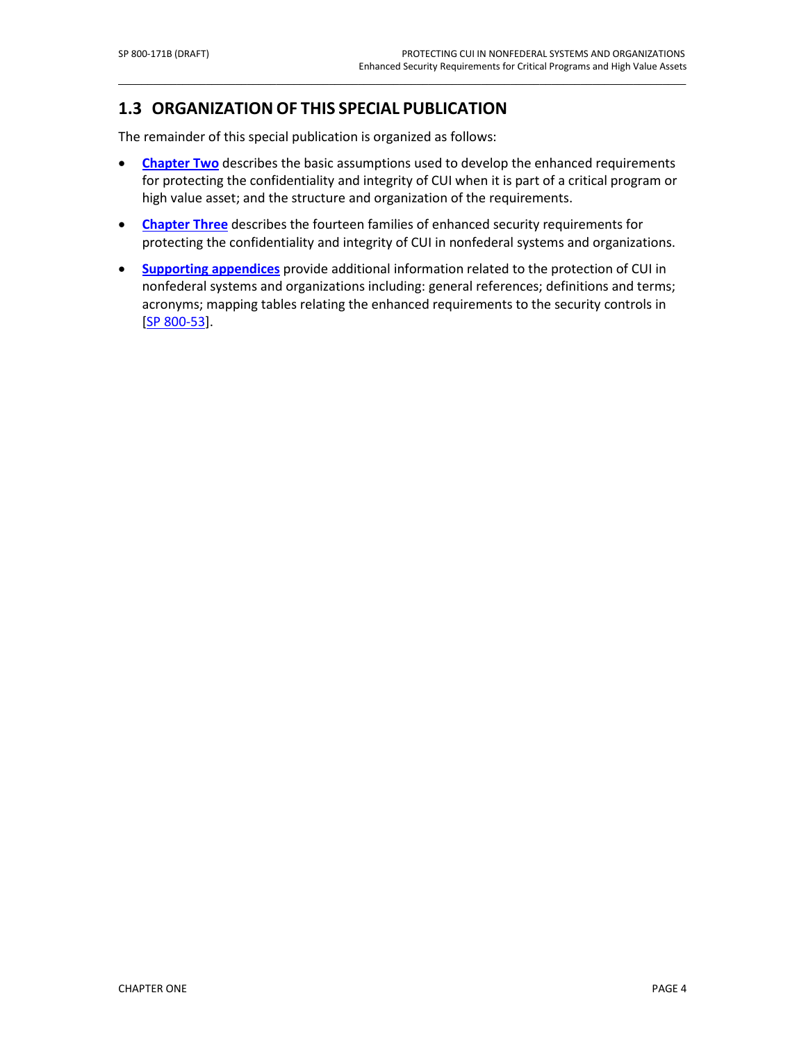## 1.3 ORGANIZATION OF THIS SPECIAL PUBLICATION

The remainder of this special publication is organized as follows:

- **Chapter Two** describes the basic assumptions used to develop the enhanced requirements for protecting the confidentiality and integrity of CUI when it is part of a critical program or high value asset; and the structure and organization of the requirements.
- **Chapter Three** describes the fourteen families of enhanced security requirements for protecting the confidentiality and integrity of CUI in nonfederal systems and organizations.
- **Supporting appendices** provide additional information related to the protection of CUI in nonfederal systems and organizations including: general references; definitions and terms; acronyms; mapping tables relating the enhanced requirements to the security controls in [SP 800-53].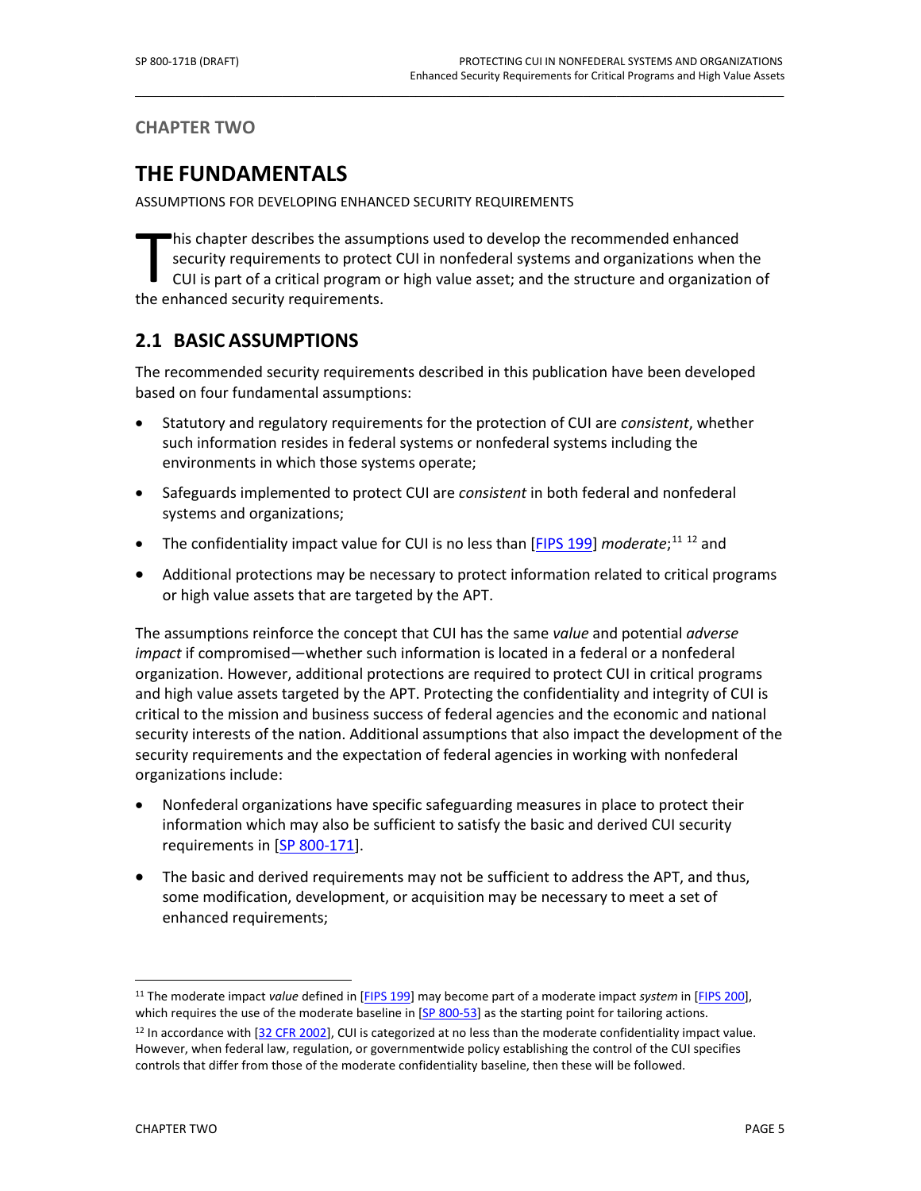CHAPTER TWO

# THE FUNDAMENTALS

ASSUMPTIONS FOR DEVELOPING ENHANCED SECURITY REQUIREMENTS

This chapter describes the assumptions used to develop the recommended enhanced security requirements to protect CUI in nonfederal systems and organizations when the CUI is part of a critical program or high value asset; and the structure and organization of the enhanced security requirements.

## 2.1 BASIC ASSUMPTIONS

The recommended security requirements described in this publication have been developed based on four fundamental assumptions:

- Statutory and regulatory requirements for the protection of CUI are *consistent*, whether such information resides in federal systems or nonfederal systems including the environments in which those systems operate;
- Safeguards implemented to protect CUI are *consistent* in both federal and nonfederal systems and organizations;
- The confidentiality impact value for CUI is no less than [FIPS 199] *moderate*;[11] [12] and
- Additional protections may be necessary to protect information related to critical programs or high value assets that are targeted by the APT.

The assumptions reinforce the concept that CUI has the same *value* and potential *adverse impact* if compromised—whether such information is located in a federal or a nonfederal organization. However, additional protections are required to protect CUI in critical programs and high value assets targeted by the APT. Protecting the confidentiality and integrity of CUI is critical to the mission and business success of federal agencies and the economic and national security interests of the nation. Additional assumptions that also impact the development of the security requirements and the expectation of federal agencies in working with nonfederal organizations include:

- Nonfederal organizations have specific safeguarding measures in place to protect their information which may also be sufficient to satisfy the basic and derived CUI security requirements in [SP 800-171].
- The basic and derived requirements may not be sufficient to address the APT, and thus, some modification, development, or acquisition may be necessary to meet a set of enhanced requirements;

---

[11] The moderate impact *value* defined in [FIPS 199] may become part of a moderate impact *system* in [FIPS 200], which requires the use of the moderate baseline in [SP 800-53] as the starting point for tailoring actions.

[12] In accordance with [32 CFR 2002], CUI is categorized at no less than the moderate confidentiality impact value. However, when federal law, regulation, or governmentwide policy establishing the control of the CUI specifies controls that differ from those of the moderate confidentiality baseline, then these will be followed.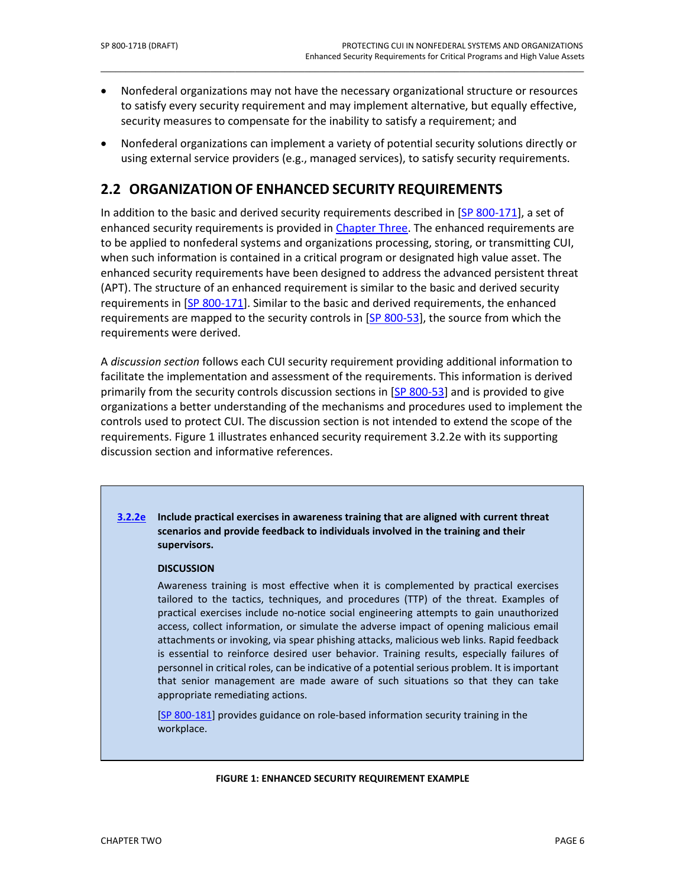- Nonfederal organizations may not have the necessary organizational structure or resources to satisfy every security requirement and may implement alternative, but equally effective, security measures to compensate for the inability to satisfy a requirement; and
- Nonfederal organizations can implement a variety of potential security solutions directly or using external service providers (e.g., managed services), to satisfy security requirements.

## 2.2 ORGANIZATION OF ENHANCED SECURITY REQUIREMENTS

In addition to the basic and derived security requirements described in [SP 800-171], a set of enhanced security requirements is provided in Chapter Three. The enhanced requirements are to be applied to nonfederal systems and organizations processing, storing, or transmitting CUI, when such information is contained in a critical program or designated high value asset. The enhanced security requirements have been designed to address the advanced persistent threat (APT). The structure of an enhanced requirement is similar to the basic and derived security requirements in [SP 800-171]. Similar to the basic and derived requirements, the enhanced requirements are mapped to the security controls in [SP 800-53], the source from which the requirements were derived.

A *discussion section* follows each CUI security requirement providing additional information to facilitate the implementation and assessment of the requirements. This information is derived primarily from the security controls discussion sections in [SP 800-53] and is provided to give organizations a better understanding of the mechanisms and procedures used to implement the controls used to protect CUI. The discussion section is not intended to extend the scope of the requirements. Figure 1 illustrates enhanced security requirement 3.2.2e with its supporting discussion section and informative references.

> **3.2.2e** **Include practical exercises in awareness training that are aligned with current threat scenarios and provide feedback to individuals involved in the training and their supervisors.**
>
> **DISCUSSION**
>
> Awareness training is most effective when it is complemented by practical exercises tailored to the tactics, techniques, and procedures (TTP) of the threat. Examples of practical exercises include no-notice social engineering attempts to gain unauthorized access, collect information, or simulate the adverse impact of opening malicious email attachments or invoking, via spear phishing attacks, malicious web links. Rapid feedback is essential to reinforce desired user behavior. Training results, especially failures of personnel in critical roles, can be indicative of a potential serious problem. It is important that senior management are made aware of such situations so that they can take appropriate remediating actions.
>
> [SP 800-181] provides guidance on role-based information security training in the workplace.

**FIGURE 1: ENHANCED SECURITY REQUIREMENT EXAMPLE**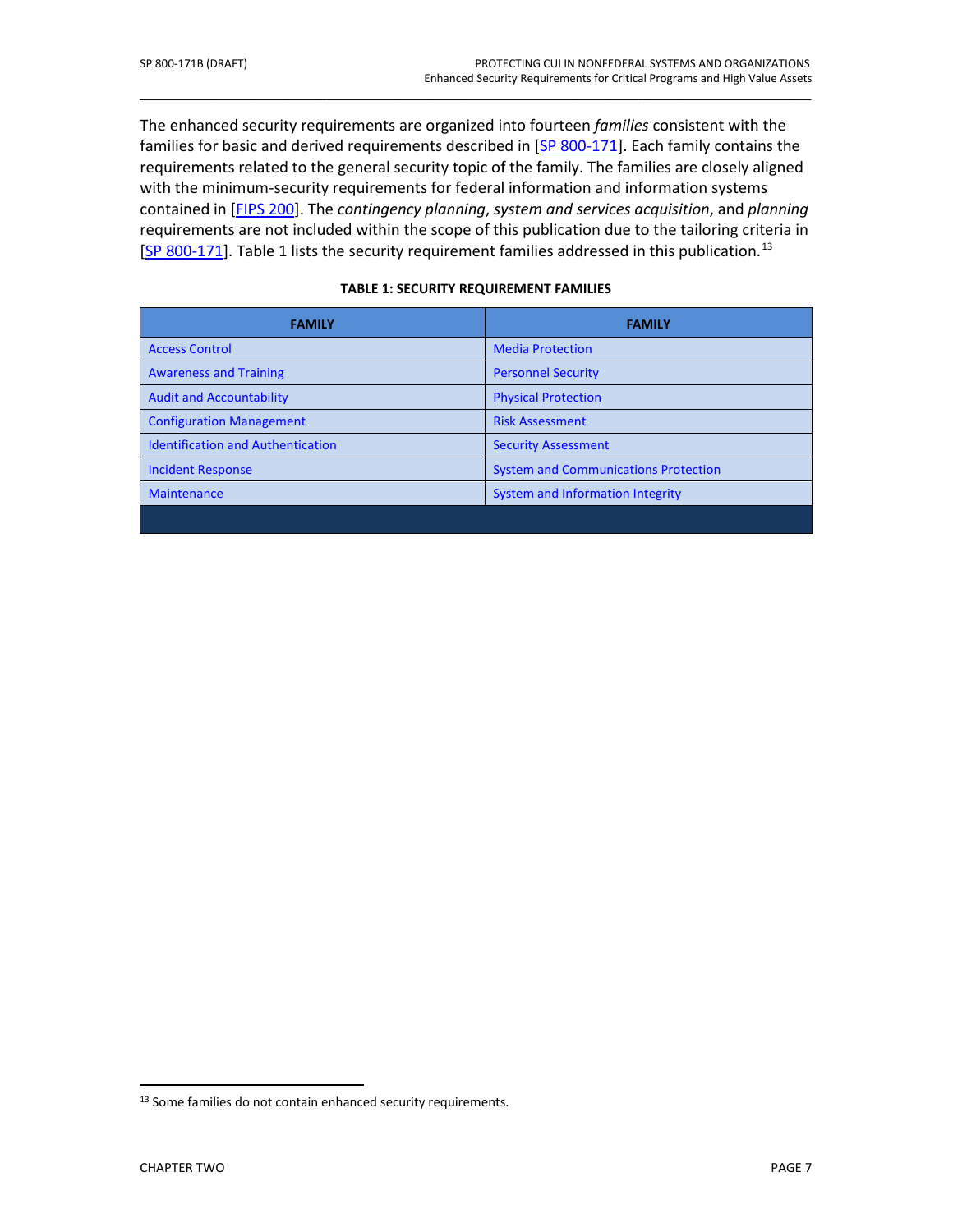The enhanced security requirements are organized into fourteen *families* consistent with the families for basic and derived requirements described in [SP 800-171]. Each family contains the requirements related to the general security topic of the family. The families are closely aligned with the minimum-security requirements for federal information and information systems contained in [FIPS 200]. The *contingency planning*, *system and services acquisition*, and *planning* requirements are not included within the scope of this publication due to the tailoring criteria in [SP 800-171]. Table 1 lists the security requirement families addressed in this publication.[13]

**TABLE 1: SECURITY REQUIREMENT FAMILIES**

| FAMILY | FAMILY |
|---|---|
| Access Control | Media Protection |
| Awareness and Training | Personnel Security |
| Audit and Accountability | Physical Protection |
| Configuration Management | Risk Assessment |
| Identification and Authentication | Security Assessment |
| Incident Response | System and Communications Protection |
| Maintenance | System and Information Integrity |

[13] Some families do not contain enhanced security requirements.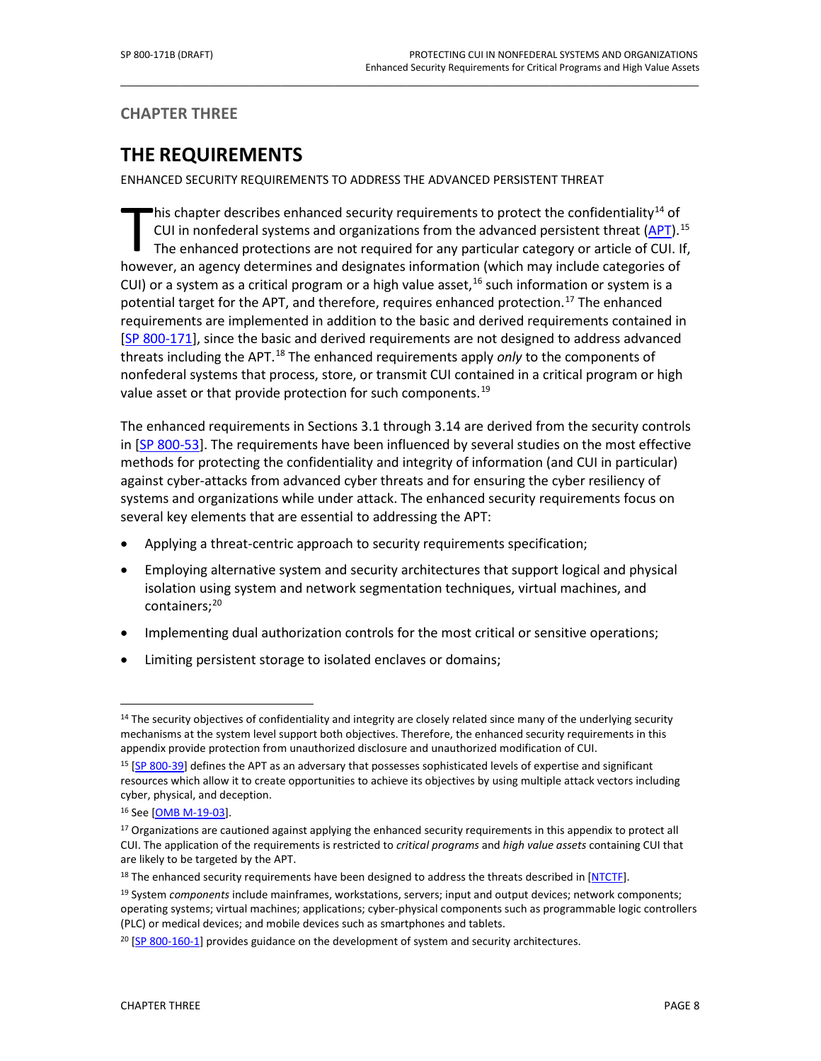## CHAPTER THREE

# THE REQUIREMENTS

ENHANCED SECURITY REQUIREMENTS TO ADDRESS THE ADVANCED PERSISTENT THREAT

This chapter describes enhanced security requirements to protect the confidentiality[14] of CUI in nonfederal systems and organizations from the advanced persistent threat (APT).[15] The enhanced protections are not required for any particular category or article of CUI. If, however, an agency determines and designates information (which may include categories of CUI) or a system as a critical program or a high value asset,[16] such information or system is a potential target for the APT, and therefore, requires enhanced protection.[17] The enhanced requirements are implemented in addition to the basic and derived requirements contained in [SP 800-171], since the basic and derived requirements are not designed to address advanced threats including the APT.[18] The enhanced requirements apply *only* to the components of nonfederal systems that process, store, or transmit CUI contained in a critical program or high value asset or that provide protection for such components.[19]

The enhanced requirements in Sections 3.1 through 3.14 are derived from the security controls in [SP 800-53]. The requirements have been influenced by several studies on the most effective methods for protecting the confidentiality and integrity of information (and CUI in particular) against cyber-attacks from advanced cyber threats and for ensuring the cyber resiliency of systems and organizations while under attack. The enhanced security requirements focus on several key elements that are essential to addressing the APT:

- Applying a threat-centric approach to security requirements specification;
- Employing alternative system and security architectures that support logical and physical isolation using system and network segmentation techniques, virtual machines, and containers;[20]
- Implementing dual authorization controls for the most critical or sensitive operations;
- Limiting persistent storage to isolated enclaves or domains;

---

[14] The security objectives of confidentiality and integrity are closely related since many of the underlying security mechanisms at the system level support both objectives. Therefore, the enhanced security requirements in this appendix provide protection from unauthorized disclosure and unauthorized modification of CUI.

[15] [SP 800-39] defines the APT as an adversary that possesses sophisticated levels of expertise and significant resources which allow it to create opportunities to achieve its objectives by using multiple attack vectors including cyber, physical, and deception.

[16] See [OMB M-19-03].

[17] Organizations are cautioned against applying the enhanced security requirements in this appendix to protect all CUI. The application of the requirements is restricted to *critical programs* and *high value assets* containing CUI that are likely to be targeted by the APT.

[18] The enhanced security requirements have been designed to address the threats described in [NTCTF].

[19] System *components* include mainframes, workstations, servers; input and output devices; network components; operating systems; virtual machines; applications; cyber-physical components such as programmable logic controllers (PLC) or medical devices; and mobile devices such as smartphones and tablets.

[20] [SP 800-160-1] provides guidance on the development of system and security architectures.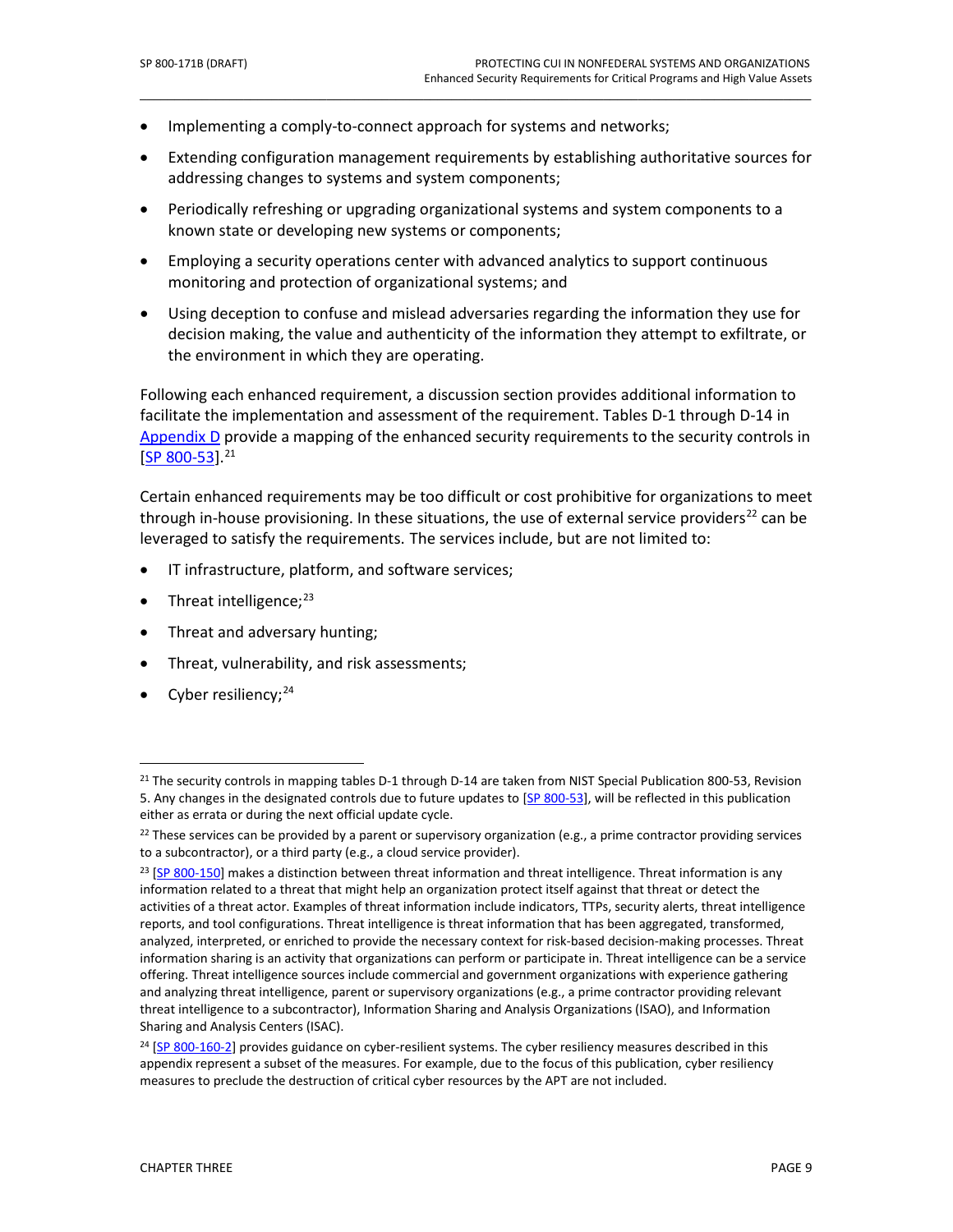- Implementing a comply-to-connect approach for systems and networks;
- Extending configuration management requirements by establishing authoritative sources for addressing changes to systems and system components;
- Periodically refreshing or upgrading organizational systems and system components to a known state or developing new systems or components;
- Employing a security operations center with advanced analytics to support continuous monitoring and protection of organizational systems; and
- Using deception to confuse and mislead adversaries regarding the information they use for decision making, the value and authenticity of the information they attempt to exfiltrate, or the environment in which they are operating.

Following each enhanced requirement, a discussion section provides additional information to facilitate the implementation and assessment of the requirement. Tables D-1 through D-14 in Appendix D provide a mapping of the enhanced security requirements to the security controls in [SP 800-53].[21]

Certain enhanced requirements may be too difficult or cost prohibitive for organizations to meet through in-house provisioning. In these situations, the use of external service providers[22] can be leveraged to satisfy the requirements. The services include, but are not limited to:

- IT infrastructure, platform, and software services;
- Threat intelligence;[23]
- Threat and adversary hunting;
- Threat, vulnerability, and risk assessments;
- Cyber resiliency;[24]

---

[21] The security controls in mapping tables D-1 through D-14 are taken from NIST Special Publication 800-53, Revision 5. Any changes in the designated controls due to future updates to [SP 800-53], will be reflected in this publication either as errata or during the next official update cycle.

[22] These services can be provided by a parent or supervisory organization (e.g., a prime contractor providing services to a subcontractor), or a third party (e.g., a cloud service provider).

[23] [SP 800-150] makes a distinction between threat information and threat intelligence. Threat information is any information related to a threat that might help an organization protect itself against that threat or detect the activities of a threat actor. Examples of threat information include indicators, TTPs, security alerts, threat intelligence reports, and tool configurations. Threat intelligence is threat information that has been aggregated, transformed, analyzed, interpreted, or enriched to provide the necessary context for risk-based decision-making processes. Threat information sharing is an activity that organizations can perform or participate in. Threat intelligence can be a service offering. Threat intelligence sources include commercial and government organizations with experience gathering and analyzing threat intelligence, parent or supervisory organizations (e.g., a prime contractor providing relevant threat intelligence to a subcontractor), Information Sharing and Analysis Organizations (ISAO), and Information Sharing and Analysis Centers (ISAC).

[24] [SP 800-160-2] provides guidance on cyber-resilient systems. The cyber resiliency measures described in this appendix represent a subset of the measures. For example, due to the focus of this publication, cyber resiliency measures to preclude the destruction of critical cyber resources by the APT are not included.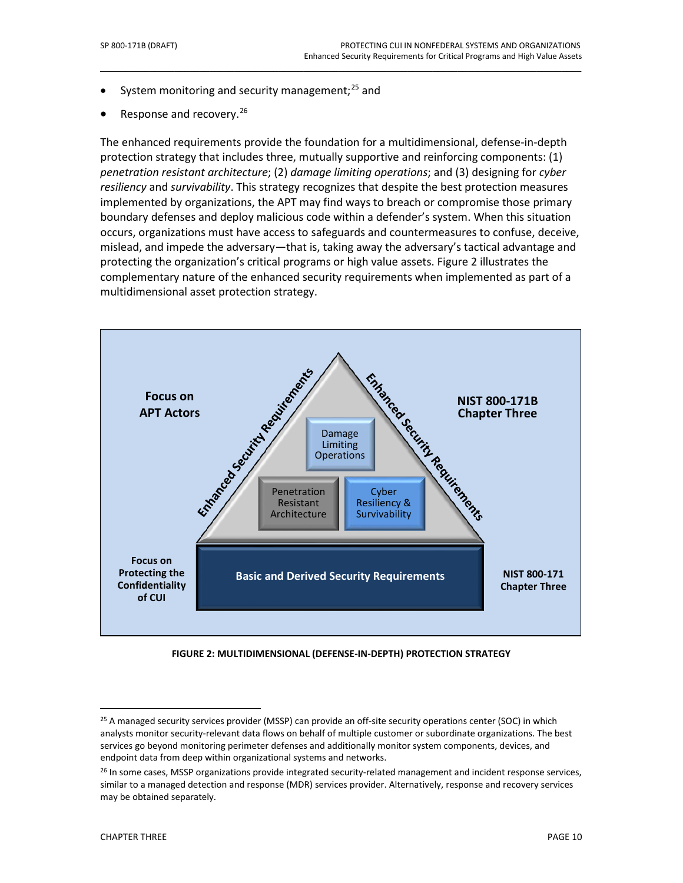- System monitoring and security management;[25] and
- Response and recovery.[26]

The enhanced requirements provide the foundation for a multidimensional, defense-in-depth protection strategy that includes three, mutually supportive and reinforcing components: (1) *penetration resistant architecture*; (2) *damage limiting operations*; and (3) designing for *cyber resiliency* and *survivability*. This strategy recognizes that despite the best protection measures implemented by organizations, the APT may find ways to breach or compromise those primary boundary defenses and deploy malicious code within a defender's system. When this situation occurs, organizations must have access to safeguards and countermeasures to confuse, deceive, mislead, and impede the adversary—that is, taking away the adversary's tactical advantage and protecting the organization's critical programs or high value assets. Figure 2 illustrates the complementary nature of the enhanced security requirements when implemented as part of a multidimensional asset protection strategy.

**FIGURE 2: MULTIDIMENSIONAL (DEFENSE-IN-DEPTH) PROTECTION STRATEGY**

---

[25] A managed security services provider (MSSP) can provide an off-site security operations center (SOC) in which analysts monitor security-relevant data flows on behalf of multiple customer or subordinate organizations. The best services go beyond monitoring perimeter defenses and additionally monitor system components, devices, and endpoint data from deep within organizational systems and networks.

[26] In some cases, MSSP organizations provide integrated security-related management and incident response services, similar to a managed detection and response (MDR) services provider. Alternatively, response and recovery services may be obtained separately.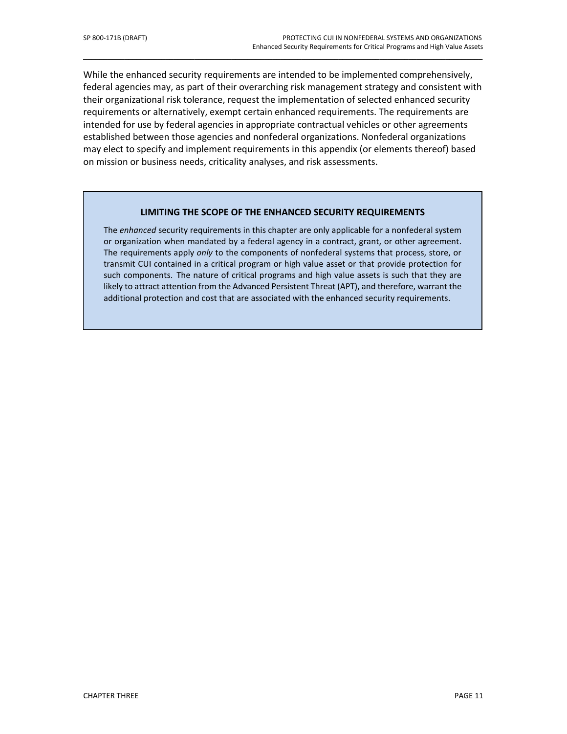While the enhanced security requirements are intended to be implemented comprehensively, federal agencies may, as part of their overarching risk management strategy and consistent with their organizational risk tolerance, request the implementation of selected enhanced security requirements or alternatively, exempt certain enhanced requirements. The requirements are intended for use by federal agencies in appropriate contractual vehicles or other agreements established between those agencies and nonfederal organizations. Nonfederal organizations may elect to specify and implement requirements in this appendix (or elements thereof) based on mission or business needs, criticality analyses, and risk assessments.

**LIMITING THE SCOPE OF THE ENHANCED SECURITY REQUIREMENTS**

The *enhanced* security requirements in this chapter are only applicable for a nonfederal system or organization when mandated by a federal agency in a contract, grant, or other agreement. The requirements apply *only* to the components of nonfederal systems that process, store, or transmit CUI contained in a critical program or high value asset or that provide protection for such components. The nature of critical programs and high value assets is such that they are likely to attract attention from the Advanced Persistent Threat (APT), and therefore, warrant the additional protection and cost that are associated with the enhanced security requirements.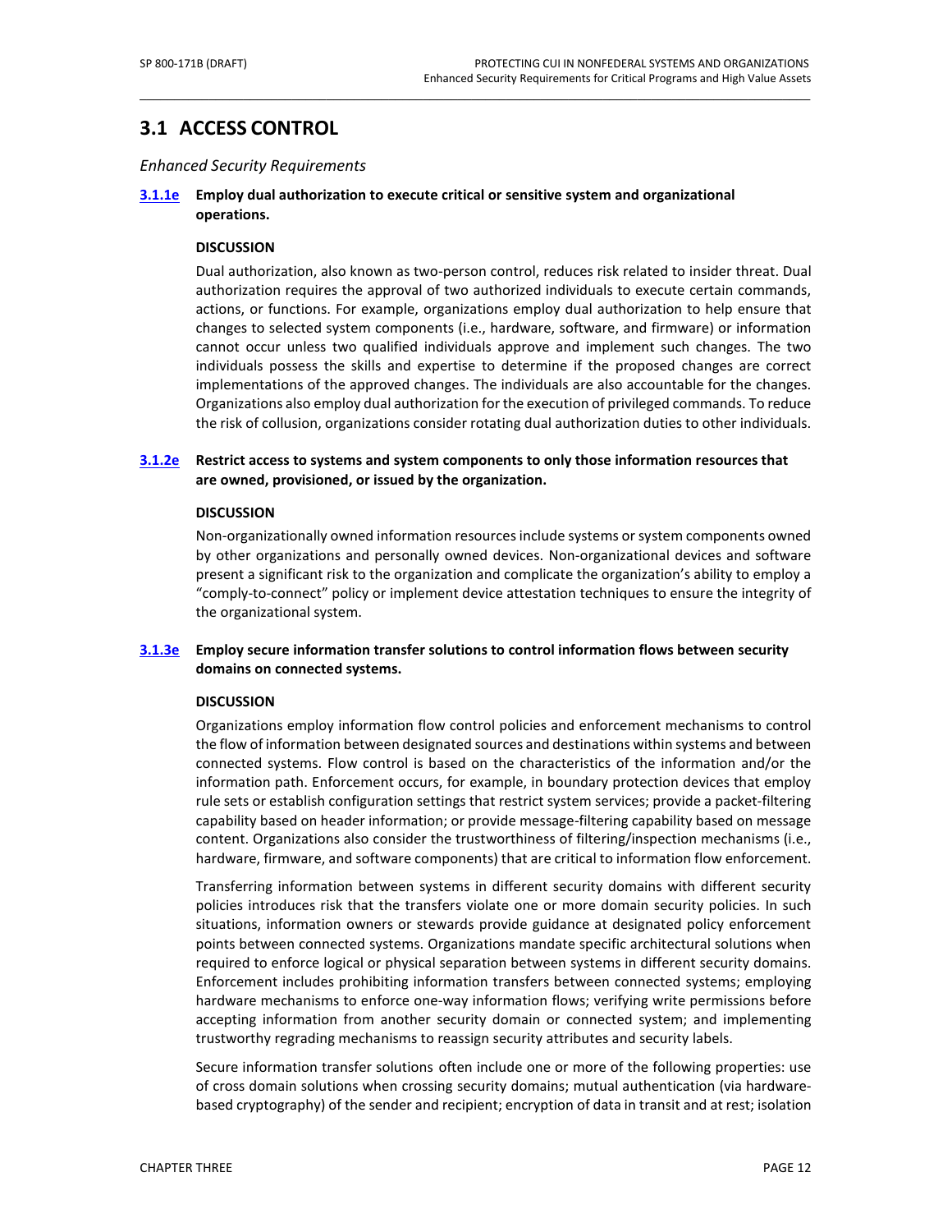## 3.1 ACCESS CONTROL

*Enhanced Security Requirements*

**3.1.1e Employ dual authorization to execute critical or sensitive system and organizational operations.**

**DISCUSSION**

Dual authorization, also known as two-person control, reduces risk related to insider threat. Dual authorization requires the approval of two authorized individuals to execute certain commands, actions, or functions. For example, organizations employ dual authorization to help ensure that changes to selected system components (i.e., hardware, software, and firmware) or information cannot occur unless two qualified individuals approve and implement such changes. The two individuals possess the skills and expertise to determine if the proposed changes are correct implementations of the approved changes. The individuals are also accountable for the changes. Organizations also employ dual authorization for the execution of privileged commands. To reduce the risk of collusion, organizations consider rotating dual authorization duties to other individuals.

**3.1.2e Restrict access to systems and system components to only those information resources that are owned, provisioned, or issued by the organization.**

**DISCUSSION**

Non-organizationally owned information resources include systems or system components owned by other organizations and personally owned devices. Non-organizational devices and software present a significant risk to the organization and complicate the organization's ability to employ a "comply-to-connect" policy or implement device attestation techniques to ensure the integrity of the organizational system.

**3.1.3e Employ secure information transfer solutions to control information flows between security domains on connected systems.**

**DISCUSSION**

Organizations employ information flow control policies and enforcement mechanisms to control the flow of information between designated sources and destinations within systems and between connected systems. Flow control is based on the characteristics of the information and/or the information path. Enforcement occurs, for example, in boundary protection devices that employ rule sets or establish configuration settings that restrict system services; provide a packet-filtering capability based on header information; or provide message-filtering capability based on message content. Organizations also consider the trustworthiness of filtering/inspection mechanisms (i.e., hardware, firmware, and software components) that are critical to information flow enforcement.

Transferring information between systems in different security domains with different security policies introduces risk that the transfers violate one or more domain security policies. In such situations, information owners or stewards provide guidance at designated policy enforcement points between connected systems. Organizations mandate specific architectural solutions when required to enforce logical or physical separation between systems in different security domains. Enforcement includes prohibiting information transfers between connected systems; employing hardware mechanisms to enforce one-way information flows; verifying write permissions before accepting information from another security domain or connected system; and implementing trustworthy regrading mechanisms to reassign security attributes and security labels.

Secure information transfer solutions often include one or more of the following properties: use of cross domain solutions when crossing security domains; mutual authentication (via hardware-based cryptography) of the sender and recipient; encryption of data in transit and at rest; isolation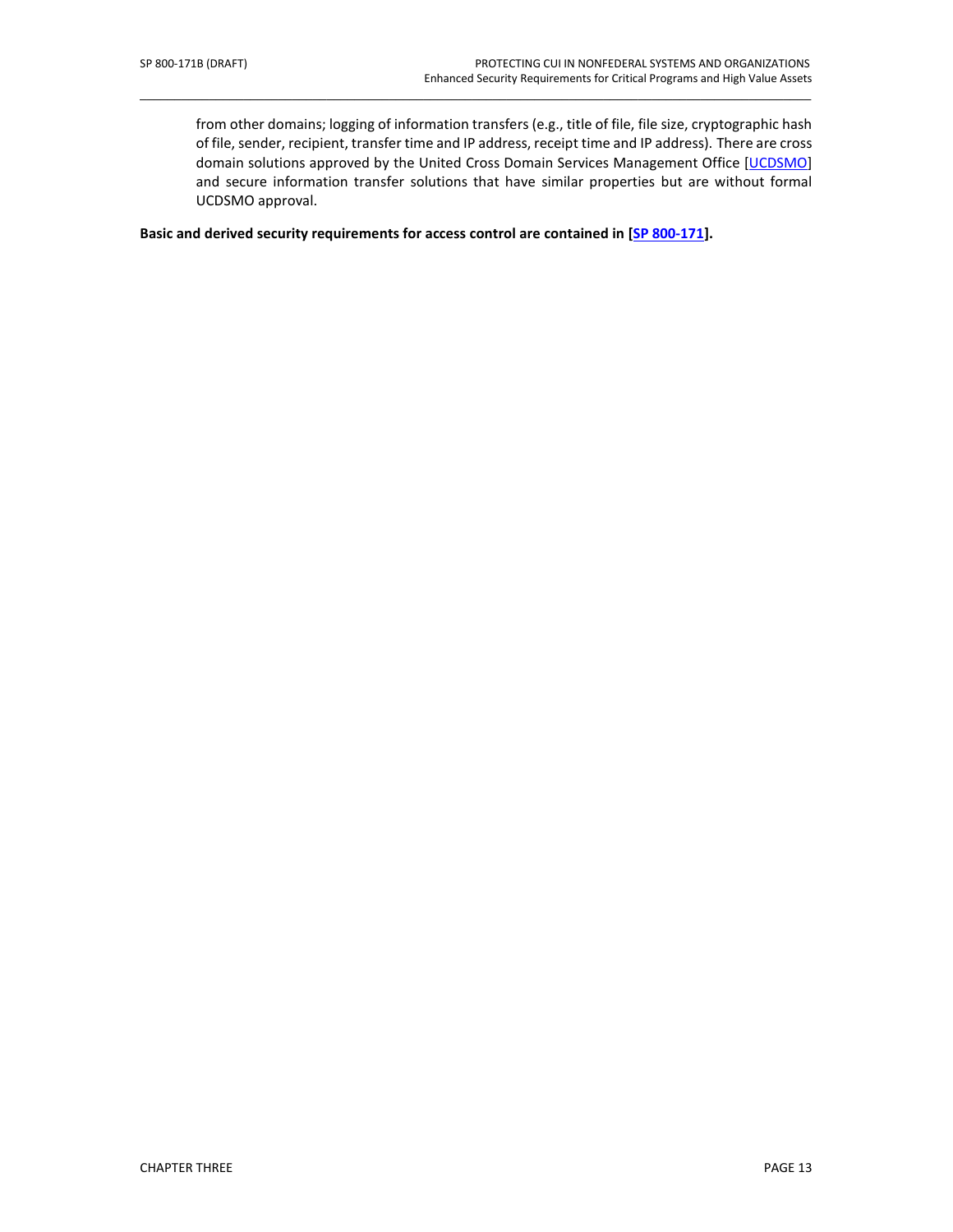from other domains; logging of information transfers (e.g., title of file, file size, cryptographic hash of file, sender, recipient, transfer time and IP address, receipt time and IP address). There are cross domain solutions approved by the United Cross Domain Services Management Office [UCDSMO] and secure information transfer solutions that have similar properties but are without formal UCDSMO approval.

**Basic and derived security requirements for access control are contained in [SP 800-171].**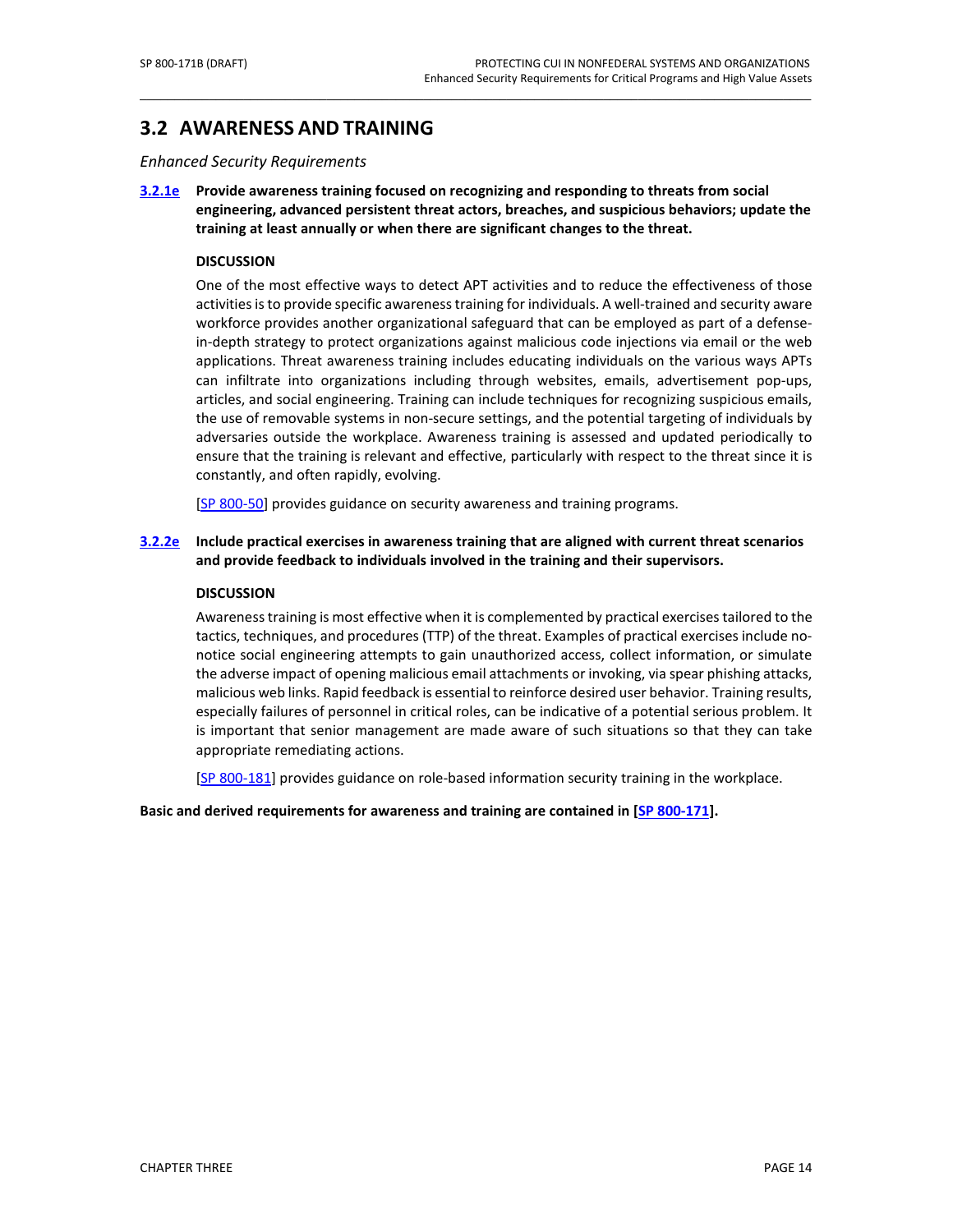## 3.2 AWARENESS AND TRAINING

*Enhanced Security Requirements*

**[3.2.1e](#) Provide awareness training focused on recognizing and responding to threats from social engineering, advanced persistent threat actors, breaches, and suspicious behaviors; update the training at least annually or when there are significant changes to the threat.**

**DISCUSSION**

One of the most effective ways to detect APT activities and to reduce the effectiveness of those activities is to provide specific awareness training for individuals. A well-trained and security aware workforce provides another organizational safeguard that can be employed as part of a defense-in-depth strategy to protect organizations against malicious code injections via email or the web applications. Threat awareness training includes educating individuals on the various ways APTs can infiltrate into organizations including through websites, emails, advertisement pop-ups, articles, and social engineering. Training can include techniques for recognizing suspicious emails, the use of removable systems in non-secure settings, and the potential targeting of individuals by adversaries outside the workplace. Awareness training is assessed and updated periodically to ensure that the training is relevant and effective, particularly with respect to the threat since it is constantly, and often rapidly, evolving.

[SP 800-50] provides guidance on security awareness and training programs.

**[3.2.2e](#) Include practical exercises in awareness training that are aligned with current threat scenarios and provide feedback to individuals involved in the training and their supervisors.**

**DISCUSSION**

Awareness training is most effective when it is complemented by practical exercises tailored to the tactics, techniques, and procedures (TTP) of the threat. Examples of practical exercises include no-notice social engineering attempts to gain unauthorized access, collect information, or simulate the adverse impact of opening malicious email attachments or invoking, via spear phishing attacks, malicious web links. Rapid feedback is essential to reinforce desired user behavior. Training results, especially failures of personnel in critical roles, can be indicative of a potential serious problem. It is important that senior management are made aware of such situations so that they can take appropriate remediating actions.

[SP 800-181] provides guidance on role-based information security training in the workplace.

**Basic and derived requirements for awareness and training are contained in [SP 800-171].**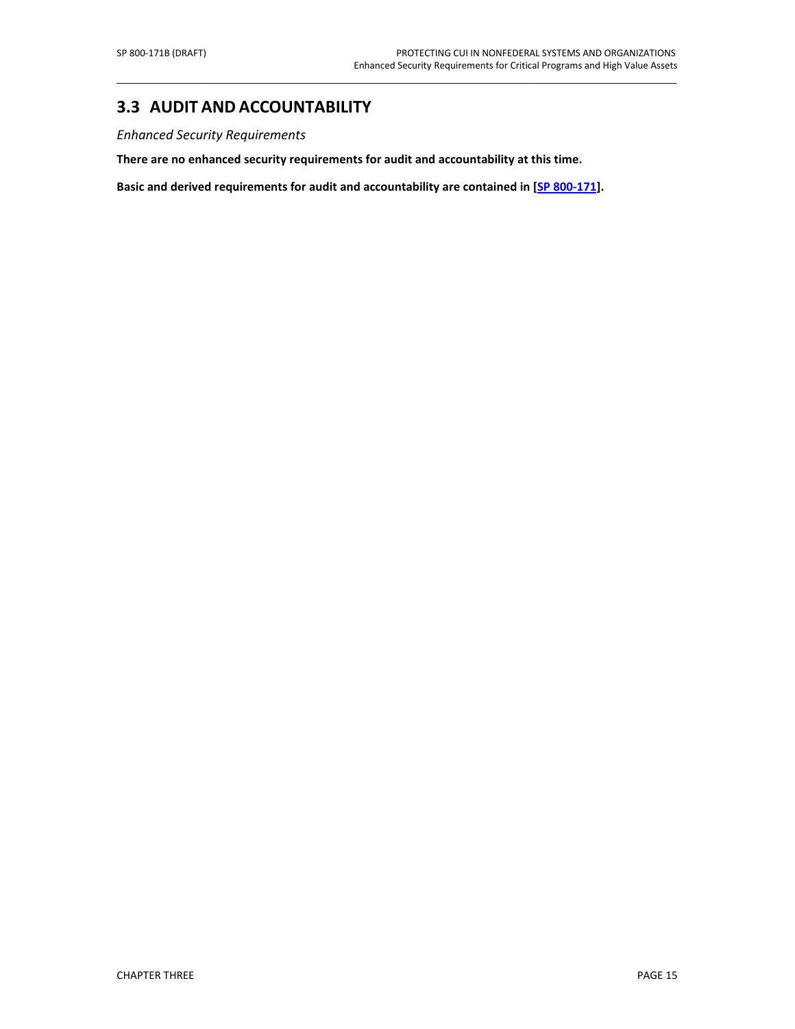## 3.3 AUDIT AND ACCOUNTABILITY

*Enhanced Security Requirements*

**There are no enhanced security requirements for audit and accountability at this time.**

**Basic and derived requirements for audit and accountability are contained in [SP 800-171].**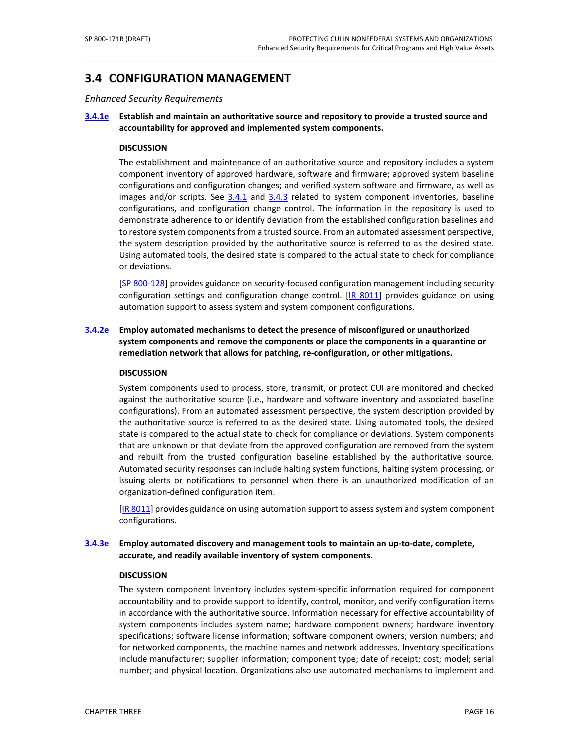## 3.4 CONFIGURATION MANAGEMENT

*Enhanced Security Requirements*

**3.4.1e Establish and maintain an authoritative source and repository to provide a trusted source and accountability for approved and implemented system components.**

**DISCUSSION**

The establishment and maintenance of an authoritative source and repository includes a system component inventory of approved hardware, software and firmware; approved system baseline configurations and configuration changes; and verified system software and firmware, as well as images and/or scripts. See 3.4.1 and 3.4.3 related to system component inventories, baseline configurations, and configuration change control. The information in the repository is used to demonstrate adherence to or identify deviation from the established configuration baselines and to restore system components from a trusted source. From an automated assessment perspective, the system description provided by the authoritative source is referred to as the desired state. Using automated tools, the desired state is compared to the actual state to check for compliance or deviations.

[SP 800-128] provides guidance on security-focused configuration management including security configuration settings and configuration change control. [IR 8011] provides guidance on using automation support to assess system and system component configurations.

**3.4.2e Employ automated mechanisms to detect the presence of misconfigured or unauthorized system components and remove the components or place the components in a quarantine or remediation network that allows for patching, re-configuration, or other mitigations.**

**DISCUSSION**

System components used to process, store, transmit, or protect CUI are monitored and checked against the authoritative source (i.e., hardware and software inventory and associated baseline configurations). From an automated assessment perspective, the system description provided by the authoritative source is referred to as the desired state. Using automated tools, the desired state is compared to the actual state to check for compliance or deviations. System components that are unknown or that deviate from the approved configuration are removed from the system and rebuilt from the trusted configuration baseline established by the authoritative source. Automated security responses can include halting system functions, halting system processing, or issuing alerts or notifications to personnel when there is an unauthorized modification of an organization-defined configuration item.

[IR 8011] provides guidance on using automation support to assess system and system component configurations.

**3.4.3e Employ automated discovery and management tools to maintain an up-to-date, complete, accurate, and readily available inventory of system components.**

**DISCUSSION**

The system component inventory includes system-specific information required for component accountability and to provide support to identify, control, monitor, and verify configuration items in accordance with the authoritative source. Information necessary for effective accountability of system components includes system name; hardware component owners; hardware inventory specifications; software license information; software component owners; version numbers; and for networked components, the machine names and network addresses. Inventory specifications include manufacturer; supplier information; component type; date of receipt; cost; model; serial number; and physical location. Organizations also use automated mechanisms to implement and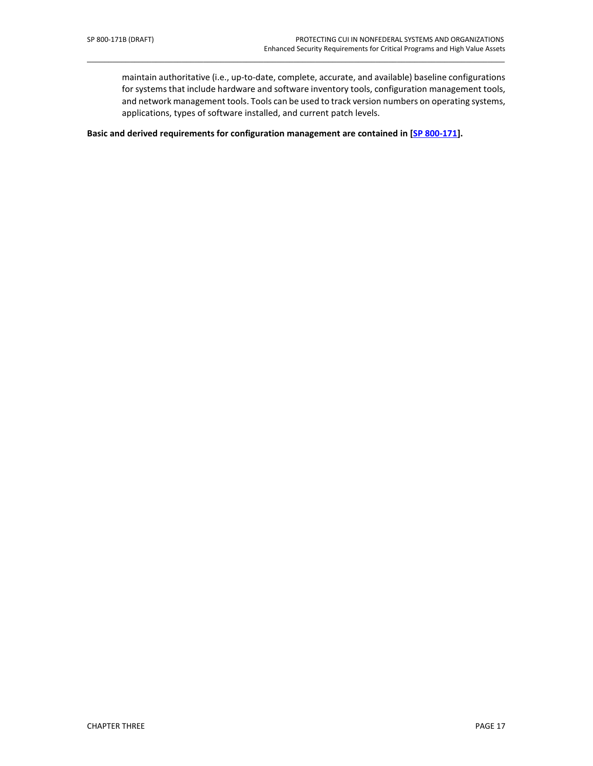maintain authoritative (i.e., up-to-date, complete, accurate, and available) baseline configurations for systems that include hardware and software inventory tools, configuration management tools, and network management tools. Tools can be used to track version numbers on operating systems, applications, types of software installed, and current patch levels.

**Basic and derived requirements for configuration management are contained in [SP 800-171].**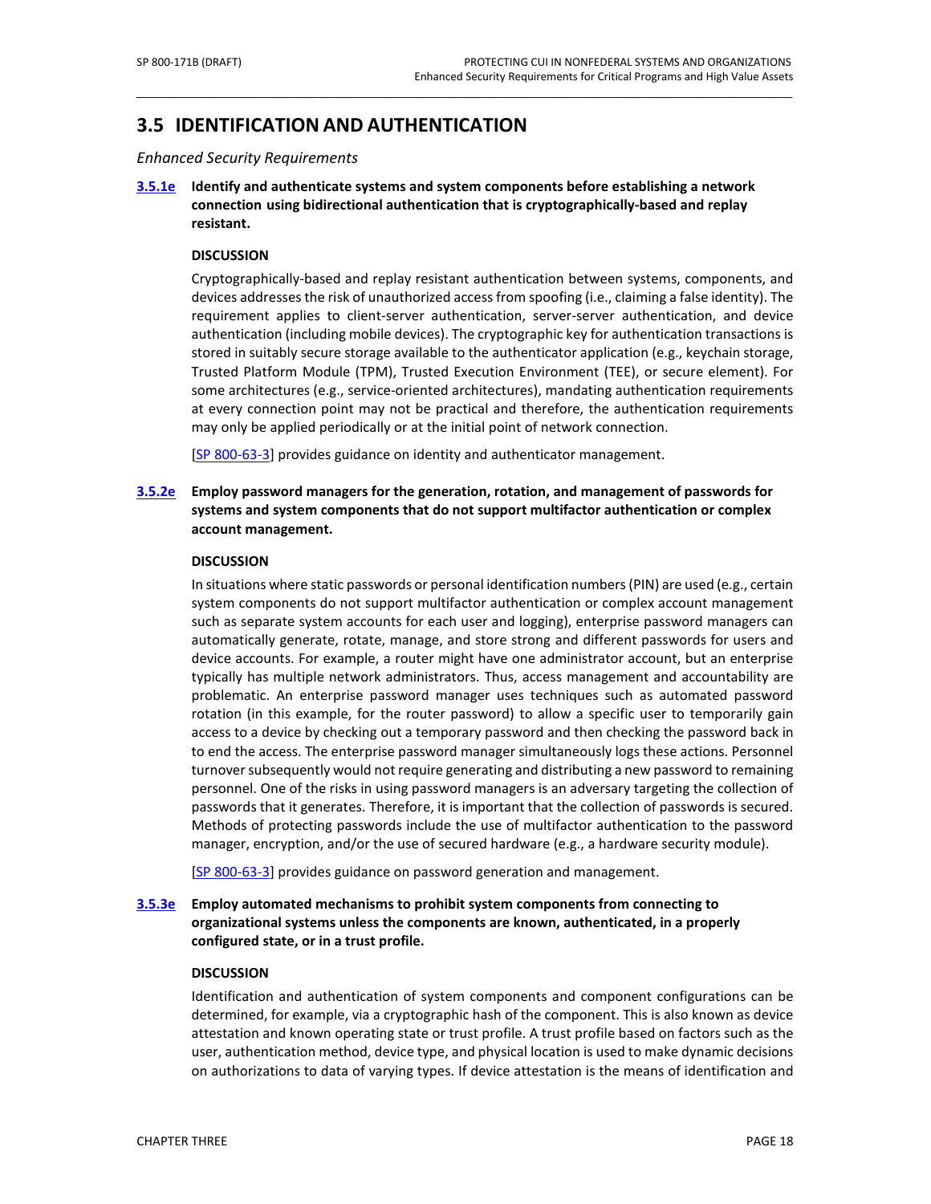## 3.5 IDENTIFICATION AND AUTHENTICATION

*Enhanced Security Requirements*

**[3.5.1e](#) Identify and authenticate systems and system components before establishing a network connection using bidirectional authentication that is cryptographically-based and replay resistant.**

**DISCUSSION**

Cryptographically-based and replay resistant authentication between systems, components, and devices addresses the risk of unauthorized access from spoofing (i.e., claiming a false identity). The requirement applies to client-server authentication, server-server authentication, and device authentication (including mobile devices). The cryptographic key for authentication transactions is stored in suitably secure storage available to the authenticator application (e.g., keychain storage, Trusted Platform Module (TPM), Trusted Execution Environment (TEE), or secure element). For some architectures (e.g., service-oriented architectures), mandating authentication requirements at every connection point may not be practical and therefore, the authentication requirements may only be applied periodically or at the initial point of network connection.

[SP 800-63-3] provides guidance on identity and authenticator management.

**[3.5.2e](#) Employ password managers for the generation, rotation, and management of passwords for systems and system components that do not support multifactor authentication or complex account management.**

**DISCUSSION**

In situations where static passwords or personal identification numbers (PIN) are used (e.g., certain system components do not support multifactor authentication or complex account management such as separate system accounts for each user and logging), enterprise password managers can automatically generate, rotate, manage, and store strong and different passwords for users and device accounts. For example, a router might have one administrator account, but an enterprise typically has multiple network administrators. Thus, access management and accountability are problematic. An enterprise password manager uses techniques such as automated password rotation (in this example, for the router password) to allow a specific user to temporarily gain access to a device by checking out a temporary password and then checking the password back in to end the access. The enterprise password manager simultaneously logs these actions. Personnel turnover subsequently would not require generating and distributing a new password to remaining personnel. One of the risks in using password managers is an adversary targeting the collection of passwords that it generates. Therefore, it is important that the collection of passwords is secured. Methods of protecting passwords include the use of multifactor authentication to the password manager, encryption, and/or the use of secured hardware (e.g., a hardware security module).

[SP 800-63-3] provides guidance on password generation and management.

**[3.5.3e](#) Employ automated mechanisms to prohibit system components from connecting to organizational systems unless the components are known, authenticated, in a properly configured state, or in a trust profile.**

**DISCUSSION**

Identification and authentication of system components and component configurations can be determined, for example, via a cryptographic hash of the component. This is also known as device attestation and known operating state or trust profile. A trust profile based on factors such as the user, authentication method, device type, and physical location is used to make dynamic decisions on authorizations to data of varying types. If device attestation is the means of identification and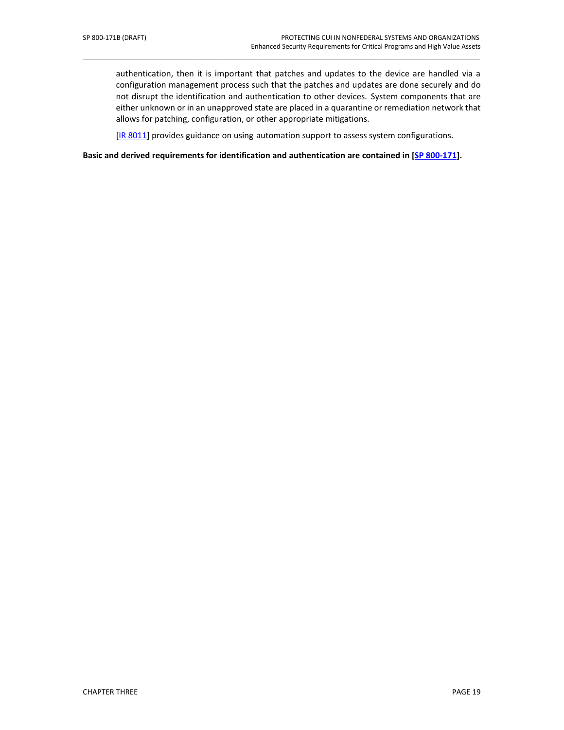authentication, then it is important that patches and updates to the device are handled via a configuration management process such that the patches and updates are done securely and do not disrupt the identification and authentication to other devices. System components that are either unknown or in an unapproved state are placed in a quarantine or remediation network that allows for patching, configuration, or other appropriate mitigations.

[IR 8011] provides guidance on using automation support to assess system configurations.

**Basic and derived requirements for identification and authentication are contained in [SP 800-171].**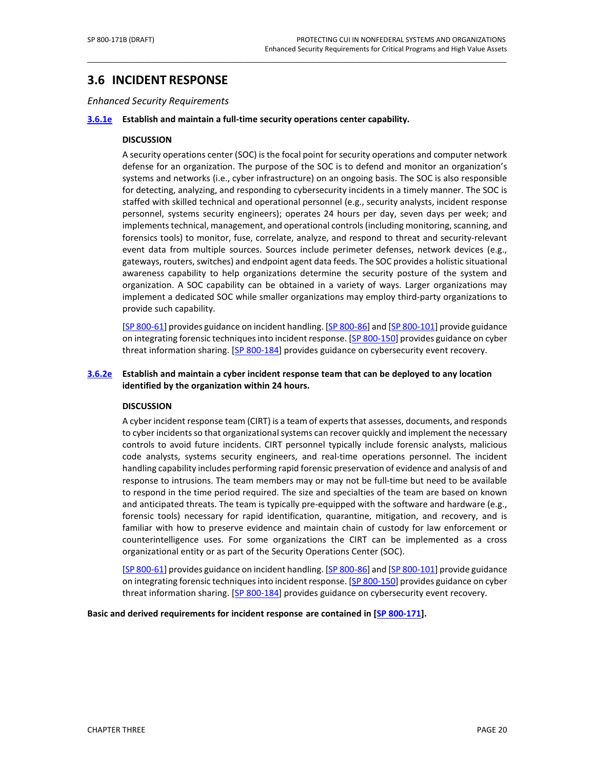## 3.6 INCIDENT RESPONSE

*Enhanced Security Requirements*

**3.6.1e Establish and maintain a full-time security operations center capability.**

**DISCUSSION**

A security operations center (SOC) is the focal point for security operations and computer network defense for an organization. The purpose of the SOC is to defend and monitor an organization's systems and networks (i.e., cyber infrastructure) on an ongoing basis. The SOC is also responsible for detecting, analyzing, and responding to cybersecurity incidents in a timely manner. The SOC is staffed with skilled technical and operational personnel (e.g., security analysts, incident response personnel, systems security engineers); operates 24 hours per day, seven days per week; and implements technical, management, and operational controls (including monitoring, scanning, and forensics tools) to monitor, fuse, correlate, analyze, and respond to threat and security-relevant event data from multiple sources. Sources include perimeter defenses, network devices (e.g., gateways, routers, switches) and endpoint agent data feeds. The SOC provides a holistic situational awareness capability to help organizations determine the security posture of the system and organization. A SOC capability can be obtained in a variety of ways. Larger organizations may implement a dedicated SOC while smaller organizations may employ third-party organizations to provide such capability.

[SP 800-61] provides guidance on incident handling. [SP 800-86] and [SP 800-101] provide guidance on integrating forensic techniques into incident response. [SP 800-150] provides guidance on cyber threat information sharing. [SP 800-184] provides guidance on cybersecurity event recovery.

**3.6.2e Establish and maintain a cyber incident response team that can be deployed to any location identified by the organization within 24 hours.**

**DISCUSSION**

A cyber incident response team (CIRT) is a team of experts that assesses, documents, and responds to cyber incidents so that organizational systems can recover quickly and implement the necessary controls to avoid future incidents. CIRT personnel typically include forensic analysts, malicious code analysts, systems security engineers, and real-time operations personnel. The incident handling capability includes performing rapid forensic preservation of evidence and analysis of and response to intrusions. The team members may or may not be full-time but need to be available to respond in the time period required. The size and specialties of the team are based on known and anticipated threats. The team is typically pre-equipped with the software and hardware (e.g., forensic tools) necessary for rapid identification, quarantine, mitigation, and recovery, and is familiar with how to preserve evidence and maintain chain of custody for law enforcement or counterintelligence uses. For some organizations the CIRT can be implemented as a cross organizational entity or as part of the Security Operations Center (SOC).

[SP 800-61] provides guidance on incident handling. [SP 800-86] and [SP 800-101] provide guidance on integrating forensic techniques into incident response. [SP 800-150] provides guidance on cyber threat information sharing. [SP 800-184] provides guidance on cybersecurity event recovery.

**Basic and derived requirements for incident response are contained in [SP 800-171].**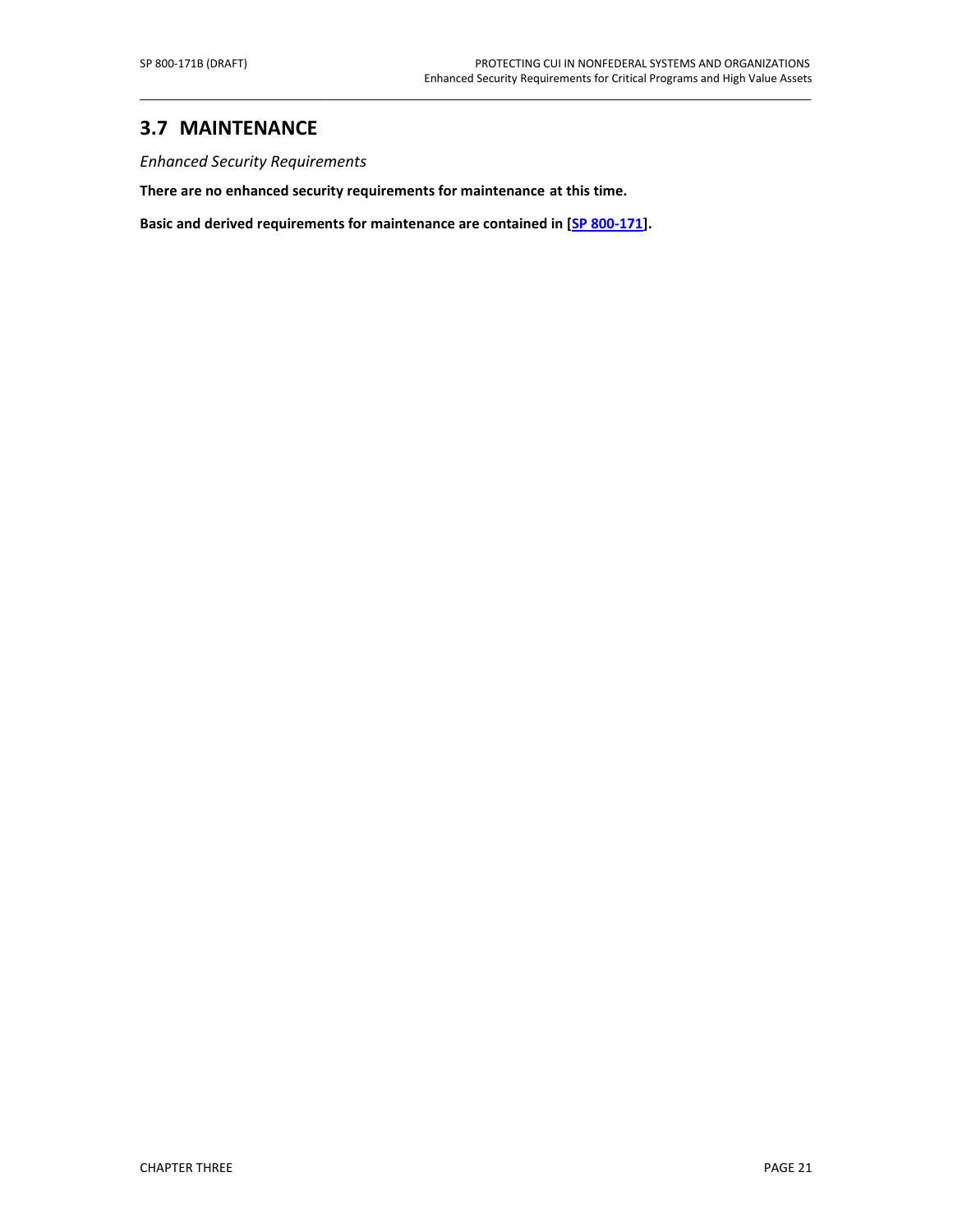## 3.7 MAINTENANCE

*Enhanced Security Requirements*

**There are no enhanced security requirements for maintenance at this time.**

**Basic and derived requirements for maintenance are contained in [SP 800-171].**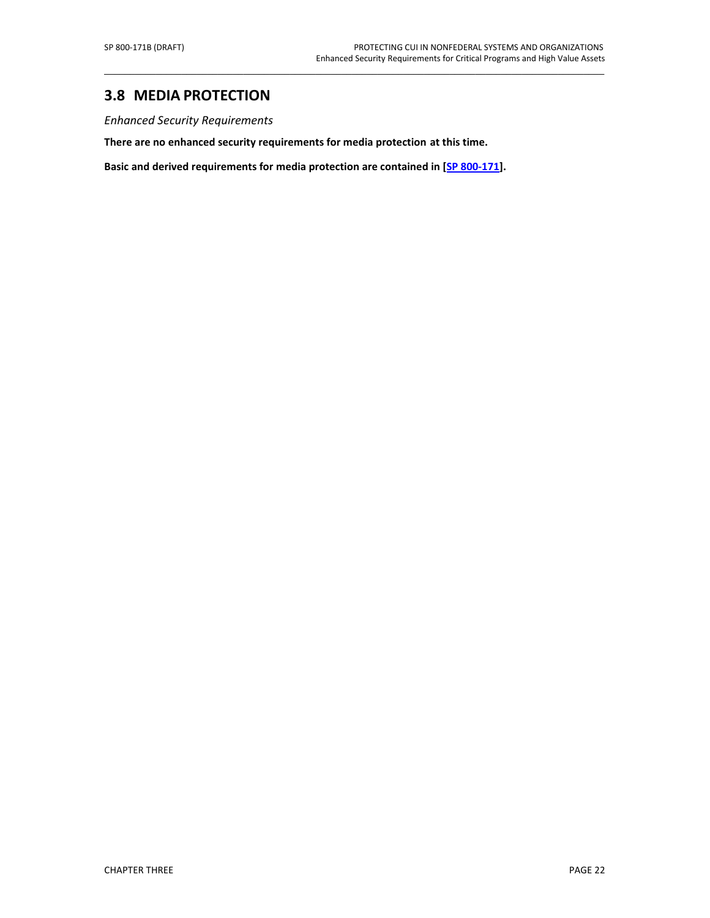## 3.8 MEDIA PROTECTION

*Enhanced Security Requirements*

**There are no enhanced security requirements for media protection at this time.**

**Basic and derived requirements for media protection are contained in [SP 800-171].**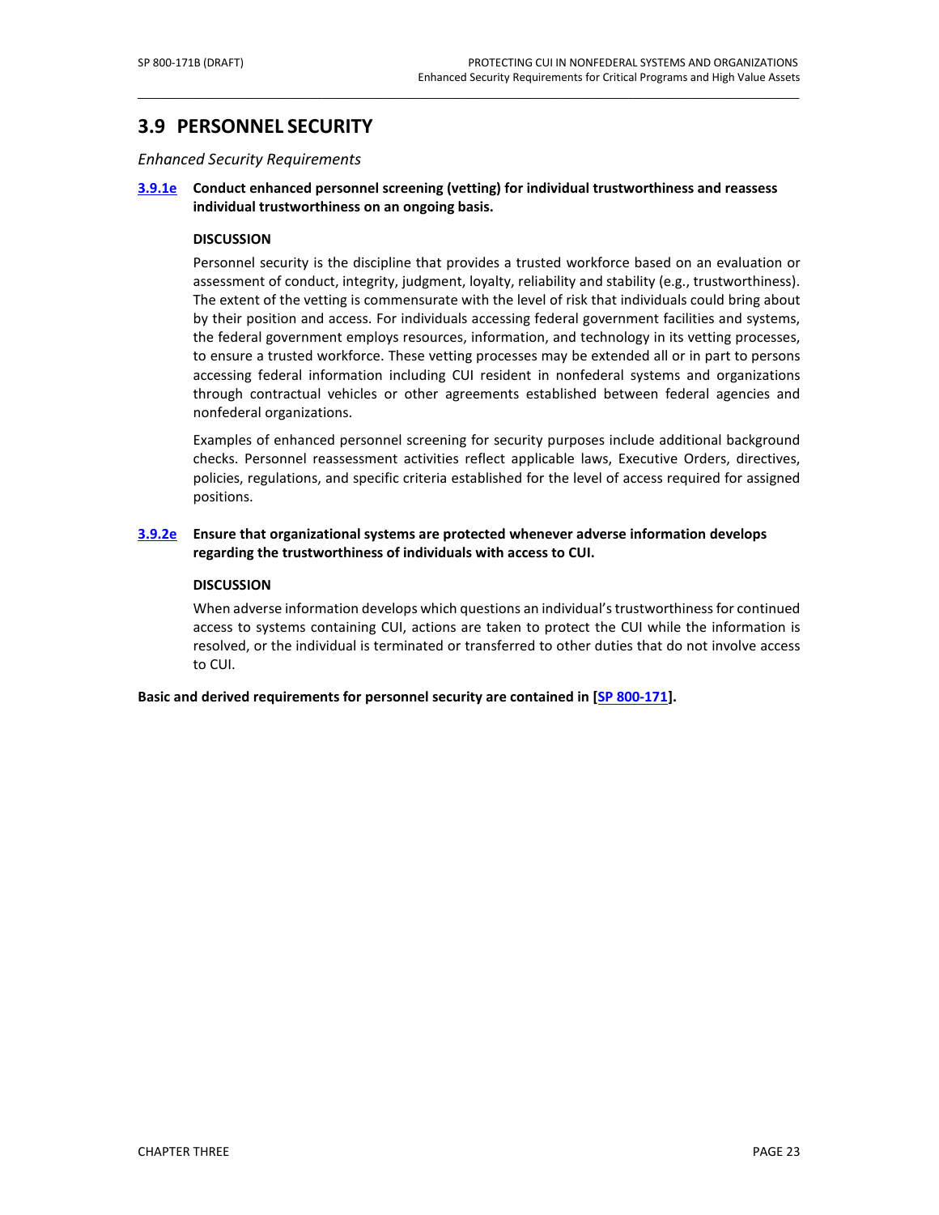## 3.9 PERSONNEL SECURITY

*Enhanced Security Requirements*

**3.9.1e Conduct enhanced personnel screening (vetting) for individual trustworthiness and reassess individual trustworthiness on an ongoing basis.**

**DISCUSSION**

Personnel security is the discipline that provides a trusted workforce based on an evaluation or assessment of conduct, integrity, judgment, loyalty, reliability and stability (e.g., trustworthiness). The extent of the vetting is commensurate with the level of risk that individuals could bring about by their position and access. For individuals accessing federal government facilities and systems, the federal government employs resources, information, and technology in its vetting processes, to ensure a trusted workforce. These vetting processes may be extended all or in part to persons accessing federal information including CUI resident in nonfederal systems and organizations through contractual vehicles or other agreements established between federal agencies and nonfederal organizations.

Examples of enhanced personnel screening for security purposes include additional background checks. Personnel reassessment activities reflect applicable laws, Executive Orders, directives, policies, regulations, and specific criteria established for the level of access required for assigned positions.

**3.9.2e Ensure that organizational systems are protected whenever adverse information develops regarding the trustworthiness of individuals with access to CUI.**

**DISCUSSION**

When adverse information develops which questions an individual's trustworthiness for continued access to systems containing CUI, actions are taken to protect the CUI while the information is resolved, or the individual is terminated or transferred to other duties that do not involve access to CUI.

**Basic and derived requirements for personnel security are contained in [SP 800-171].**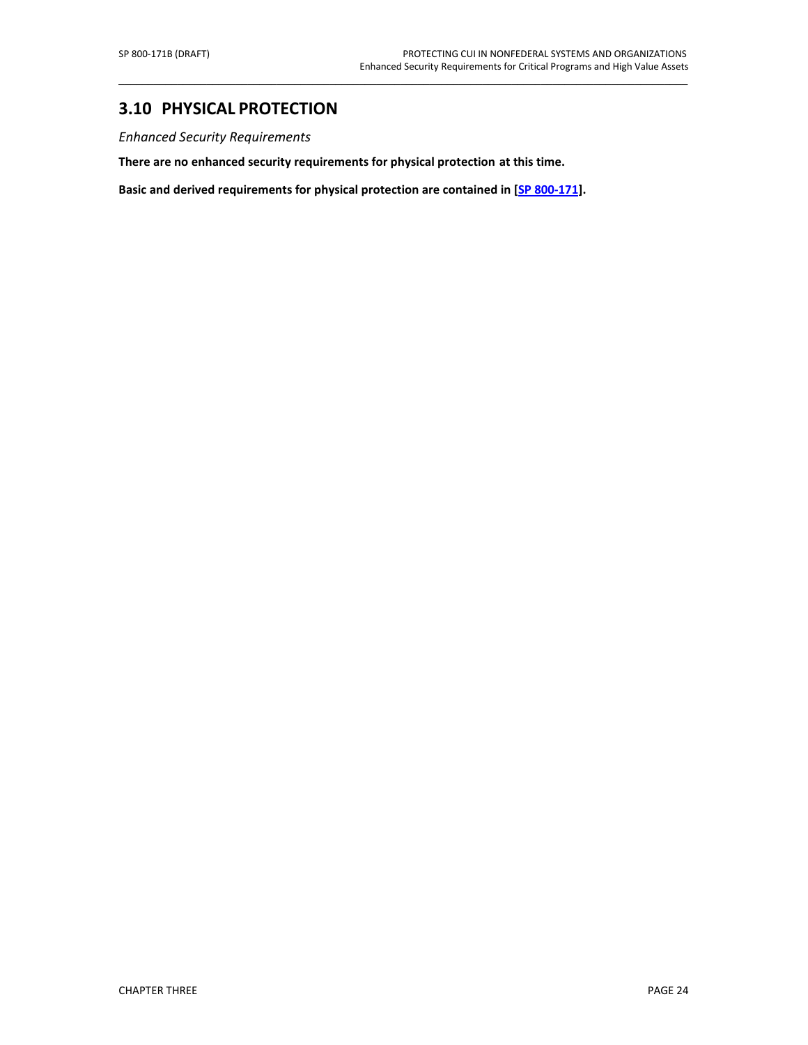## 3.10 PHYSICAL PROTECTION

*Enhanced Security Requirements*

**There are no enhanced security requirements for physical protection at this time.**

**Basic and derived requirements for physical protection are contained in [SP 800-171].**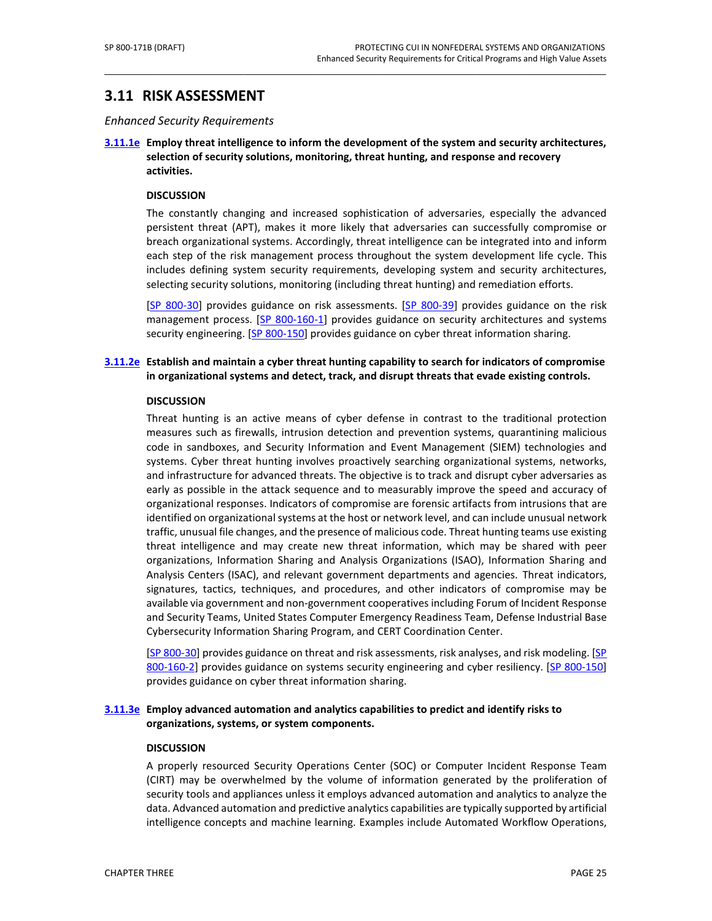## 3.11 RISK ASSESSMENT

*Enhanced Security Requirements*

**3.11.1e Employ threat intelligence to inform the development of the system and security architectures, selection of security solutions, monitoring, threat hunting, and response and recovery activities.**

**DISCUSSION**

The constantly changing and increased sophistication of adversaries, especially the advanced persistent threat (APT), makes it more likely that adversaries can successfully compromise or breach organizational systems. Accordingly, threat intelligence can be integrated into and inform each step of the risk management process throughout the system development life cycle. This includes defining system security requirements, developing system and security architectures, selecting security solutions, monitoring (including threat hunting) and remediation efforts.

[SP 800-30] provides guidance on risk assessments. [SP 800-39] provides guidance on the risk management process. [SP 800-160-1] provides guidance on security architectures and systems security engineering. [SP 800-150] provides guidance on cyber threat information sharing.

**3.11.2e Establish and maintain a cyber threat hunting capability to search for indicators of compromise in organizational systems and detect, track, and disrupt threats that evade existing controls.**

**DISCUSSION**

Threat hunting is an active means of cyber defense in contrast to the traditional protection measures such as firewalls, intrusion detection and prevention systems, quarantining malicious code in sandboxes, and Security Information and Event Management (SIEM) technologies and systems. Cyber threat hunting involves proactively searching organizational systems, networks, and infrastructure for advanced threats. The objective is to track and disrupt cyber adversaries as early as possible in the attack sequence and to measurably improve the speed and accuracy of organizational responses. Indicators of compromise are forensic artifacts from intrusions that are identified on organizational systems at the host or network level, and can include unusual network traffic, unusual file changes, and the presence of malicious code. Threat hunting teams use existing threat intelligence and may create new threat information, which may be shared with peer organizations, Information Sharing and Analysis Organizations (ISAO), Information Sharing and Analysis Centers (ISAC), and relevant government departments and agencies. Threat indicators, signatures, tactics, techniques, and procedures, and other indicators of compromise may be available via government and non-government cooperatives including Forum of Incident Response and Security Teams, United States Computer Emergency Readiness Team, Defense Industrial Base Cybersecurity Information Sharing Program, and CERT Coordination Center.

[SP 800-30] provides guidance on threat and risk assessments, risk analyses, and risk modeling. [SP 800-160-2] provides guidance on systems security engineering and cyber resiliency. [SP 800-150] provides guidance on cyber threat information sharing.

**3.11.3e Employ advanced automation and analytics capabilities to predict and identify risks to organizations, systems, or system components.**

**DISCUSSION**

A properly resourced Security Operations Center (SOC) or Computer Incident Response Team (CIRT) may be overwhelmed by the volume of information generated by the proliferation of security tools and appliances unless it employs advanced automation and analytics to analyze the data. Advanced automation and predictive analytics capabilities are typically supported by artificial intelligence concepts and machine learning. Examples include Automated Workflow Operations,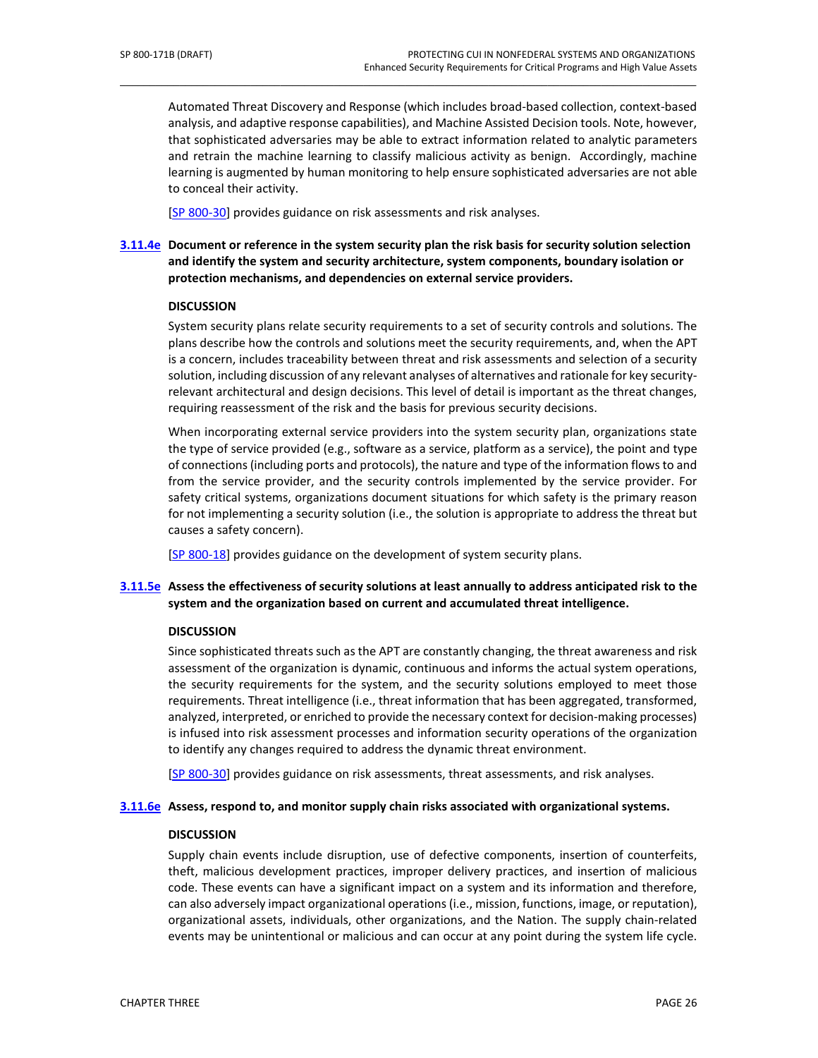Automated Threat Discovery and Response (which includes broad-based collection, context-based analysis, and adaptive response capabilities), and Machine Assisted Decision tools. Note, however, that sophisticated adversaries may be able to extract information related to analytic parameters and retrain the machine learning to classify malicious activity as benign. Accordingly, machine learning is augmented by human monitoring to help ensure sophisticated adversaries are not able to conceal their activity.

[SP 800-30] provides guidance on risk assessments and risk analyses.

**3.11.4e Document or reference in the system security plan the risk basis for security solution selection and identify the system and security architecture, system components, boundary isolation or protection mechanisms, and dependencies on external service providers.**

**DISCUSSION**

System security plans relate security requirements to a set of security controls and solutions. The plans describe how the controls and solutions meet the security requirements, and, when the APT is a concern, includes traceability between threat and risk assessments and selection of a security solution, including discussion of any relevant analyses of alternatives and rationale for key security-relevant architectural and design decisions. This level of detail is important as the threat changes, requiring reassessment of the risk and the basis for previous security decisions.

When incorporating external service providers into the system security plan, organizations state the type of service provided (e.g., software as a service, platform as a service), the point and type of connections (including ports and protocols), the nature and type of the information flows to and from the service provider, and the security controls implemented by the service provider. For safety critical systems, organizations document situations for which safety is the primary reason for not implementing a security solution (i.e., the solution is appropriate to address the threat but causes a safety concern).

[SP 800-18] provides guidance on the development of system security plans.

**3.11.5e Assess the effectiveness of security solutions at least annually to address anticipated risk to the system and the organization based on current and accumulated threat intelligence.**

**DISCUSSION**

Since sophisticated threats such as the APT are constantly changing, the threat awareness and risk assessment of the organization is dynamic, continuous and informs the actual system operations, the security requirements for the system, and the security solutions employed to meet those requirements. Threat intelligence (i.e., threat information that has been aggregated, transformed, analyzed, interpreted, or enriched to provide the necessary context for decision-making processes) is infused into risk assessment processes and information security operations of the organization to identify any changes required to address the dynamic threat environment.

[SP 800-30] provides guidance on risk assessments, threat assessments, and risk analyses.

**3.11.6e Assess, respond to, and monitor supply chain risks associated with organizational systems.**

**DISCUSSION**

Supply chain events include disruption, use of defective components, insertion of counterfeits, theft, malicious development practices, improper delivery practices, and insertion of malicious code. These events can have a significant impact on a system and its information and therefore, can also adversely impact organizational operations (i.e., mission, functions, image, or reputation), organizational assets, individuals, other organizations, and the Nation. The supply chain-related events may be unintentional or malicious and can occur at any point during the system life cycle.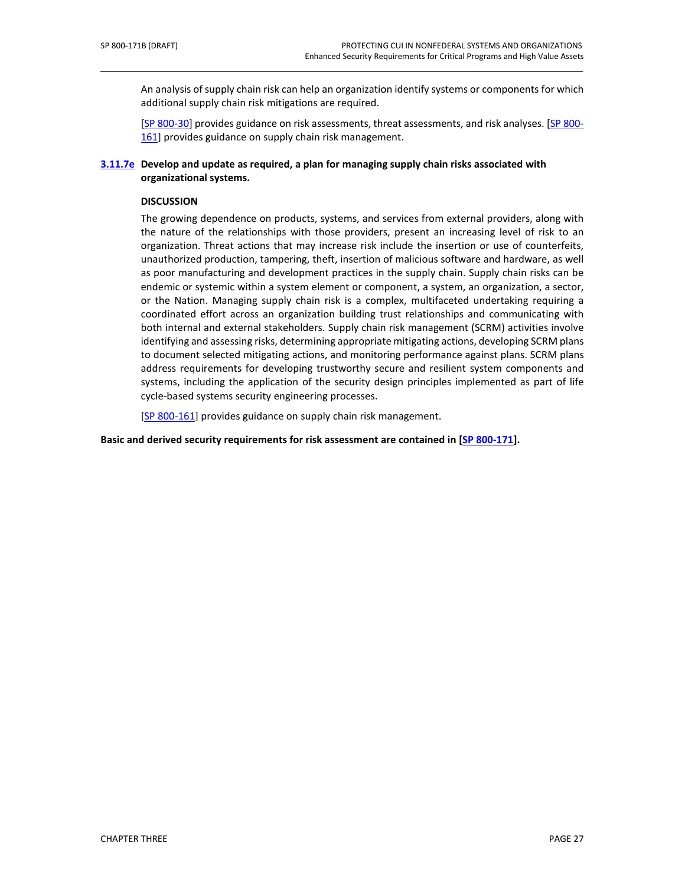An analysis of supply chain risk can help an organization identify systems or components for which additional supply chain risk mitigations are required.

[SP 800-30] provides guidance on risk assessments, threat assessments, and risk analyses. [SP 800-161] provides guidance on supply chain risk management.

**3.11.7e Develop and update as required, a plan for managing supply chain risks associated with organizational systems.**

**DISCUSSION**

The growing dependence on products, systems, and services from external providers, along with the nature of the relationships with those providers, present an increasing level of risk to an organization. Threat actions that may increase risk include the insertion or use of counterfeits, unauthorized production, tampering, theft, insertion of malicious software and hardware, as well as poor manufacturing and development practices in the supply chain. Supply chain risks can be endemic or systemic within a system element or component, a system, an organization, a sector, or the Nation. Managing supply chain risk is a complex, multifaceted undertaking requiring a coordinated effort across an organization building trust relationships and communicating with both internal and external stakeholders. Supply chain risk management (SCRM) activities involve identifying and assessing risks, determining appropriate mitigating actions, developing SCRM plans to document selected mitigating actions, and monitoring performance against plans. SCRM plans address requirements for developing trustworthy secure and resilient system components and systems, including the application of the security design principles implemented as part of life cycle-based systems security engineering processes.

[SP 800-161] provides guidance on supply chain risk management.

**Basic and derived security requirements for risk assessment are contained in [SP 800-171].**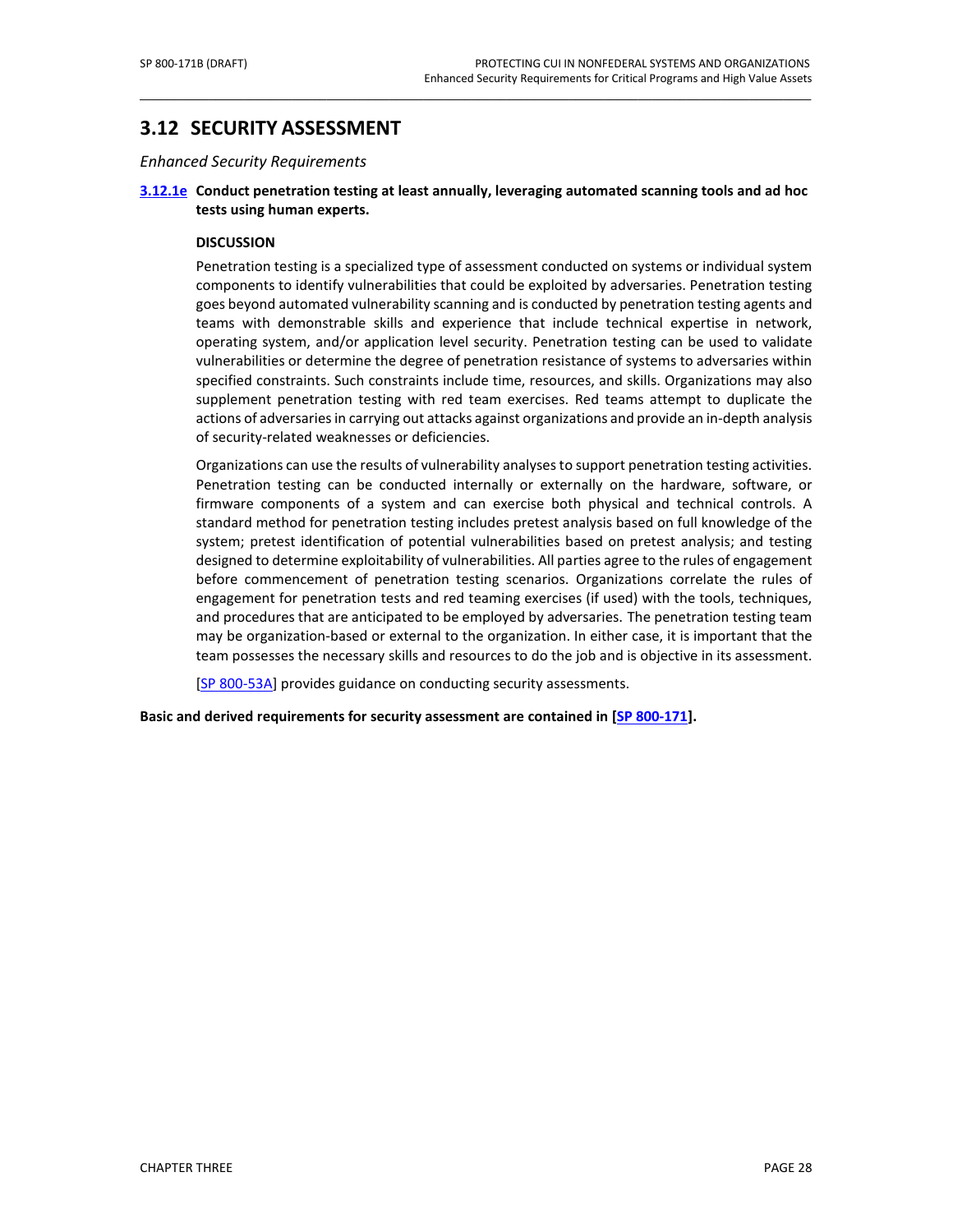## 3.12 SECURITY ASSESSMENT

*Enhanced Security Requirements*

**3.12.1e Conduct penetration testing at least annually, leveraging automated scanning tools and ad hoc tests using human experts.**

**DISCUSSION**

Penetration testing is a specialized type of assessment conducted on systems or individual system components to identify vulnerabilities that could be exploited by adversaries. Penetration testing goes beyond automated vulnerability scanning and is conducted by penetration testing agents and teams with demonstrable skills and experience that include technical expertise in network, operating system, and/or application level security. Penetration testing can be used to validate vulnerabilities or determine the degree of penetration resistance of systems to adversaries within specified constraints. Such constraints include time, resources, and skills. Organizations may also supplement penetration testing with red team exercises. Red teams attempt to duplicate the actions of adversaries in carrying out attacks against organizations and provide an in-depth analysis of security-related weaknesses or deficiencies.

Organizations can use the results of vulnerability analyses to support penetration testing activities. Penetration testing can be conducted internally or externally on the hardware, software, or firmware components of a system and can exercise both physical and technical controls. A standard method for penetration testing includes pretest analysis based on full knowledge of the system; pretest identification of potential vulnerabilities based on pretest analysis; and testing designed to determine exploitability of vulnerabilities. All parties agree to the rules of engagement before commencement of penetration testing scenarios. Organizations correlate the rules of engagement for penetration tests and red teaming exercises (if used) with the tools, techniques, and procedures that are anticipated to be employed by adversaries. The penetration testing team may be organization-based or external to the organization. In either case, it is important that the team possesses the necessary skills and resources to do the job and is objective in its assessment.

[SP 800-53A] provides guidance on conducting security assessments.

**Basic and derived requirements for security assessment are contained in [SP 800-171].**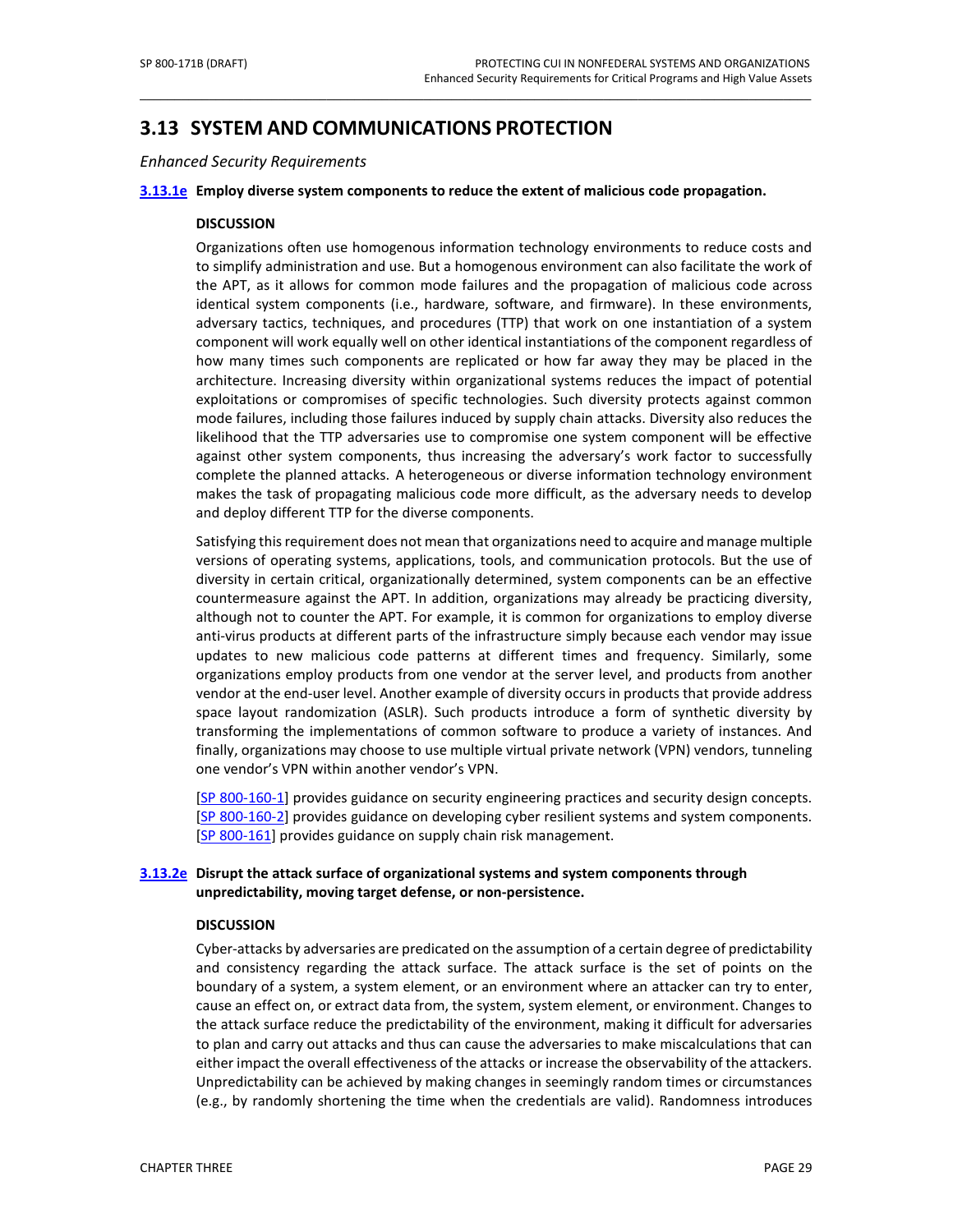## 3.13 SYSTEM AND COMMUNICATIONS PROTECTION

*Enhanced Security Requirements*

**3.13.1e Employ diverse system components to reduce the extent of malicious code propagation.**

**DISCUSSION**

Organizations often use homogenous information technology environments to reduce costs and to simplify administration and use. But a homogenous environment can also facilitate the work of the APT, as it allows for common mode failures and the propagation of malicious code across identical system components (i.e., hardware, software, and firmware). In these environments, adversary tactics, techniques, and procedures (TTP) that work on one instantiation of a system component will work equally well on other identical instantiations of the component regardless of how many times such components are replicated or how far away they may be placed in the architecture. Increasing diversity within organizational systems reduces the impact of potential exploitations or compromises of specific technologies. Such diversity protects against common mode failures, including those failures induced by supply chain attacks. Diversity also reduces the likelihood that the TTP adversaries use to compromise one system component will be effective against other system components, thus increasing the adversary's work factor to successfully complete the planned attacks. A heterogeneous or diverse information technology environment makes the task of propagating malicious code more difficult, as the adversary needs to develop and deploy different TTP for the diverse components.

Satisfying this requirement does not mean that organizations need to acquire and manage multiple versions of operating systems, applications, tools, and communication protocols. But the use of diversity in certain critical, organizationally determined, system components can be an effective countermeasure against the APT. In addition, organizations may already be practicing diversity, although not to counter the APT. For example, it is common for organizations to employ diverse anti-virus products at different parts of the infrastructure simply because each vendor may issue updates to new malicious code patterns at different times and frequency. Similarly, some organizations employ products from one vendor at the server level, and products from another vendor at the end-user level. Another example of diversity occurs in products that provide address space layout randomization (ASLR). Such products introduce a form of synthetic diversity by transforming the implementations of common software to produce a variety of instances. And finally, organizations may choose to use multiple virtual private network (VPN) vendors, tunneling one vendor's VPN within another vendor's VPN.

[SP 800-160-1] provides guidance on security engineering practices and security design concepts. [SP 800-160-2] provides guidance on developing cyber resilient systems and system components. [SP 800-161] provides guidance on supply chain risk management.

**3.13.2e Disrupt the attack surface of organizational systems and system components through unpredictability, moving target defense, or non-persistence.**

**DISCUSSION**

Cyber-attacks by adversaries are predicated on the assumption of a certain degree of predictability and consistency regarding the attack surface. The attack surface is the set of points on the boundary of a system, a system element, or an environment where an attacker can try to enter, cause an effect on, or extract data from, the system, system element, or environment. Changes to the attack surface reduce the predictability of the environment, making it difficult for adversaries to plan and carry out attacks and thus can cause the adversaries to make miscalculations that can either impact the overall effectiveness of the attacks or increase the observability of the attackers. Unpredictability can be achieved by making changes in seemingly random times or circumstances (e.g., by randomly shortening the time when the credentials are valid). Randomness introduces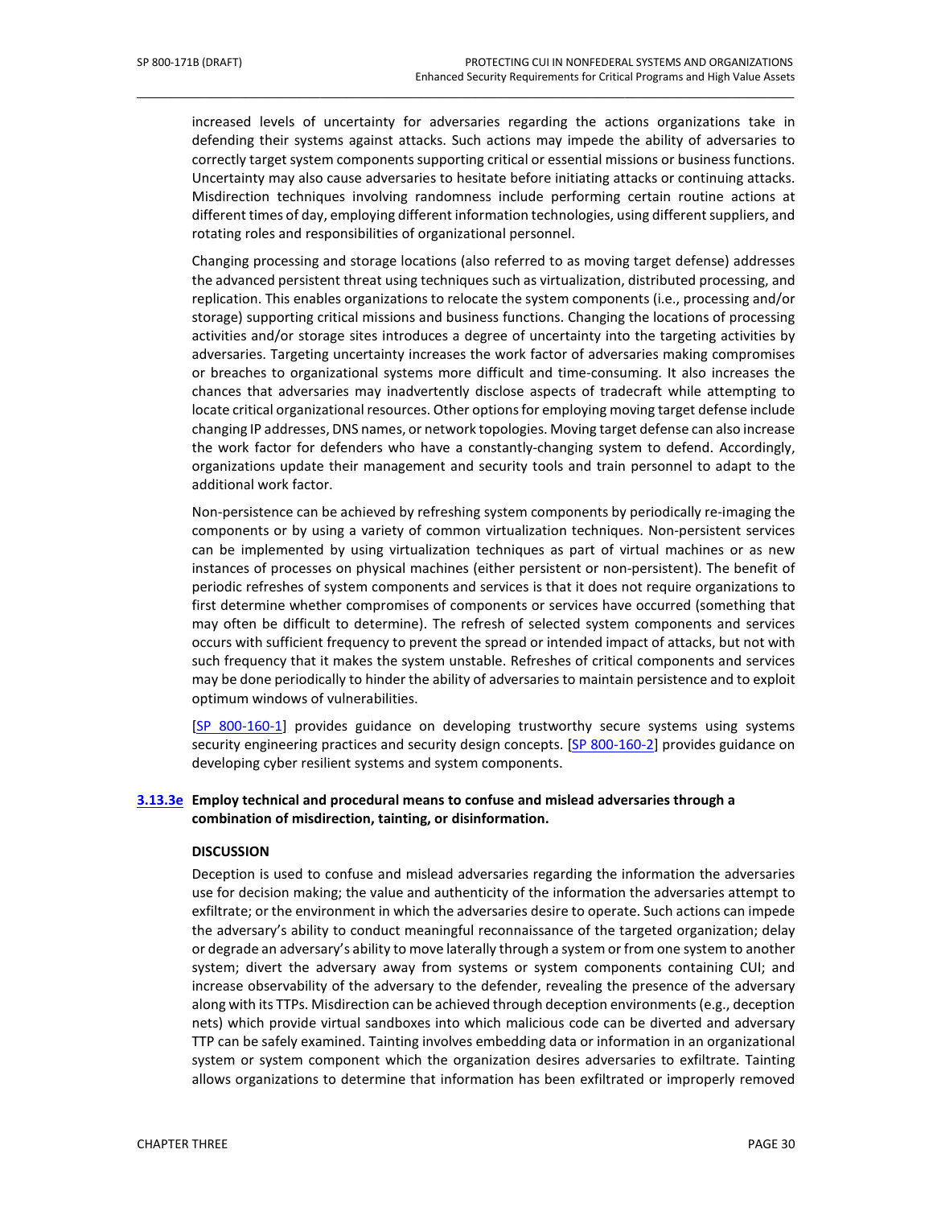increased levels of uncertainty for adversaries regarding the actions organizations take in defending their systems against attacks. Such actions may impede the ability of adversaries to correctly target system components supporting critical or essential missions or business functions. Uncertainty may also cause adversaries to hesitate before initiating attacks or continuing attacks. Misdirection techniques involving randomness include performing certain routine actions at different times of day, employing different information technologies, using different suppliers, and rotating roles and responsibilities of organizational personnel.

Changing processing and storage locations (also referred to as moving target defense) addresses the advanced persistent threat using techniques such as virtualization, distributed processing, and replication. This enables organizations to relocate the system components (i.e., processing and/or storage) supporting critical missions and business functions. Changing the locations of processing activities and/or storage sites introduces a degree of uncertainty into the targeting activities by adversaries. Targeting uncertainty increases the work factor of adversaries making compromises or breaches to organizational systems more difficult and time-consuming. It also increases the chances that adversaries may inadvertently disclose aspects of tradecraft while attempting to locate critical organizational resources. Other options for employing moving target defense include changing IP addresses, DNS names, or network topologies. Moving target defense can also increase the work factor for defenders who have a constantly-changing system to defend. Accordingly, organizations update their management and security tools and train personnel to adapt to the additional work factor.

Non-persistence can be achieved by refreshing system components by periodically re-imaging the components or by using a variety of common virtualization techniques. Non-persistent services can be implemented by using virtualization techniques as part of virtual machines or as new instances of processes on physical machines (either persistent or non-persistent). The benefit of periodic refreshes of system components and services is that it does not require organizations to first determine whether compromises of components or services have occurred (something that may often be difficult to determine). The refresh of selected system components and services occurs with sufficient frequency to prevent the spread or intended impact of attacks, but not with such frequency that it makes the system unstable. Refreshes of critical components and services may be done periodically to hinder the ability of adversaries to maintain persistence and to exploit optimum windows of vulnerabilities.

[SP 800-160-1] provides guidance on developing trustworthy secure systems using systems security engineering practices and security design concepts. [SP 800-160-2] provides guidance on developing cyber resilient systems and system components.

**3.13.3e Employ technical and procedural means to confuse and mislead adversaries through a combination of misdirection, tainting, or disinformation.**

**DISCUSSION**

Deception is used to confuse and mislead adversaries regarding the information the adversaries use for decision making; the value and authenticity of the information the adversaries attempt to exfiltrate; or the environment in which the adversaries desire to operate. Such actions can impede the adversary's ability to conduct meaningful reconnaissance of the targeted organization; delay or degrade an adversary's ability to move laterally through a system or from one system to another system; divert the adversary away from systems or system components containing CUI; and increase observability of the adversary to the defender, revealing the presence of the adversary along with its TTPs. Misdirection can be achieved through deception environments (e.g., deception nets) which provide virtual sandboxes into which malicious code can be diverted and adversary TTP can be safely examined. Tainting involves embedding data or information in an organizational system or system component which the organization desires adversaries to exfiltrate. Tainting allows organizations to determine that information has been exfiltrated or improperly removed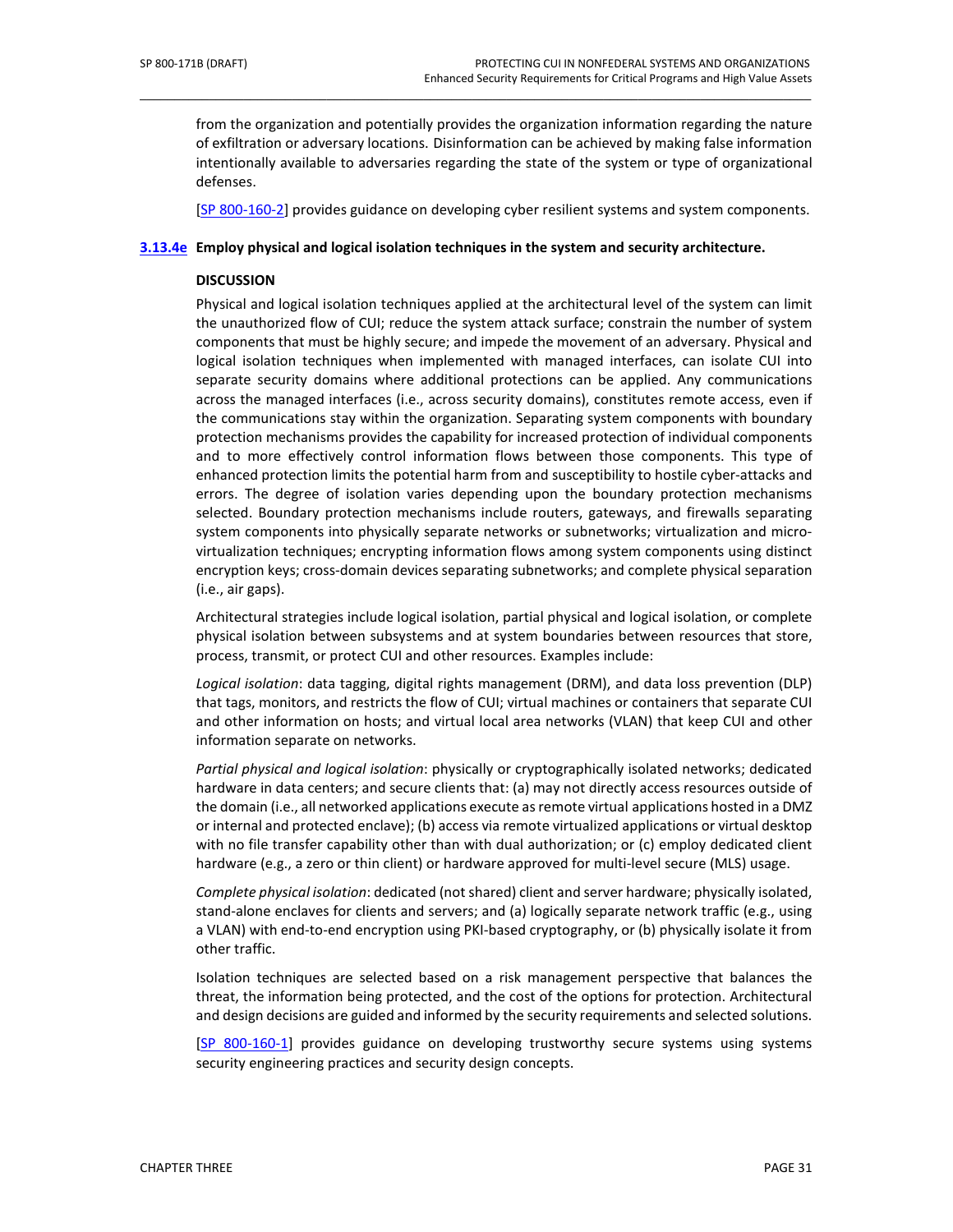from the organization and potentially provides the organization information regarding the nature of exfiltration or adversary locations. Disinformation can be achieved by making false information intentionally available to adversaries regarding the state of the system or type of organizational defenses.

[SP 800-160-2] provides guidance on developing cyber resilient systems and system components.

**3.13.4e Employ physical and logical isolation techniques in the system and security architecture.**

**DISCUSSION**

Physical and logical isolation techniques applied at the architectural level of the system can limit the unauthorized flow of CUI; reduce the system attack surface; constrain the number of system components that must be highly secure; and impede the movement of an adversary. Physical and logical isolation techniques when implemented with managed interfaces, can isolate CUI into separate security domains where additional protections can be applied. Any communications across the managed interfaces (i.e., across security domains), constitutes remote access, even if the communications stay within the organization. Separating system components with boundary protection mechanisms provides the capability for increased protection of individual components and to more effectively control information flows between those components. This type of enhanced protection limits the potential harm from and susceptibility to hostile cyber-attacks and errors. The degree of isolation varies depending upon the boundary protection mechanisms selected. Boundary protection mechanisms include routers, gateways, and firewalls separating system components into physically separate networks or subnetworks; virtualization and micro-virtualization techniques; encrypting information flows among system components using distinct encryption keys; cross-domain devices separating subnetworks; and complete physical separation (i.e., air gaps).

Architectural strategies include logical isolation, partial physical and logical isolation, or complete physical isolation between subsystems and at system boundaries between resources that store, process, transmit, or protect CUI and other resources. Examples include:

*Logical isolation*: data tagging, digital rights management (DRM), and data loss prevention (DLP) that tags, monitors, and restricts the flow of CUI; virtual machines or containers that separate CUI and other information on hosts; and virtual local area networks (VLAN) that keep CUI and other information separate on networks.

*Partial physical and logical isolation*: physically or cryptographically isolated networks; dedicated hardware in data centers; and secure clients that: (a) may not directly access resources outside of the domain (i.e., all networked applications execute as remote virtual applications hosted in a DMZ or internal and protected enclave); (b) access via remote virtualized applications or virtual desktop with no file transfer capability other than with dual authorization; or (c) employ dedicated client hardware (e.g., a zero or thin client) or hardware approved for multi-level secure (MLS) usage.

*Complete physical isolation*: dedicated (not shared) client and server hardware; physically isolated, stand-alone enclaves for clients and servers; and (a) logically separate network traffic (e.g., using a VLAN) with end-to-end encryption using PKI-based cryptography, or (b) physically isolate it from other traffic.

Isolation techniques are selected based on a risk management perspective that balances the threat, the information being protected, and the cost of the options for protection. Architectural and design decisions are guided and informed by the security requirements and selected solutions.

[SP 800-160-1] provides guidance on developing trustworthy secure systems using systems security engineering practices and security design concepts.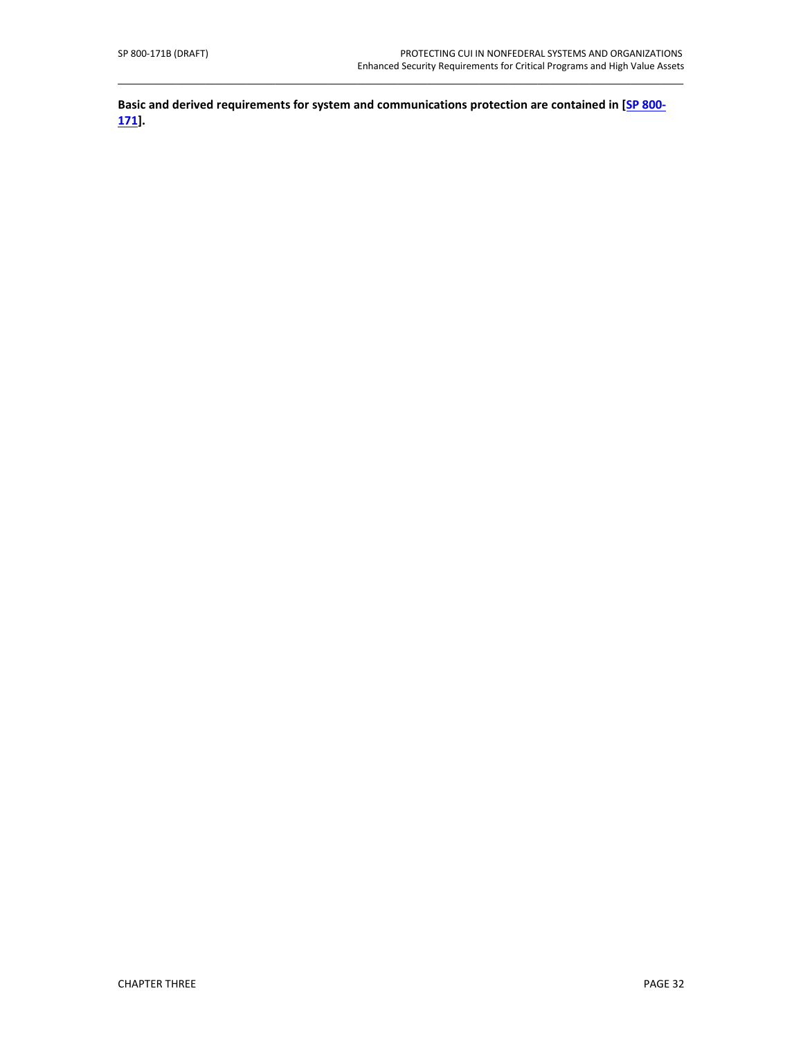**Basic and derived requirements for system and communications protection are contained in [SP 800-171].**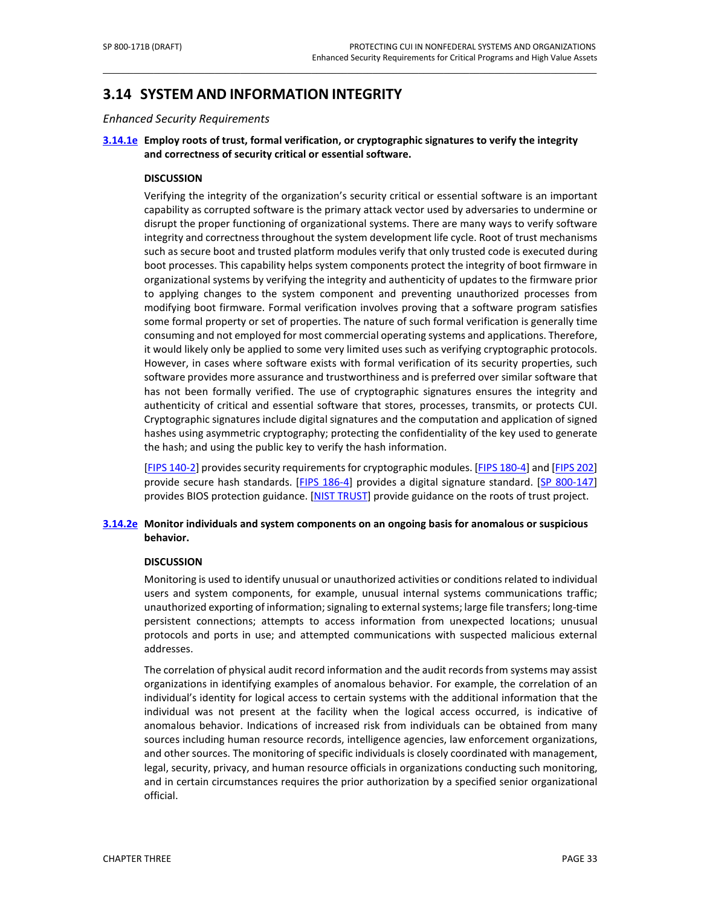## 3.14 SYSTEM AND INFORMATION INTEGRITY

*Enhanced Security Requirements*

**3.14.1e Employ roots of trust, formal verification, or cryptographic signatures to verify the integrity and correctness of security critical or essential software.**

**DISCUSSION**

Verifying the integrity of the organization's security critical or essential software is an important capability as corrupted software is the primary attack vector used by adversaries to undermine or disrupt the proper functioning of organizational systems. There are many ways to verify software integrity and correctness throughout the system development life cycle. Root of trust mechanisms such as secure boot and trusted platform modules verify that only trusted code is executed during boot processes. This capability helps system components protect the integrity of boot firmware in organizational systems by verifying the integrity and authenticity of updates to the firmware prior to applying changes to the system component and preventing unauthorized processes from modifying boot firmware. Formal verification involves proving that a software program satisfies some formal property or set of properties. The nature of such formal verification is generally time consuming and not employed for most commercial operating systems and applications. Therefore, it would likely only be applied to some very limited uses such as verifying cryptographic protocols. However, in cases where software exists with formal verification of its security properties, such software provides more assurance and trustworthiness and is preferred over similar software that has not been formally verified. The use of cryptographic signatures ensures the integrity and authenticity of critical and essential software that stores, processes, transmits, or protects CUI. Cryptographic signatures include digital signatures and the computation and application of signed hashes using asymmetric cryptography; protecting the confidentiality of the key used to generate the hash; and using the public key to verify the hash information.

[FIPS 140-2] provides security requirements for cryptographic modules. [FIPS 180-4] and [FIPS 202] provide secure hash standards. [FIPS 186-4] provides a digital signature standard. [SP 800-147] provides BIOS protection guidance. [NIST TRUST] provide guidance on the roots of trust project.

**3.14.2e Monitor individuals and system components on an ongoing basis for anomalous or suspicious behavior.**

**DISCUSSION**

Monitoring is used to identify unusual or unauthorized activities or conditions related to individual users and system components, for example, unusual internal systems communications traffic; unauthorized exporting of information; signaling to external systems; large file transfers; long-time persistent connections; attempts to access information from unexpected locations; unusual protocols and ports in use; and attempted communications with suspected malicious external addresses.

The correlation of physical audit record information and the audit records from systems may assist organizations in identifying examples of anomalous behavior. For example, the correlation of an individual's identity for logical access to certain systems with the additional information that the individual was not present at the facility when the logical access occurred, is indicative of anomalous behavior. Indications of increased risk from individuals can be obtained from many sources including human resource records, intelligence agencies, law enforcement organizations, and other sources. The monitoring of specific individuals is closely coordinated with management, legal, security, privacy, and human resource officials in organizations conducting such monitoring, and in certain circumstances requires the prior authorization by a specified senior organizational official.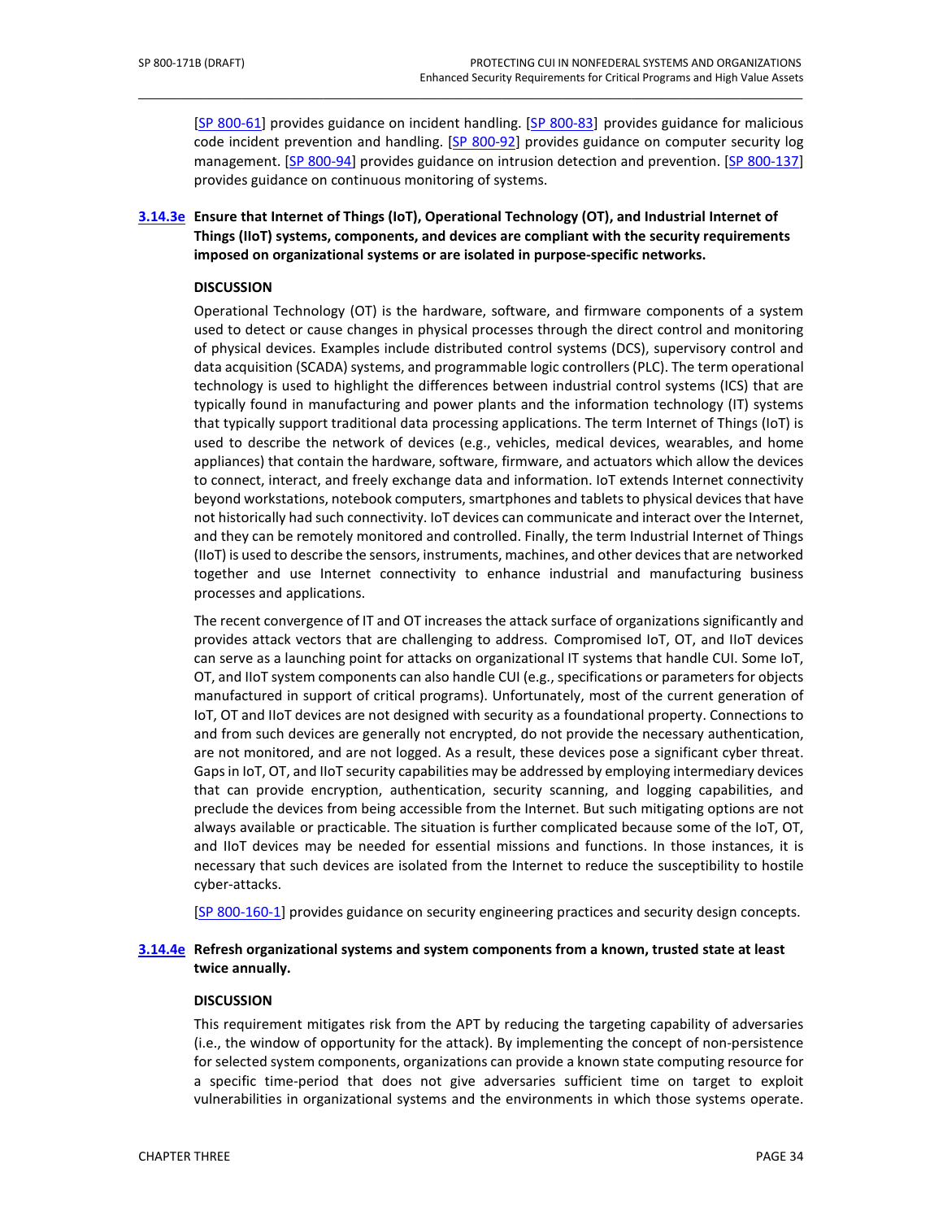[SP 800-61] provides guidance on incident handling. [SP 800-83] provides guidance for malicious code incident prevention and handling. [SP 800-92] provides guidance on computer security log management. [SP 800-94] provides guidance on intrusion detection and prevention. [SP 800-137] provides guidance on continuous monitoring of systems.

**3.14.3e Ensure that Internet of Things (IoT), Operational Technology (OT), and Industrial Internet of Things (IIoT) systems, components, and devices are compliant with the security requirements imposed on organizational systems or are isolated in purpose-specific networks.**

**DISCUSSION**

Operational Technology (OT) is the hardware, software, and firmware components of a system used to detect or cause changes in physical processes through the direct control and monitoring of physical devices. Examples include distributed control systems (DCS), supervisory control and data acquisition (SCADA) systems, and programmable logic controllers (PLC). The term operational technology is used to highlight the differences between industrial control systems (ICS) that are typically found in manufacturing and power plants and the information technology (IT) systems that typically support traditional data processing applications. The term Internet of Things (IoT) is used to describe the network of devices (e.g., vehicles, medical devices, wearables, and home appliances) that contain the hardware, software, firmware, and actuators which allow the devices to connect, interact, and freely exchange data and information. IoT extends Internet connectivity beyond workstations, notebook computers, smartphones and tablets to physical devices that have not historically had such connectivity. IoT devices can communicate and interact over the Internet, and they can be remotely monitored and controlled. Finally, the term Industrial Internet of Things (IIoT) is used to describe the sensors, instruments, machines, and other devices that are networked together and use Internet connectivity to enhance industrial and manufacturing business processes and applications.

The recent convergence of IT and OT increases the attack surface of organizations significantly and provides attack vectors that are challenging to address. Compromised IoT, OT, and IIoT devices can serve as a launching point for attacks on organizational IT systems that handle CUI. Some IoT, OT, and IIoT system components can also handle CUI (e.g., specifications or parameters for objects manufactured in support of critical programs). Unfortunately, most of the current generation of IoT, OT and IIoT devices are not designed with security as a foundational property. Connections to and from such devices are generally not encrypted, do not provide the necessary authentication, are not monitored, and are not logged. As a result, these devices pose a significant cyber threat. Gaps in IoT, OT, and IIoT security capabilities may be addressed by employing intermediary devices that can provide encryption, authentication, security scanning, and logging capabilities, and preclude the devices from being accessible from the Internet. But such mitigating options are not always available or practicable. The situation is further complicated because some of the IoT, OT, and IIoT devices may be needed for essential missions and functions. In those instances, it is necessary that such devices are isolated from the Internet to reduce the susceptibility to hostile cyber-attacks.

[SP 800-160-1] provides guidance on security engineering practices and security design concepts.

**3.14.4e Refresh organizational systems and system components from a known, trusted state at least twice annually.**

**DISCUSSION**

This requirement mitigates risk from the APT by reducing the targeting capability of adversaries (i.e., the window of opportunity for the attack). By implementing the concept of non-persistence for selected system components, organizations can provide a known state computing resource for a specific time-period that does not give adversaries sufficient time on target to exploit vulnerabilities in organizational systems and the environments in which those systems operate.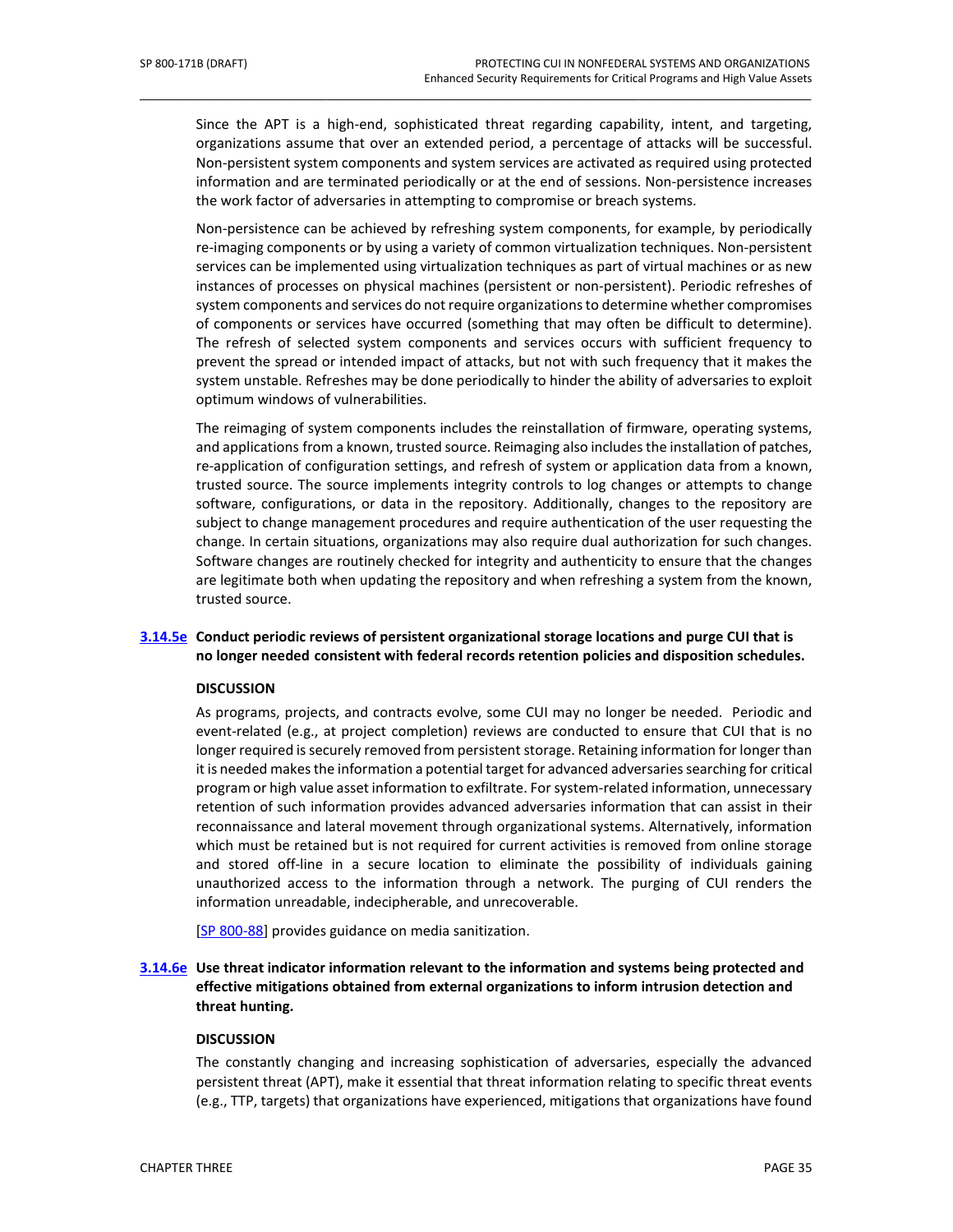Since the APT is a high-end, sophisticated threat regarding capability, intent, and targeting, organizations assume that over an extended period, a percentage of attacks will be successful. Non-persistent system components and system services are activated as required using protected information and are terminated periodically or at the end of sessions. Non-persistence increases the work factor of adversaries in attempting to compromise or breach systems.

Non-persistence can be achieved by refreshing system components, for example, by periodically re-imaging components or by using a variety of common virtualization techniques. Non-persistent services can be implemented using virtualization techniques as part of virtual machines or as new instances of processes on physical machines (persistent or non-persistent). Periodic refreshes of system components and services do not require organizations to determine whether compromises of components or services have occurred (something that may often be difficult to determine). The refresh of selected system components and services occurs with sufficient frequency to prevent the spread or intended impact of attacks, but not with such frequency that it makes the system unstable. Refreshes may be done periodically to hinder the ability of adversaries to exploit optimum windows of vulnerabilities.

The reimaging of system components includes the reinstallation of firmware, operating systems, and applications from a known, trusted source. Reimaging also includes the installation of patches, re-application of configuration settings, and refresh of system or application data from a known, trusted source. The source implements integrity controls to log changes or attempts to change software, configurations, or data in the repository. Additionally, changes to the repository are subject to change management procedures and require authentication of the user requesting the change. In certain situations, organizations may also require dual authorization for such changes. Software changes are routinely checked for integrity and authenticity to ensure that the changes are legitimate both when updating the repository and when refreshing a system from the known, trusted source.

**3.14.5e Conduct periodic reviews of persistent organizational storage locations and purge CUI that is no longer needed consistent with federal records retention policies and disposition schedules.**

**DISCUSSION**

As programs, projects, and contracts evolve, some CUI may no longer be needed. Periodic and event-related (e.g., at project completion) reviews are conducted to ensure that CUI that is no longer required is securely removed from persistent storage. Retaining information for longer than it is needed makes the information a potential target for advanced adversaries searching for critical program or high value asset information to exfiltrate. For system-related information, unnecessary retention of such information provides advanced adversaries information that can assist in their reconnaissance and lateral movement through organizational systems. Alternatively, information which must be retained but is not required for current activities is removed from online storage and stored off-line in a secure location to eliminate the possibility of individuals gaining unauthorized access to the information through a network. The purging of CUI renders the information unreadable, indecipherable, and unrecoverable.

[SP 800-88] provides guidance on media sanitization.

**3.14.6e Use threat indicator information relevant to the information and systems being protected and effective mitigations obtained from external organizations to inform intrusion detection and threat hunting.**

**DISCUSSION**

The constantly changing and increasing sophistication of adversaries, especially the advanced persistent threat (APT), make it essential that threat information relating to specific threat events (e.g., TTP, targets) that organizations have experienced, mitigations that organizations have found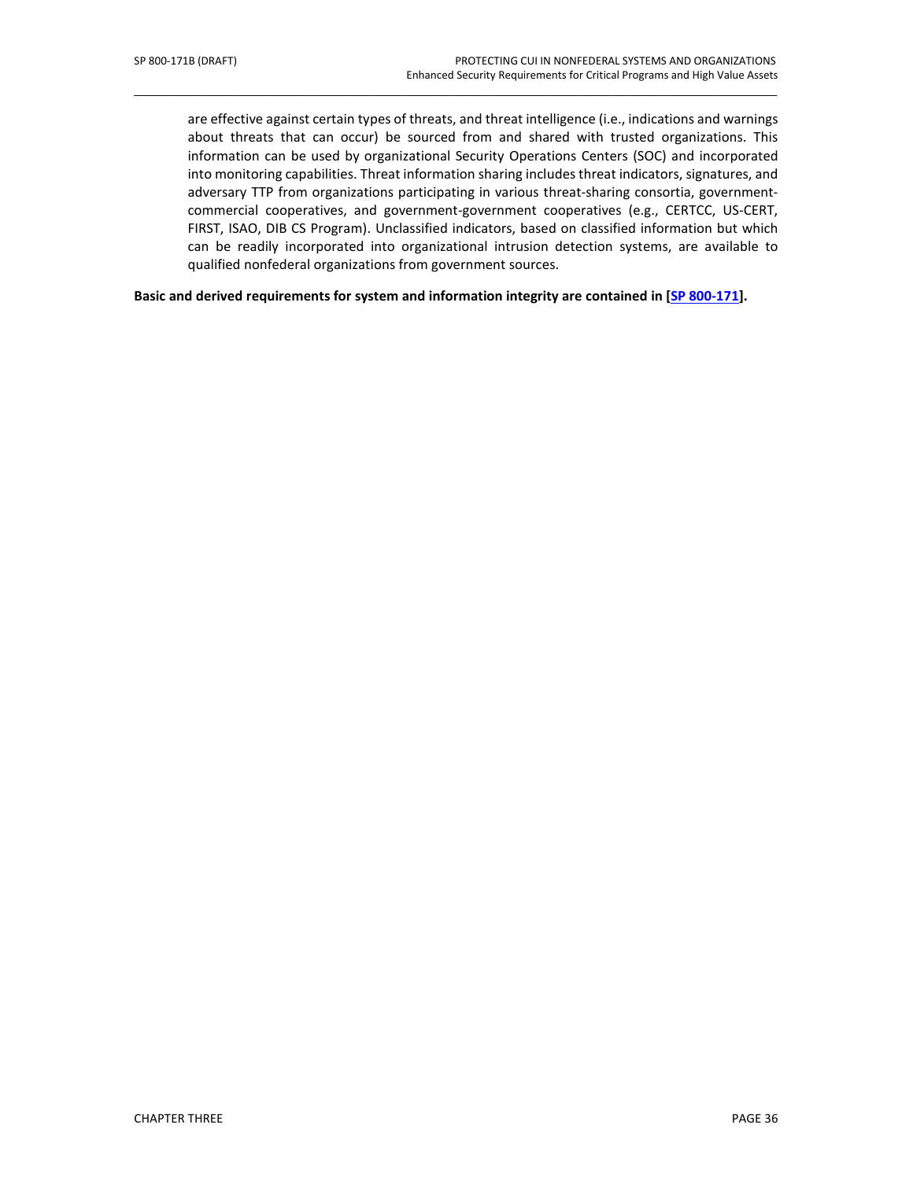are effective against certain types of threats, and threat intelligence (i.e., indications and warnings about threats that can occur) be sourced from and shared with trusted organizations. This information can be used by organizational Security Operations Centers (SOC) and incorporated into monitoring capabilities. Threat information sharing includes threat indicators, signatures, and adversary TTP from organizations participating in various threat-sharing consortia, government-commercial cooperatives, and government-government cooperatives (e.g., CERTCC, US-CERT, FIRST, ISAO, DIB CS Program). Unclassified indicators, based on classified information but which can be readily incorporated into organizational intrusion detection systems, are available to qualified nonfederal organizations from government sources.

**Basic and derived requirements for system and information integrity are contained in [SP 800-171].**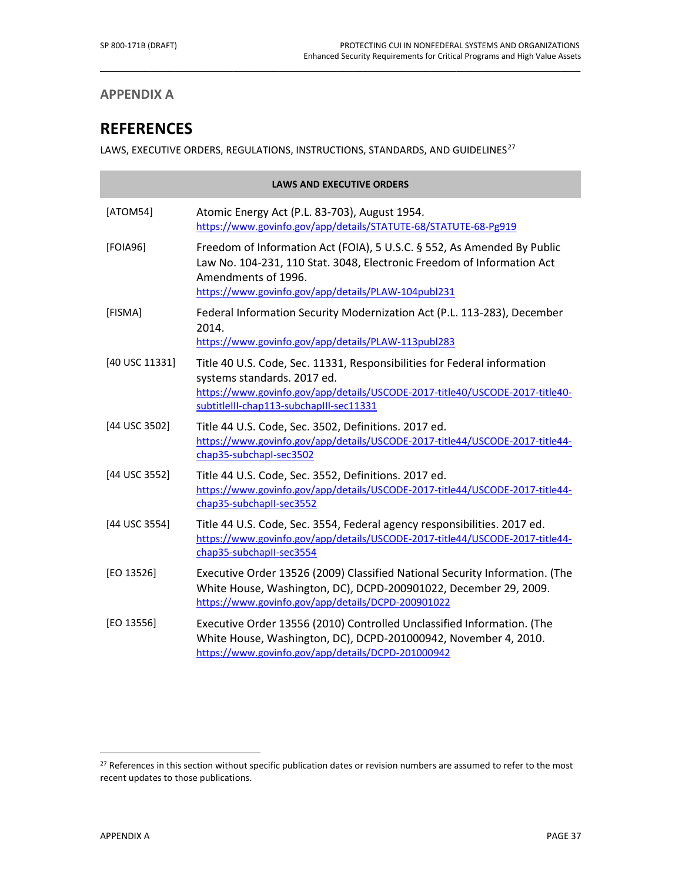## APPENDIX A

# REFERENCES

LAWS, EXECUTIVE ORDERS, REGULATIONS, INSTRUCTIONS, STANDARDS, AND GUIDELINES[27]

| LAWS AND EXECUTIVE ORDERS | |
|---|---|
| [ATOM54] | Atomic Energy Act (P.L. 83-703), August 1954. https://www.govinfo.gov/app/details/STATUTE-68/STATUTE-68-Pg919 |
| [FOIA96] | Freedom of Information Act (FOIA), 5 U.S.C. § 552, As Amended By Public Law No. 104-231, 110 Stat. 3048, Electronic Freedom of Information Act Amendments of 1996. https://www.govinfo.gov/app/details/PLAW-104publ231 |
| [FISMA] | Federal Information Security Modernization Act (P.L. 113-283), December 2014. https://www.govinfo.gov/app/details/PLAW-113publ283 |
| [40 USC 11331] | Title 40 U.S. Code, Sec. 11331, Responsibilities for Federal information systems standards. 2017 ed. https://www.govinfo.gov/app/details/USCODE-2017-title40/USCODE-2017-title40-subtitleIII-chap113-subchapIII-sec11331 |
| [44 USC 3502] | Title 44 U.S. Code, Sec. 3502, Definitions. 2017 ed. https://www.govinfo.gov/app/details/USCODE-2017-title44/USCODE-2017-title44-chap35-subchapI-sec3502 |
| [44 USC 3552] | Title 44 U.S. Code, Sec. 3552, Definitions. 2017 ed. https://www.govinfo.gov/app/details/USCODE-2017-title44/USCODE-2017-title44-chap35-subchapII-sec3552 |
| [44 USC 3554] | Title 44 U.S. Code, Sec. 3554, Federal agency responsibilities. 2017 ed. https://www.govinfo.gov/app/details/USCODE-2017-title44/USCODE-2017-title44-chap35-subchapII-sec3554 |
| [EO 13526] | Executive Order 13526 (2009) Classified National Security Information. (The White House, Washington, DC), DCPD-200901022, December 29, 2009. https://www.govinfo.gov/app/details/DCPD-200901022 |
| [EO 13556] | Executive Order 13556 (2010) Controlled Unclassified Information. (The White House, Washington, DC), DCPD-201000942, November 4, 2010. https://www.govinfo.gov/app/details/DCPD-201000942 |

[27] References in this section without specific publication dates or revision numbers are assumed to refer to the most recent updates to those publications.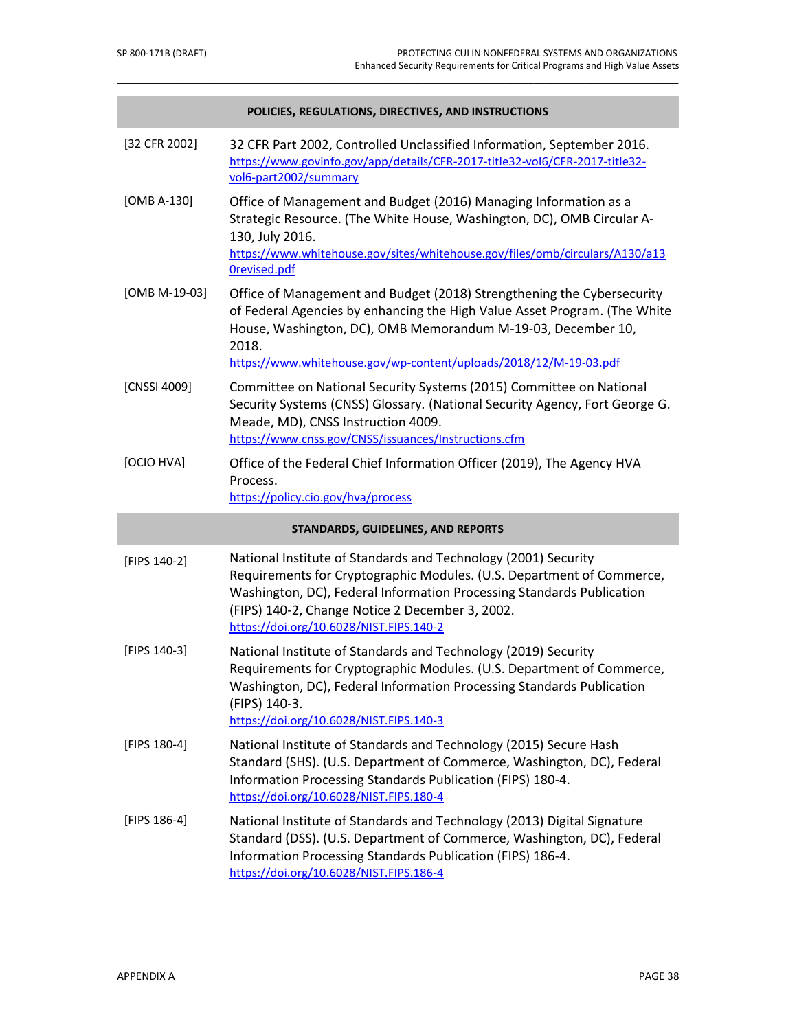**POLICIES, REGULATIONS, DIRECTIVES, AND INSTRUCTIONS**

| | |
|---|---|
| [32 CFR 2002] | 32 CFR Part 2002, Controlled Unclassified Information, September 2016. https://www.govinfo.gov/app/details/CFR-2017-title32-vol6/CFR-2017-title32-vol6-part2002/summary |
| [OMB A-130] | Office of Management and Budget (2016) Managing Information as a Strategic Resource. (The White House, Washington, DC), OMB Circular A-130, July 2016. https://www.whitehouse.gov/sites/whitehouse.gov/files/omb/circulars/A130/a130revised.pdf |
| [OMB M-19-03] | Office of Management and Budget (2018) Strengthening the Cybersecurity of Federal Agencies by enhancing the High Value Asset Program. (The White House, Washington, DC), OMB Memorandum M-19-03, December 10, 2018. https://www.whitehouse.gov/wp-content/uploads/2018/12/M-19-03.pdf |
| [CNSSI 4009] | Committee on National Security Systems (2015) Committee on National Security Systems (CNSS) Glossary. (National Security Agency, Fort George G. Meade, MD), CNSS Instruction 4009. https://www.cnss.gov/CNSS/issuances/Instructions.cfm |
| [OCIO HVA] | Office of the Federal Chief Information Officer (2019), The Agency HVA Process. https://policy.cio.gov/hva/process |

**STANDARDS, GUIDELINES, AND REPORTS**

| | |
|---|---|
| [FIPS 140-2] | National Institute of Standards and Technology (2001) Security Requirements for Cryptographic Modules. (U.S. Department of Commerce, Washington, DC), Federal Information Processing Standards Publication (FIPS) 140-2, Change Notice 2 December 3, 2002. https://doi.org/10.6028/NIST.FIPS.140-2 |
| [FIPS 140-3] | National Institute of Standards and Technology (2019) Security Requirements for Cryptographic Modules. (U.S. Department of Commerce, Washington, DC), Federal Information Processing Standards Publication (FIPS) 140-3. https://doi.org/10.6028/NIST.FIPS.140-3 |
| [FIPS 180-4] | National Institute of Standards and Technology (2015) Secure Hash Standard (SHS). (U.S. Department of Commerce, Washington, DC), Federal Information Processing Standards Publication (FIPS) 180-4. https://doi.org/10.6028/NIST.FIPS.180-4 |
| [FIPS 186-4] | National Institute of Standards and Technology (2013) Digital Signature Standard (DSS). (U.S. Department of Commerce, Washington, DC), Federal Information Processing Standards Publication (FIPS) 186-4. https://doi.org/10.6028/NIST.FIPS.186-4 |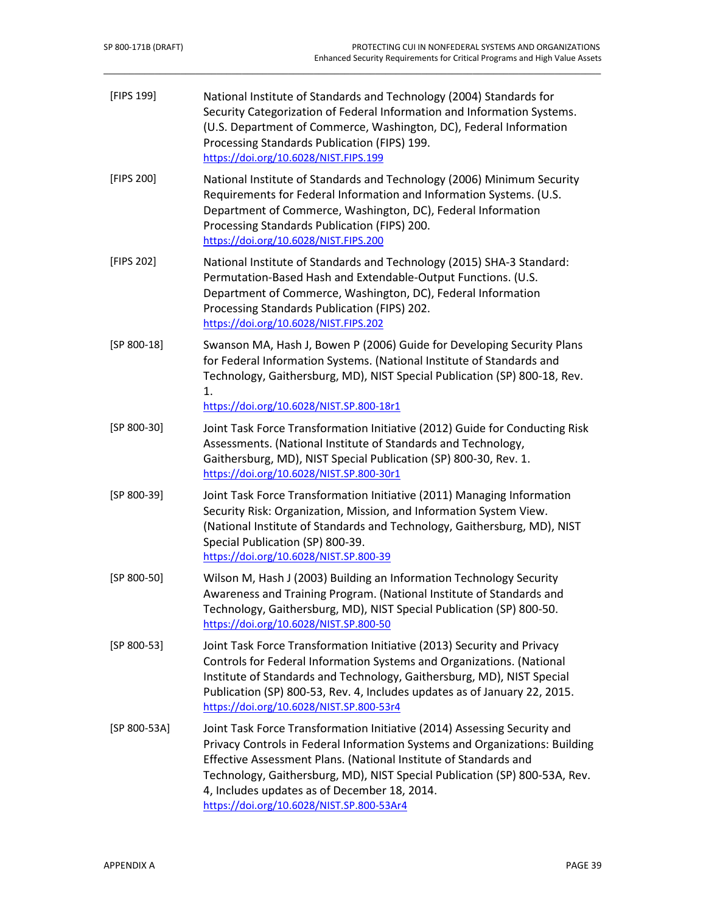[FIPS 199] National Institute of Standards and Technology (2004) Standards for Security Categorization of Federal Information and Information Systems. (U.S. Department of Commerce, Washington, DC), Federal Information Processing Standards Publication (FIPS) 199. https://doi.org/10.6028/NIST.FIPS.199

[FIPS 200] National Institute of Standards and Technology (2006) Minimum Security Requirements for Federal Information and Information Systems. (U.S. Department of Commerce, Washington, DC), Federal Information Processing Standards Publication (FIPS) 200. https://doi.org/10.6028/NIST.FIPS.200

[FIPS 202] National Institute of Standards and Technology (2015) SHA-3 Standard: Permutation-Based Hash and Extendable-Output Functions. (U.S. Department of Commerce, Washington, DC), Federal Information Processing Standards Publication (FIPS) 202. https://doi.org/10.6028/NIST.FIPS.202

[SP 800-18] Swanson MA, Hash J, Bowen P (2006) Guide for Developing Security Plans for Federal Information Systems. (National Institute of Standards and Technology, Gaithersburg, MD), NIST Special Publication (SP) 800-18, Rev. 1. https://doi.org/10.6028/NIST.SP.800-18r1

[SP 800-30] Joint Task Force Transformation Initiative (2012) Guide for Conducting Risk Assessments. (National Institute of Standards and Technology, Gaithersburg, MD), NIST Special Publication (SP) 800-30, Rev. 1. https://doi.org/10.6028/NIST.SP.800-30r1

[SP 800-39] Joint Task Force Transformation Initiative (2011) Managing Information Security Risk: Organization, Mission, and Information System View. (National Institute of Standards and Technology, Gaithersburg, MD), NIST Special Publication (SP) 800-39. https://doi.org/10.6028/NIST.SP.800-39

[SP 800-50] Wilson M, Hash J (2003) Building an Information Technology Security Awareness and Training Program. (National Institute of Standards and Technology, Gaithersburg, MD), NIST Special Publication (SP) 800-50. https://doi.org/10.6028/NIST.SP.800-50

[SP 800-53] Joint Task Force Transformation Initiative (2013) Security and Privacy Controls for Federal Information Systems and Organizations. (National Institute of Standards and Technology, Gaithersburg, MD), NIST Special Publication (SP) 800-53, Rev. 4, Includes updates as of January 22, 2015. https://doi.org/10.6028/NIST.SP.800-53r4

[SP 800-53A] Joint Task Force Transformation Initiative (2014) Assessing Security and Privacy Controls in Federal Information Systems and Organizations: Building Effective Assessment Plans. (National Institute of Standards and Technology, Gaithersburg, MD), NIST Special Publication (SP) 800-53A, Rev. 4, Includes updates as of December 18, 2014. https://doi.org/10.6028/NIST.SP.800-53Ar4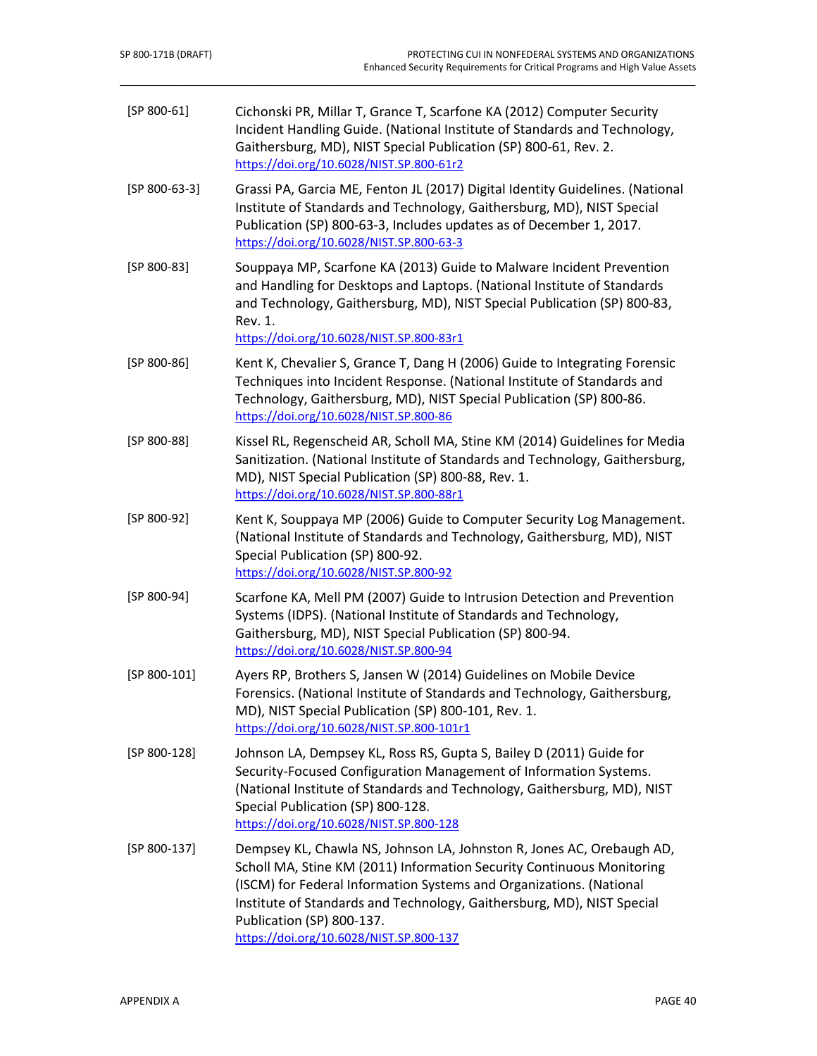[SP 800-61] Cichonski PR, Millar T, Grance T, Scarfone KA (2012) Computer Security Incident Handling Guide. (National Institute of Standards and Technology, Gaithersburg, MD), NIST Special Publication (SP) 800-61, Rev. 2. https://doi.org/10.6028/NIST.SP.800-61r2

[SP 800-63-3] Grassi PA, Garcia ME, Fenton JL (2017) Digital Identity Guidelines. (National Institute of Standards and Technology, Gaithersburg, MD), NIST Special Publication (SP) 800-63-3, Includes updates as of December 1, 2017. https://doi.org/10.6028/NIST.SP.800-63-3

[SP 800-83] Souppaya MP, Scarfone KA (2013) Guide to Malware Incident Prevention and Handling for Desktops and Laptops. (National Institute of Standards and Technology, Gaithersburg, MD), NIST Special Publication (SP) 800-83, Rev. 1. https://doi.org/10.6028/NIST.SP.800-83r1

[SP 800-86] Kent K, Chevalier S, Grance T, Dang H (2006) Guide to Integrating Forensic Techniques into Incident Response. (National Institute of Standards and Technology, Gaithersburg, MD), NIST Special Publication (SP) 800-86. https://doi.org/10.6028/NIST.SP.800-86

[SP 800-88] Kissel RL, Regenscheid AR, Scholl MA, Stine KM (2014) Guidelines for Media Sanitization. (National Institute of Standards and Technology, Gaithersburg, MD), NIST Special Publication (SP) 800-88, Rev. 1. https://doi.org/10.6028/NIST.SP.800-88r1

[SP 800-92] Kent K, Souppaya MP (2006) Guide to Computer Security Log Management. (National Institute of Standards and Technology, Gaithersburg, MD), NIST Special Publication (SP) 800-92. https://doi.org/10.6028/NIST.SP.800-92

[SP 800-94] Scarfone KA, Mell PM (2007) Guide to Intrusion Detection and Prevention Systems (IDPS). (National Institute of Standards and Technology, Gaithersburg, MD), NIST Special Publication (SP) 800-94. https://doi.org/10.6028/NIST.SP.800-94

[SP 800-101] Ayers RP, Brothers S, Jansen W (2014) Guidelines on Mobile Device Forensics. (National Institute of Standards and Technology, Gaithersburg, MD), NIST Special Publication (SP) 800-101, Rev. 1. https://doi.org/10.6028/NIST.SP.800-101r1

[SP 800-128] Johnson LA, Dempsey KL, Ross RS, Gupta S, Bailey D (2011) Guide for Security-Focused Configuration Management of Information Systems. (National Institute of Standards and Technology, Gaithersburg, MD), NIST Special Publication (SP) 800-128. https://doi.org/10.6028/NIST.SP.800-128

[SP 800-137] Dempsey KL, Chawla NS, Johnson LA, Johnston R, Jones AC, Orebaugh AD, Scholl MA, Stine KM (2011) Information Security Continuous Monitoring (ISCM) for Federal Information Systems and Organizations. (National Institute of Standards and Technology, Gaithersburg, MD), NIST Special Publication (SP) 800-137. https://doi.org/10.6028/NIST.SP.800-137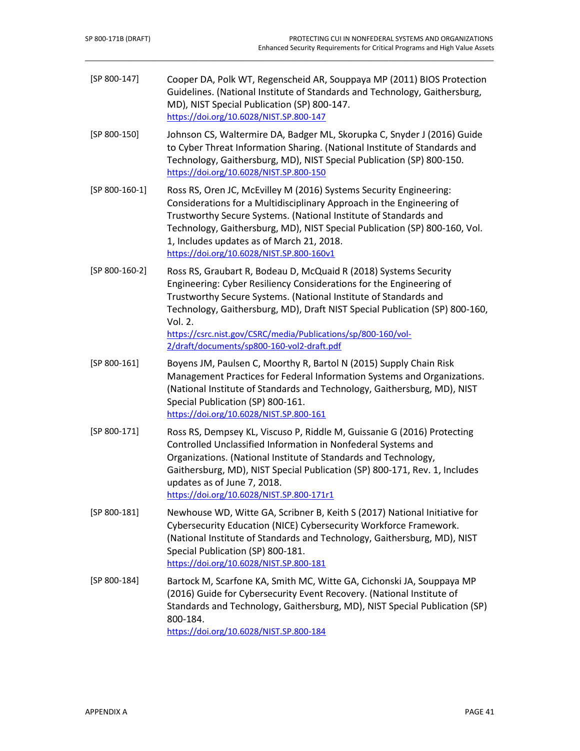| | |
|---|---|
| [SP 800-147] | Cooper DA, Polk WT, Regenscheid AR, Souppaya MP (2011) BIOS Protection Guidelines. (National Institute of Standards and Technology, Gaithersburg, MD), NIST Special Publication (SP) 800-147. https://doi.org/10.6028/NIST.SP.800-147 |
| [SP 800-150] | Johnson CS, Waltermire DA, Badger ML, Skorupka C, Snyder J (2016) Guide to Cyber Threat Information Sharing. (National Institute of Standards and Technology, Gaithersburg, MD), NIST Special Publication (SP) 800-150. https://doi.org/10.6028/NIST.SP.800-150 |
| [SP 800-160-1] | Ross RS, Oren JC, McEvilley M (2016) Systems Security Engineering: Considerations for a Multidisciplinary Approach in the Engineering of Trustworthy Secure Systems. (National Institute of Standards and Technology, Gaithersburg, MD), NIST Special Publication (SP) 800-160, Vol. 1, Includes updates as of March 21, 2018. https://doi.org/10.6028/NIST.SP.800-160v1 |
| [SP 800-160-2] | Ross RS, Graubart R, Bodeau D, McQuaid R (2018) Systems Security Engineering: Cyber Resiliency Considerations for the Engineering of Trustworthy Secure Systems. (National Institute of Standards and Technology, Gaithersburg, MD), Draft NIST Special Publication (SP) 800-160, Vol. 2. https://csrc.nist.gov/CSRC/media/Publications/sp/800-160/vol-2/draft/documents/sp800-160-vol2-draft.pdf |
| [SP 800-161] | Boyens JM, Paulsen C, Moorthy R, Bartol N (2015) Supply Chain Risk Management Practices for Federal Information Systems and Organizations. (National Institute of Standards and Technology, Gaithersburg, MD), NIST Special Publication (SP) 800-161. https://doi.org/10.6028/NIST.SP.800-161 |
| [SP 800-171] | Ross RS, Dempsey KL, Viscuso P, Riddle M, Guissanie G (2016) Protecting Controlled Unclassified Information in Nonfederal Systems and Organizations. (National Institute of Standards and Technology, Gaithersburg, MD), NIST Special Publication (SP) 800-171, Rev. 1, Includes updates as of June 7, 2018. https://doi.org/10.6028/NIST.SP.800-171r1 |
| [SP 800-181] | Newhouse WD, Witte GA, Scribner B, Keith S (2017) National Initiative for Cybersecurity Education (NICE) Cybersecurity Workforce Framework. (National Institute of Standards and Technology, Gaithersburg, MD), NIST Special Publication (SP) 800-181. https://doi.org/10.6028/NIST.SP.800-181 |
| [SP 800-184] | Bartock M, Scarfone KA, Smith MC, Witte GA, Cichonski JA, Souppaya MP (2016) Guide for Cybersecurity Event Recovery. (National Institute of Standards and Technology, Gaithersburg, MD), NIST Special Publication (SP) 800-184. https://doi.org/10.6028/NIST.SP.800-184 |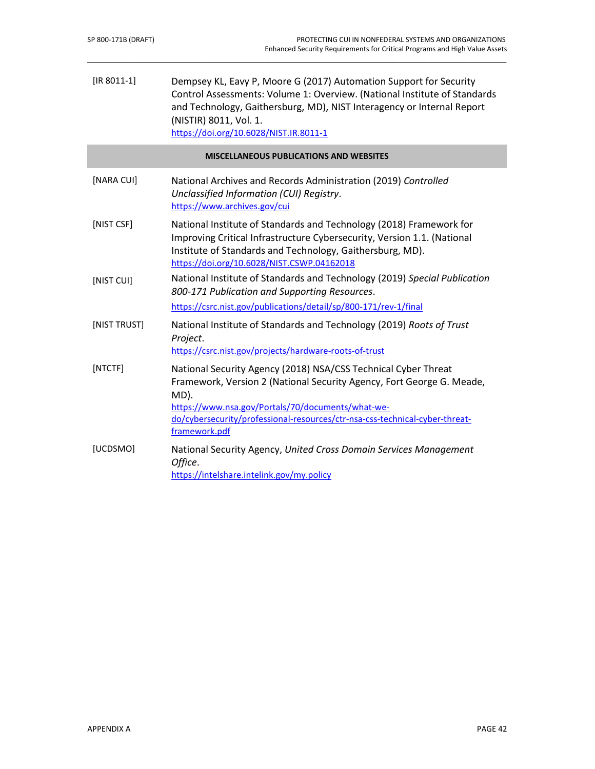| | |
|---|---|
| [IR 8011-1] | Dempsey KL, Eavy P, Moore G (2017) Automation Support for Security Control Assessments: Volume 1: Overview. (National Institute of Standards and Technology, Gaithersburg, MD), NIST Interagency or Internal Report (NISTIR) 8011, Vol. 1. https://doi.org/10.6028/NIST.IR.8011-1 |

**MISCELLANEOUS PUBLICATIONS AND WEBSITES**

| | |
|---|---|
| [NARA CUI] | National Archives and Records Administration (2019) *Controlled Unclassified Information (CUI) Registry*. https://www.archives.gov/cui |
| [NIST CSF] | National Institute of Standards and Technology (2018) Framework for Improving Critical Infrastructure Cybersecurity, Version 1.1. (National Institute of Standards and Technology, Gaithersburg, MD). https://doi.org/10.6028/NIST.CSWP.04162018 |
| [NIST CUI] | National Institute of Standards and Technology (2019) *Special Publication 800-171 Publication and Supporting Resources*. https://csrc.nist.gov/publications/detail/sp/800-171/rev-1/final |
| [NIST TRUST] | National Institute of Standards and Technology (2019) *Roots of Trust Project*. https://csrc.nist.gov/projects/hardware-roots-of-trust |
| [NTCTF] | National Security Agency (2018) NSA/CSS Technical Cyber Threat Framework, Version 2 (National Security Agency, Fort George G. Meade, MD). https://www.nsa.gov/Portals/70/documents/what-we-do/cybersecurity/professional-resources/ctr-nsa-css-technical-cyber-threat-framework.pdf |
| [UCDSMO] | National Security Agency, *United Cross Domain Services Management Office*. https://intelshare.intelink.gov/my.policy |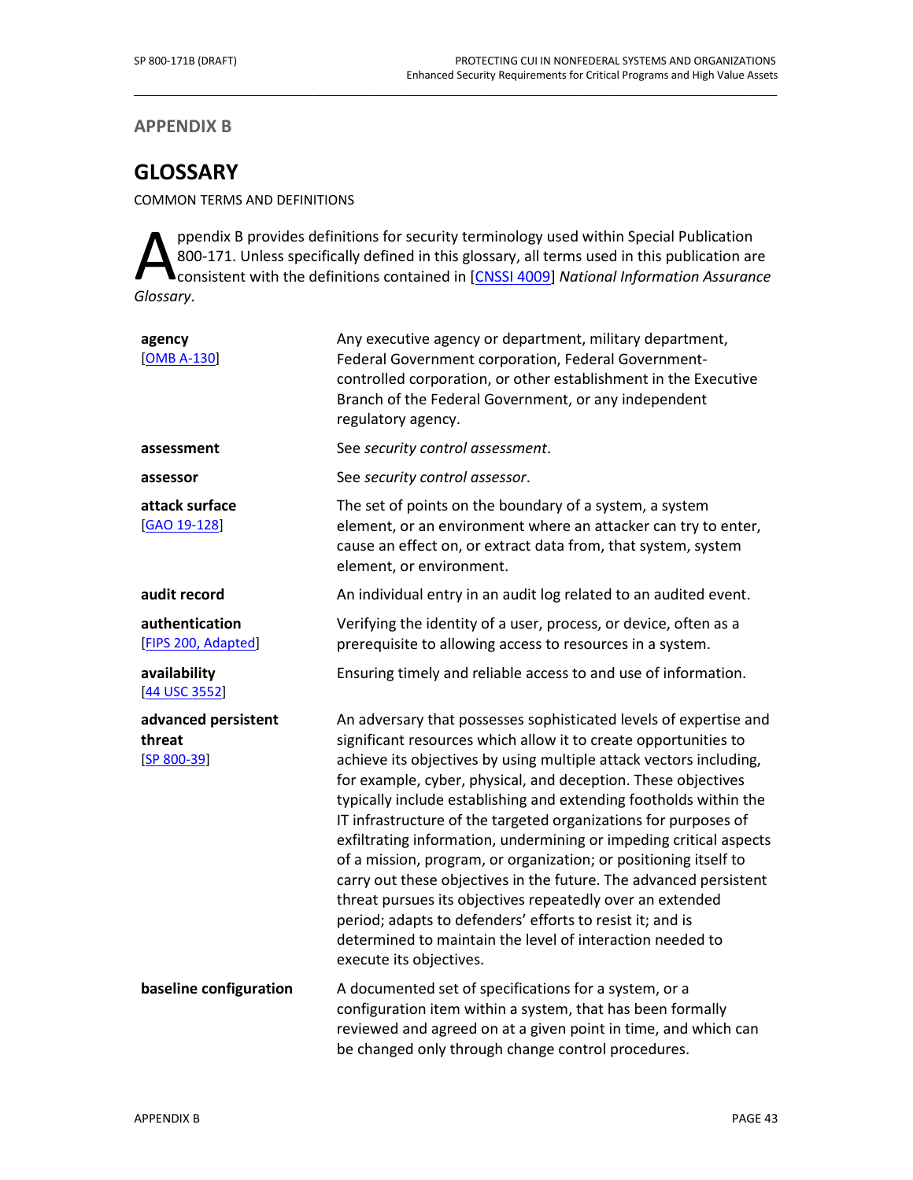## APPENDIX B

# GLOSSARY

COMMON TERMS AND DEFINITIONS

Appendix B provides definitions for security terminology used within Special Publication 800-171. Unless specifically defined in this glossary, all terms used in this publication are consistent with the definitions contained in [CNSSI 4009] *National Information Assurance Glossary*.

| | |
|---|---|
| **agency** [OMB A-130] | Any executive agency or department, military department, Federal Government corporation, Federal Government-controlled corporation, or other establishment in the Executive Branch of the Federal Government, or any independent regulatory agency. |
| **assessment** | See *security control assessment*. |
| **assessor** | See *security control assessor*. |
| **attack surface** [GAO 19-128] | The set of points on the boundary of a system, a system element, or an environment where an attacker can try to enter, cause an effect on, or extract data from, that system, system element, or environment. |
| **audit record** | An individual entry in an audit log related to an audited event. |
| **authentication** [FIPS 200, Adapted] | Verifying the identity of a user, process, or device, often as a prerequisite to allowing access to resources in a system. |
| **availability** [44 USC 3552] | Ensuring timely and reliable access to and use of information. |
| **advanced persistent threat** [SP 800-39] | An adversary that possesses sophisticated levels of expertise and significant resources which allow it to create opportunities to achieve its objectives by using multiple attack vectors including, for example, cyber, physical, and deception. These objectives typically include establishing and extending footholds within the IT infrastructure of the targeted organizations for purposes of exfiltrating information, undermining or impeding critical aspects of a mission, program, or organization; or positioning itself to carry out these objectives in the future. The advanced persistent threat pursues its objectives repeatedly over an extended period; adapts to defenders' efforts to resist it; and is determined to maintain the level of interaction needed to execute its objectives. |
| **baseline configuration** | A documented set of specifications for a system, or a configuration item within a system, that has been formally reviewed and agreed on at a given point in time, and which can be changed only through change control procedures. |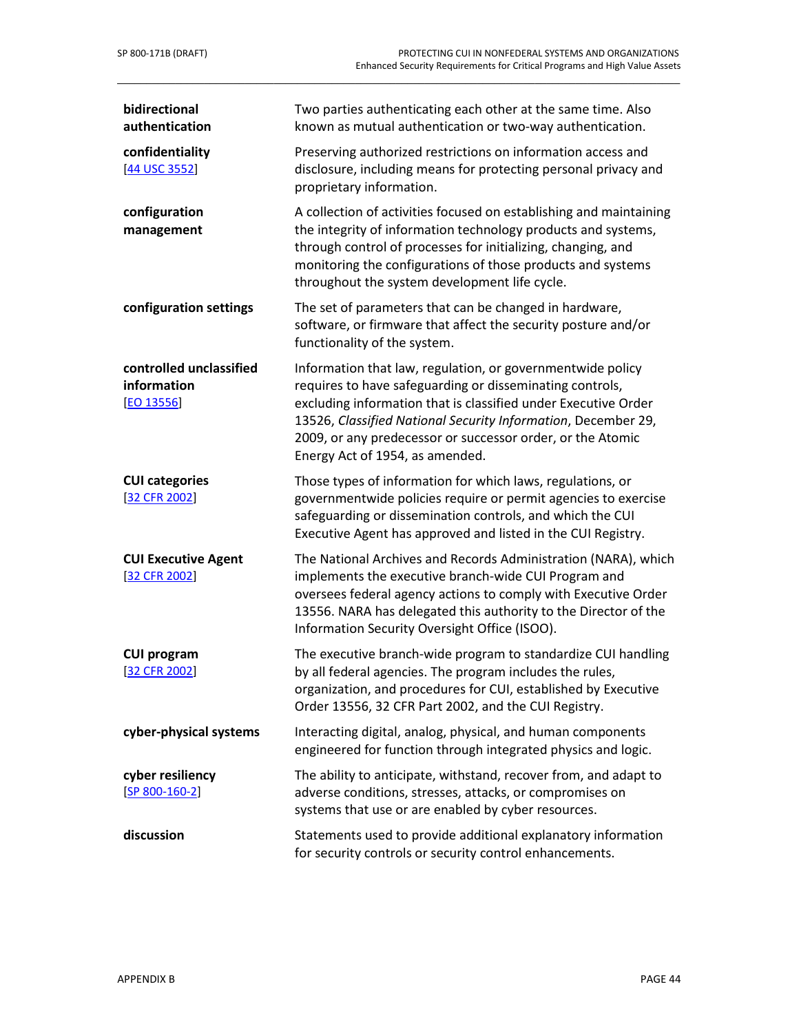**bidirectional authentication**
Two parties authenticating each other at the same time. Also known as mutual authentication or two-way authentication.

**confidentiality**
[44 USC 3552]
Preserving authorized restrictions on information access and disclosure, including means for protecting personal privacy and proprietary information.

**configuration management**
A collection of activities focused on establishing and maintaining the integrity of information technology products and systems, through control of processes for initializing, changing, and monitoring the configurations of those products and systems throughout the system development life cycle.

**configuration settings**
The set of parameters that can be changed in hardware, software, or firmware that affect the security posture and/or functionality of the system.

**controlled unclassified information**
[EO 13556]
Information that law, regulation, or governmentwide policy requires to have safeguarding or disseminating controls, excluding information that is classified under Executive Order 13526, *Classified National Security Information*, December 29, 2009, or any predecessor or successor order, or the Atomic Energy Act of 1954, as amended.

**CUI categories**
[32 CFR 2002]
Those types of information for which laws, regulations, or governmentwide policies require or permit agencies to exercise safeguarding or dissemination controls, and which the CUI Executive Agent has approved and listed in the CUI Registry.

**CUI Executive Agent**
[32 CFR 2002]
The National Archives and Records Administration (NARA), which implements the executive branch-wide CUI Program and oversees federal agency actions to comply with Executive Order 13556. NARA has delegated this authority to the Director of the Information Security Oversight Office (ISOO).

**CUI program**
[32 CFR 2002]
The executive branch-wide program to standardize CUI handling by all federal agencies. The program includes the rules, organization, and procedures for CUI, established by Executive Order 13556, 32 CFR Part 2002, and the CUI Registry.

**cyber-physical systems**
Interacting digital, analog, physical, and human components engineered for function through integrated physics and logic.

**cyber resiliency**
[SP 800-160-2]
The ability to anticipate, withstand, recover from, and adapt to adverse conditions, stresses, attacks, or compromises on systems that use or are enabled by cyber resources.

**discussion**
Statements used to provide additional explanatory information for security controls or security control enhancements.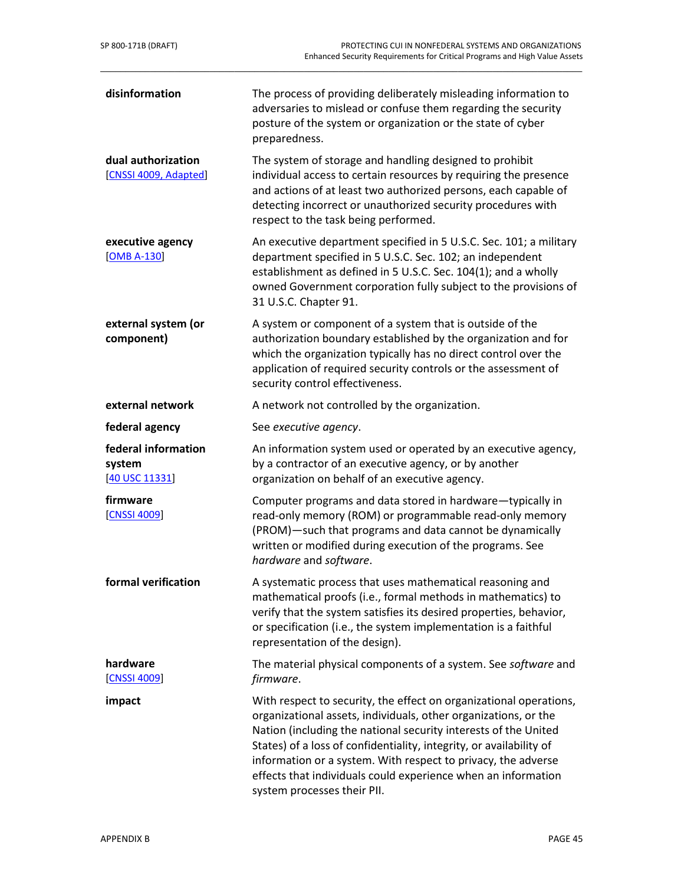| | |
|---|---|
| **disinformation** | The process of providing deliberately misleading information to adversaries to mislead or confuse them regarding the security posture of the system or organization or the state of cyber preparedness. |
| **dual authorization** [CNSSI 4009, Adapted] | The system of storage and handling designed to prohibit individual access to certain resources by requiring the presence and actions of at least two authorized persons, each capable of detecting incorrect or unauthorized security procedures with respect to the task being performed. |
| **executive agency** [OMB A-130] | An executive department specified in 5 U.S.C. Sec. 101; a military department specified in 5 U.S.C. Sec. 102; an independent establishment as defined in 5 U.S.C. Sec. 104(1); and a wholly owned Government corporation fully subject to the provisions of 31 U.S.C. Chapter 91. |
| **external system (or component)** | A system or component of a system that is outside of the authorization boundary established by the organization and for which the organization typically has no direct control over the application of required security controls or the assessment of security control effectiveness. |
| **external network** | A network not controlled by the organization. |
| **federal agency** | See *executive agency*. |
| **federal information system** [40 USC 11331] | An information system used or operated by an executive agency, by a contractor of an executive agency, or by another organization on behalf of an executive agency. |
| **firmware** [CNSSI 4009] | Computer programs and data stored in hardware—typically in read-only memory (ROM) or programmable read-only memory (PROM)—such that programs and data cannot be dynamically written or modified during execution of the programs. See *hardware* and *software*. |
| **formal verification** | A systematic process that uses mathematical reasoning and mathematical proofs (i.e., formal methods in mathematics) to verify that the system satisfies its desired properties, behavior, or specification (i.e., the system implementation is a faithful representation of the design). |
| **hardware** [CNSSI 4009] | The material physical components of a system. See *software* and *firmware*. |
| **impact** | With respect to security, the effect on organizational operations, organizational assets, individuals, other organizations, or the Nation (including the national security interests of the United States) of a loss of confidentiality, integrity, or availability of information or a system. With respect to privacy, the adverse effects that individuals could experience when an information system processes their PII. |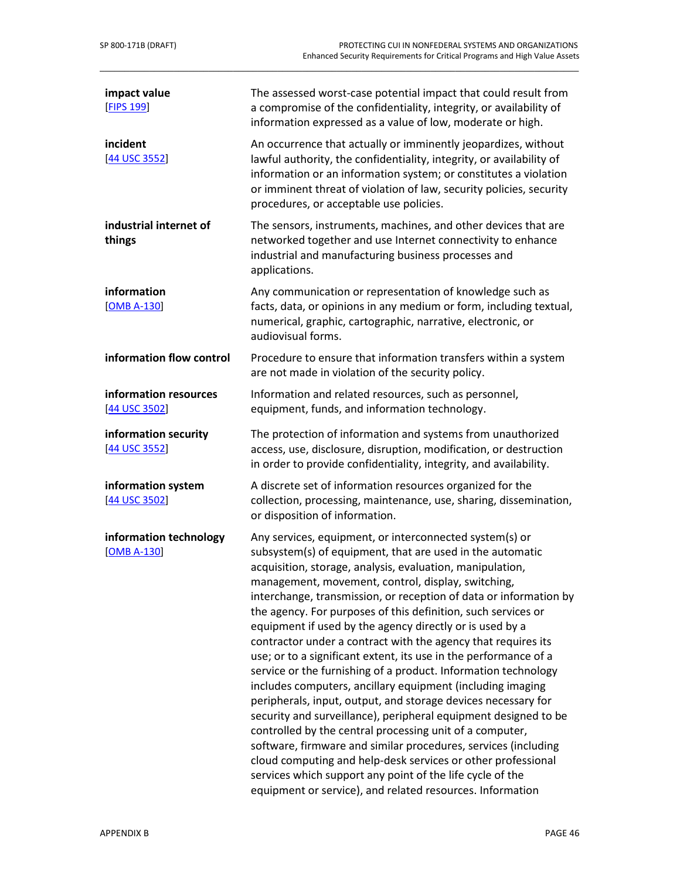**impact value**
[FIPS 199]

The assessed worst-case potential impact that could result from a compromise of the confidentiality, integrity, or availability of information expressed as a value of low, moderate or high.

**incident**
[44 USC 3552]

An occurrence that actually or imminently jeopardizes, without lawful authority, the confidentiality, integrity, or availability of information or an information system; or constitutes a violation or imminent threat of violation of law, security policies, security procedures, or acceptable use policies.

**industrial internet of things**

The sensors, instruments, machines, and other devices that are networked together and use Internet connectivity to enhance industrial and manufacturing business processes and applications.

**information**
[OMB A-130]

Any communication or representation of knowledge such as facts, data, or opinions in any medium or form, including textual, numerical, graphic, cartographic, narrative, electronic, or audiovisual forms.

**information flow control**

Procedure to ensure that information transfers within a system are not made in violation of the security policy.

**information resources**
[44 USC 3502]

Information and related resources, such as personnel, equipment, funds, and information technology.

**information security**
[44 USC 3552]

The protection of information and systems from unauthorized access, use, disclosure, disruption, modification, or destruction in order to provide confidentiality, integrity, and availability.

**information system**
[44 USC 3502]

A discrete set of information resources organized for the collection, processing, maintenance, use, sharing, dissemination, or disposition of information.

**information technology**
[OMB A-130]

Any services, equipment, or interconnected system(s) or subsystem(s) of equipment, that are used in the automatic acquisition, storage, analysis, evaluation, manipulation, management, movement, control, display, switching, interchange, transmission, or reception of data or information by the agency. For purposes of this definition, such services or equipment if used by the agency directly or is used by a contractor under a contract with the agency that requires its use; or to a significant extent, its use in the performance of a service or the furnishing of a product. Information technology includes computers, ancillary equipment (including imaging peripherals, input, output, and storage devices necessary for security and surveillance), peripheral equipment designed to be controlled by the central processing unit of a computer, software, firmware and similar procedures, services (including cloud computing and help-desk services or other professional services which support any point of the life cycle of the equipment or service), and related resources. Information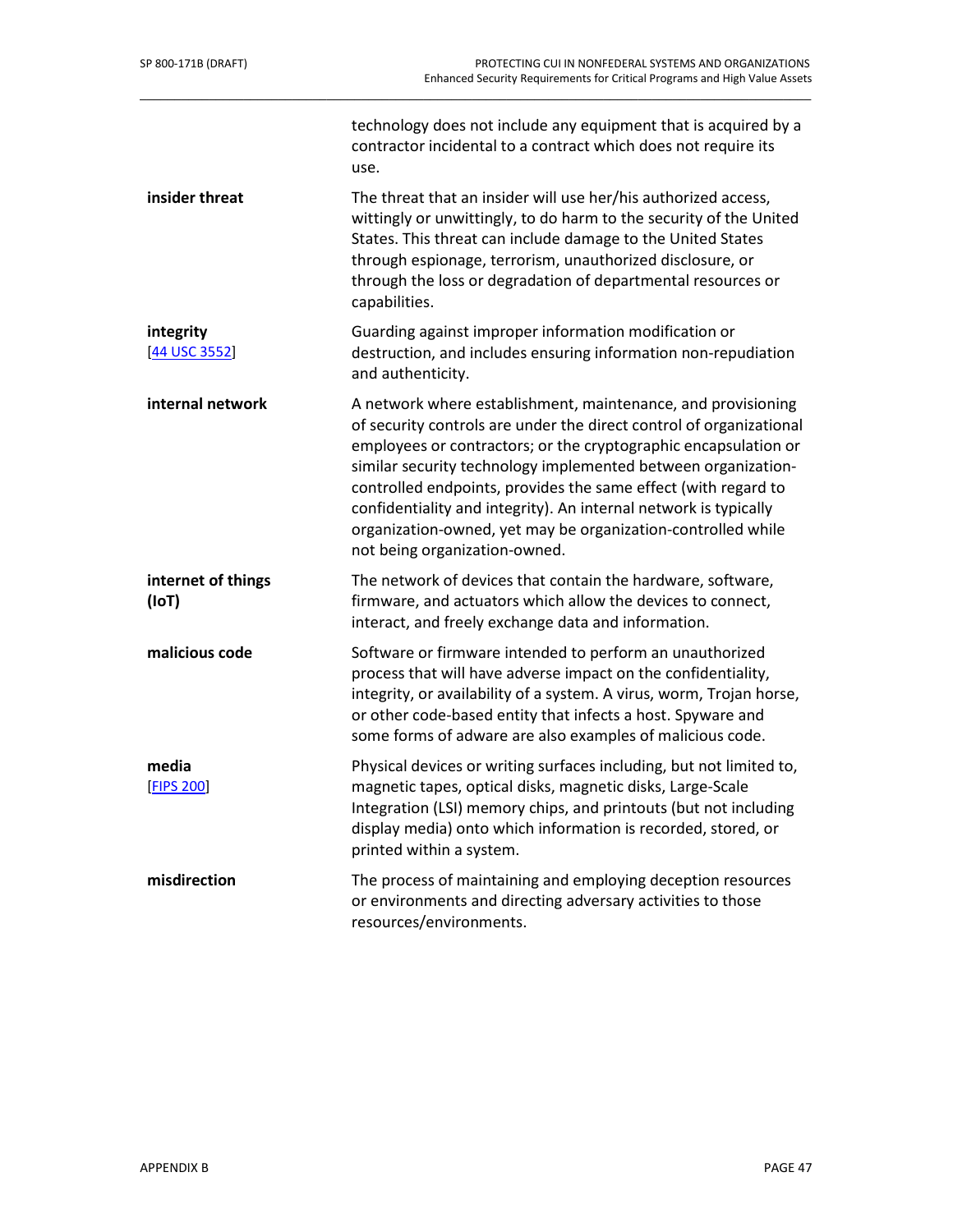technology does not include any equipment that is acquired by a contractor incidental to a contract which does not require its use.

**insider threat**
The threat that an insider will use her/his authorized access, wittingly or unwittingly, to do harm to the security of the United States. This threat can include damage to the United States through espionage, terrorism, unauthorized disclosure, or through the loss or degradation of departmental resources or capabilities.

**integrity**
[44 USC 3552]
Guarding against improper information modification or destruction, and includes ensuring information non-repudiation and authenticity.

**internal network**
A network where establishment, maintenance, and provisioning of security controls are under the direct control of organizational employees or contractors; or the cryptographic encapsulation or similar security technology implemented between organization-controlled endpoints, provides the same effect (with regard to confidentiality and integrity). An internal network is typically organization-owned, yet may be organization-controlled while not being organization-owned.

**internet of things (IoT)**
The network of devices that contain the hardware, software, firmware, and actuators which allow the devices to connect, interact, and freely exchange data and information.

**malicious code**
Software or firmware intended to perform an unauthorized process that will have adverse impact on the confidentiality, integrity, or availability of a system. A virus, worm, Trojan horse, or other code-based entity that infects a host. Spyware and some forms of adware are also examples of malicious code.

**media**
[FIPS 200]
Physical devices or writing surfaces including, but not limited to, magnetic tapes, optical disks, magnetic disks, Large-Scale Integration (LSI) memory chips, and printouts (but not including display media) onto which information is recorded, stored, or printed within a system.

**misdirection**
The process of maintaining and employing deception resources or environments and directing adversary activities to those resources/environments.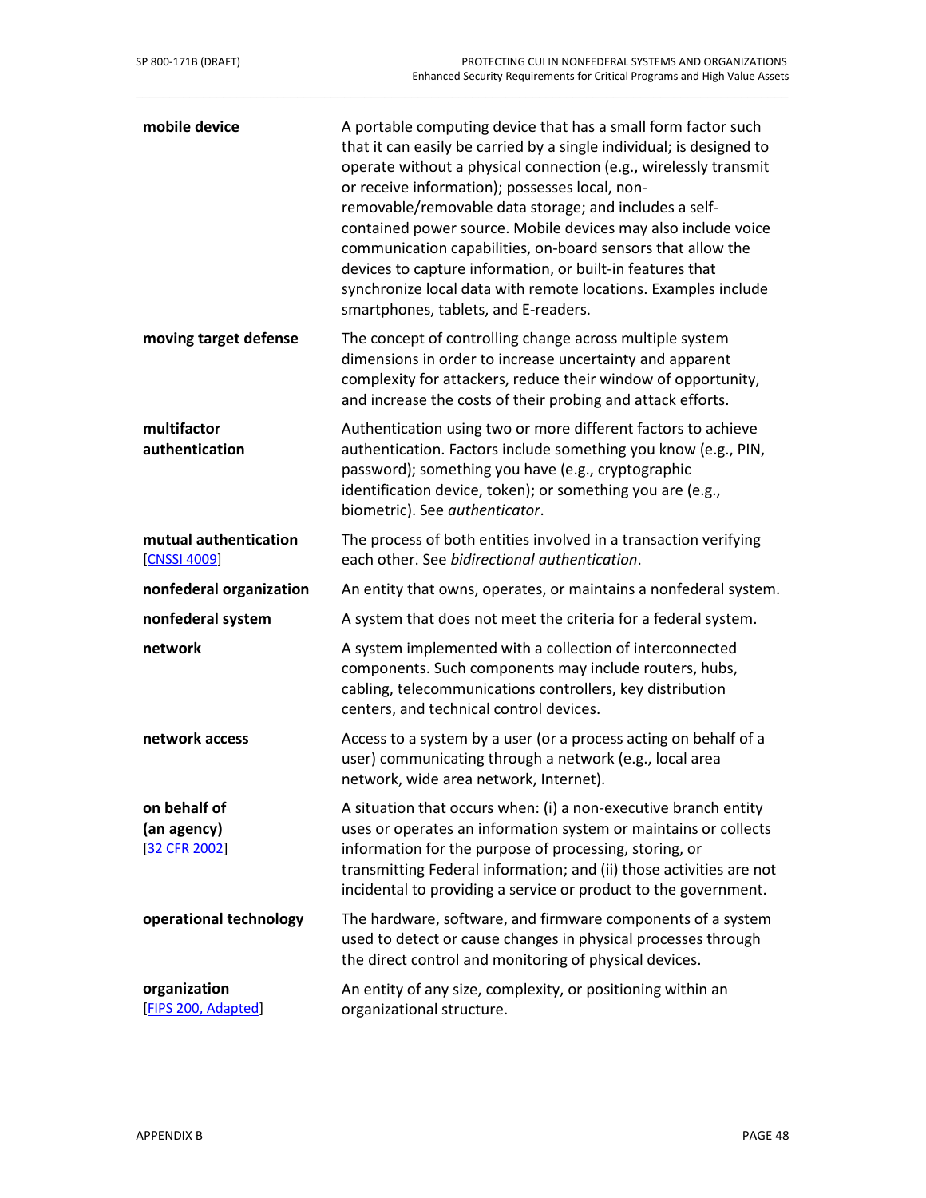| | |
|---|---|
| **mobile device** | A portable computing device that has a small form factor such that it can easily be carried by a single individual; is designed to operate without a physical connection (e.g., wirelessly transmit or receive information); possesses local, non-removable/removable data storage; and includes a self-contained power source. Mobile devices may also include voice communication capabilities, on-board sensors that allow the devices to capture information, or built-in features that synchronize local data with remote locations. Examples include smartphones, tablets, and E-readers. |
| **moving target defense** | The concept of controlling change across multiple system dimensions in order to increase uncertainty and apparent complexity for attackers, reduce their window of opportunity, and increase the costs of their probing and attack efforts. |
| **multifactor authentication** | Authentication using two or more different factors to achieve authentication. Factors include something you know (e.g., PIN, password); something you have (e.g., cryptographic identification device, token); or something you are (e.g., biometric). See *authenticator*. |
| **mutual authentication** [CNSSI 4009] | The process of both entities involved in a transaction verifying each other. See *bidirectional authentication*. |
| **nonfederal organization** | An entity that owns, operates, or maintains a nonfederal system. |
| **nonfederal system** | A system that does not meet the criteria for a federal system. |
| **network** | A system implemented with a collection of interconnected components. Such components may include routers, hubs, cabling, telecommunications controllers, key distribution centers, and technical control devices. |
| **network access** | Access to a system by a user (or a process acting on behalf of a user) communicating through a network (e.g., local area network, wide area network, Internet). |
| **on behalf of (an agency)** [32 CFR 2002] | A situation that occurs when: (i) a non-executive branch entity uses or operates an information system or maintains or collects information for the purpose of processing, storing, or transmitting Federal information; and (ii) those activities are not incidental to providing a service or product to the government. |
| **operational technology** | The hardware, software, and firmware components of a system used to detect or cause changes in physical processes through the direct control and monitoring of physical devices. |
| **organization** [FIPS 200, Adapted] | An entity of any size, complexity, or positioning within an organizational structure. |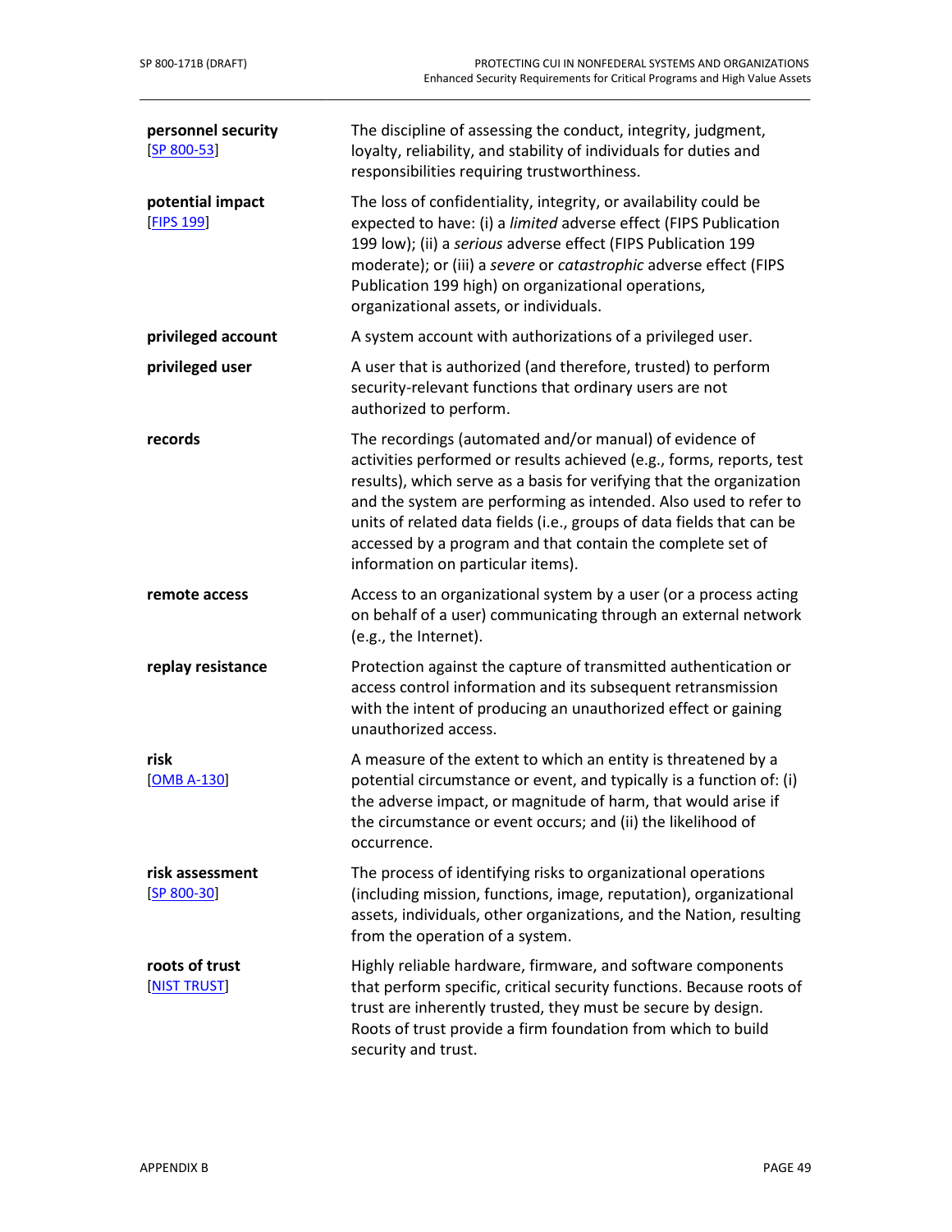| | |
|---|---|
| **personnel security** [SP 800-53] | The discipline of assessing the conduct, integrity, judgment, loyalty, reliability, and stability of individuals for duties and responsibilities requiring trustworthiness. |
| **potential impact** [FIPS 199] | The loss of confidentiality, integrity, or availability could be expected to have: (i) a *limited* adverse effect (FIPS Publication 199 low); (ii) a *serious* adverse effect (FIPS Publication 199 moderate); or (iii) a *severe* or *catastrophic* adverse effect (FIPS Publication 199 high) on organizational operations, organizational assets, or individuals. |
| **privileged account** | A system account with authorizations of a privileged user. |
| **privileged user** | A user that is authorized (and therefore, trusted) to perform security-relevant functions that ordinary users are not authorized to perform. |
| **records** | The recordings (automated and/or manual) of evidence of activities performed or results achieved (e.g., forms, reports, test results), which serve as a basis for verifying that the organization and the system are performing as intended. Also used to refer to units of related data fields (i.e., groups of data fields that can be accessed by a program and that contain the complete set of information on particular items). |
| **remote access** | Access to an organizational system by a user (or a process acting on behalf of a user) communicating through an external network (e.g., the Internet). |
| **replay resistance** | Protection against the capture of transmitted authentication or access control information and its subsequent retransmission with the intent of producing an unauthorized effect or gaining unauthorized access. |
| **risk** [OMB A-130] | A measure of the extent to which an entity is threatened by a potential circumstance or event, and typically is a function of: (i) the adverse impact, or magnitude of harm, that would arise if the circumstance or event occurs; and (ii) the likelihood of occurrence. |
| **risk assessment** [SP 800-30] | The process of identifying risks to organizational operations (including mission, functions, image, reputation), organizational assets, individuals, other organizations, and the Nation, resulting from the operation of a system. |
| **roots of trust** [NIST TRUST] | Highly reliable hardware, firmware, and software components that perform specific, critical security functions. Because roots of trust are inherently trusted, they must be secure by design. Roots of trust provide a firm foundation from which to build security and trust. |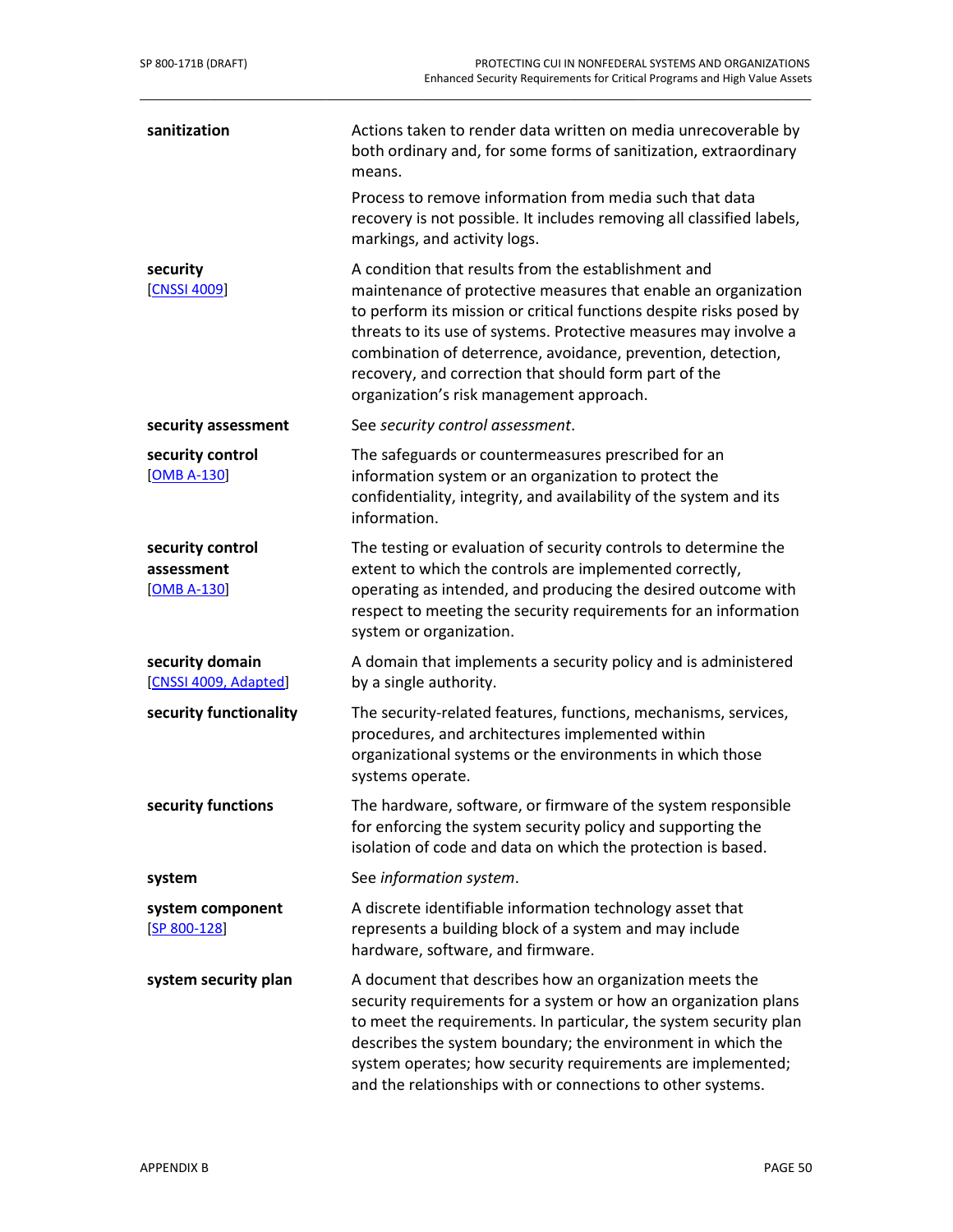| | |
|---|---|
| **sanitization** | Actions taken to render data written on media unrecoverable by both ordinary and, for some forms of sanitization, extraordinary means.<br><br>Process to remove information from media such that data recovery is not possible. It includes removing all classified labels, markings, and activity logs. |
| **security**<br>[CNSSI 4009] | A condition that results from the establishment and maintenance of protective measures that enable an organization to perform its mission or critical functions despite risks posed by threats to its use of systems. Protective measures may involve a combination of deterrence, avoidance, prevention, detection, recovery, and correction that should form part of the organization's risk management approach. |
| **security assessment** | See *security control assessment*. |
| **security control**<br>[OMB A-130] | The safeguards or countermeasures prescribed for an information system or an organization to protect the confidentiality, integrity, and availability of the system and its information. |
| **security control assessment**<br>[OMB A-130] | The testing or evaluation of security controls to determine the extent to which the controls are implemented correctly, operating as intended, and producing the desired outcome with respect to meeting the security requirements for an information system or organization. |
| **security domain**<br>[CNSSI 4009, Adapted] | A domain that implements a security policy and is administered by a single authority. |
| **security functionality** | The security-related features, functions, mechanisms, services, procedures, and architectures implemented within organizational systems or the environments in which those systems operate. |
| **security functions** | The hardware, software, or firmware of the system responsible for enforcing the system security policy and supporting the isolation of code and data on which the protection is based. |
| **system** | See *information system*. |
| **system component**<br>[SP 800-128] | A discrete identifiable information technology asset that represents a building block of a system and may include hardware, software, and firmware. |
| **system security plan** | A document that describes how an organization meets the security requirements for a system or how an organization plans to meet the requirements. In particular, the system security plan describes the system boundary; the environment in which the system operates; how security requirements are implemented; and the relationships with or connections to other systems. |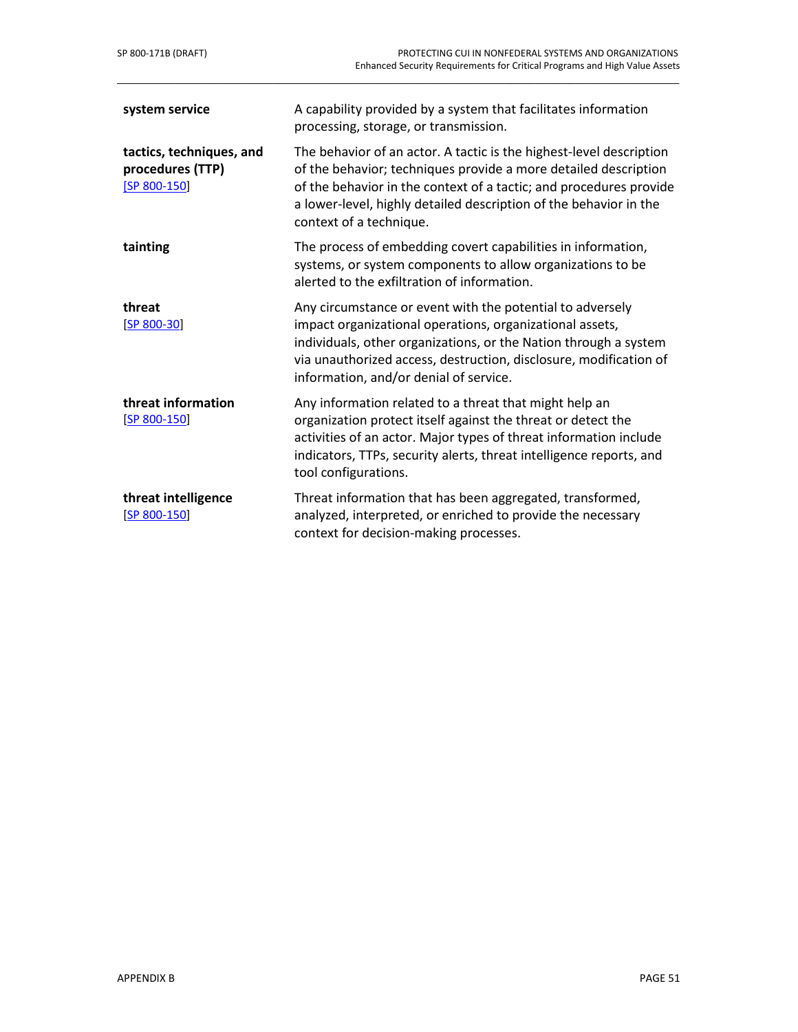| | |
|---|---|
| **system service** | A capability provided by a system that facilitates information processing, storage, or transmission. |
| **tactics, techniques, and procedures (TTP)** [SP 800-150] | The behavior of an actor. A tactic is the highest-level description of the behavior; techniques provide a more detailed description of the behavior in the context of a tactic; and procedures provide a lower-level, highly detailed description of the behavior in the context of a technique. |
| **tainting** | The process of embedding covert capabilities in information, systems, or system components to allow organizations to be alerted to the exfiltration of information. |
| **threat** [SP 800-30] | Any circumstance or event with the potential to adversely impact organizational operations, organizational assets, individuals, other organizations, or the Nation through a system via unauthorized access, destruction, disclosure, modification of information, and/or denial of service. |
| **threat information** [SP 800-150] | Any information related to a threat that might help an organization protect itself against the threat or detect the activities of an actor. Major types of threat information include indicators, TTPs, security alerts, threat intelligence reports, and tool configurations. |
| **threat intelligence** [SP 800-150] | Threat information that has been aggregated, transformed, analyzed, interpreted, or enriched to provide the necessary context for decision-making processes. |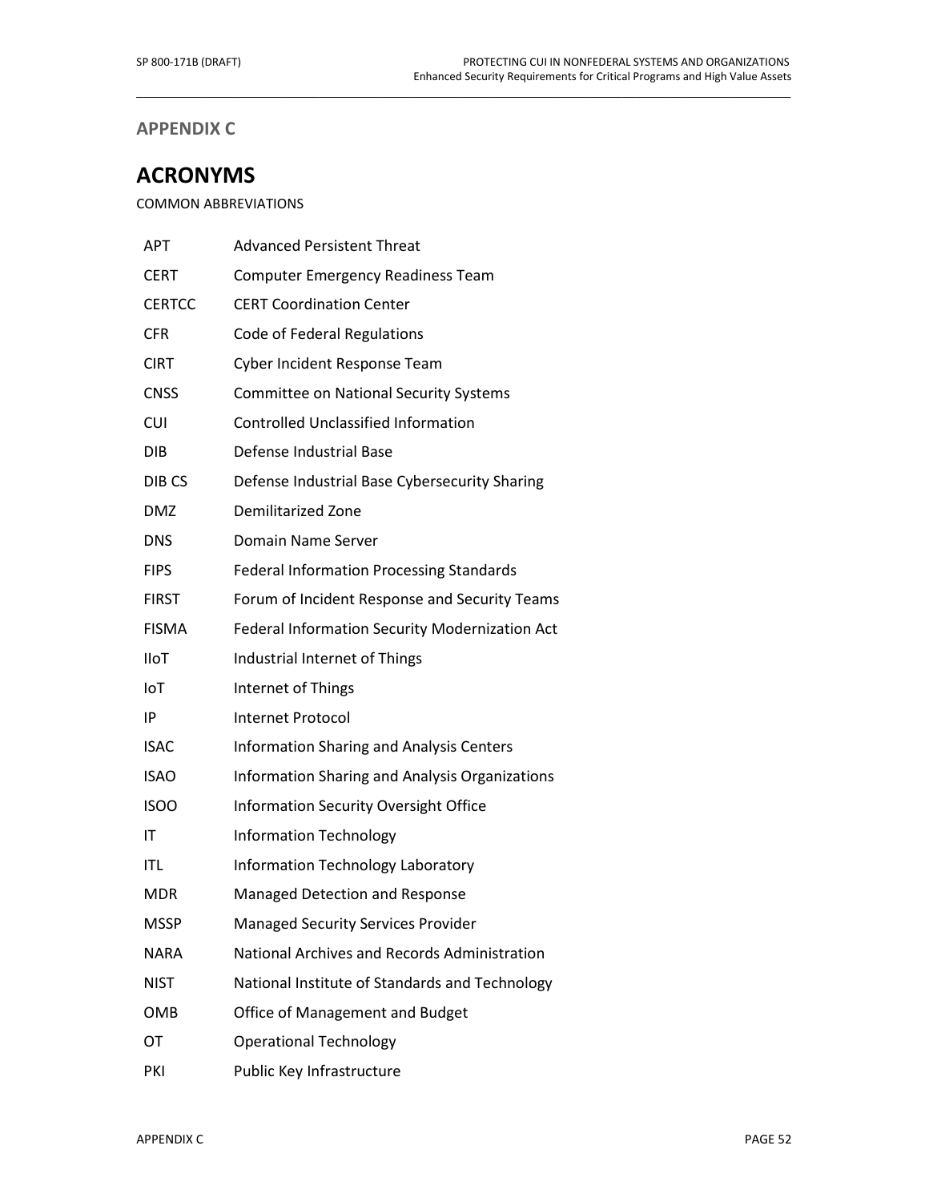## APPENDIX C

# ACRONYMS

COMMON ABBREVIATIONS

| | |
|---|---|
| APT | Advanced Persistent Threat |
| CERT | Computer Emergency Readiness Team |
| CERTCC | CERT Coordination Center |
| CFR | Code of Federal Regulations |
| CIRT | Cyber Incident Response Team |
| CNSS | Committee on National Security Systems |
| CUI | Controlled Unclassified Information |
| DIB | Defense Industrial Base |
| DIB CS | Defense Industrial Base Cybersecurity Sharing |
| DMZ | Demilitarized Zone |
| DNS | Domain Name Server |
| FIPS | Federal Information Processing Standards |
| FIRST | Forum of Incident Response and Security Teams |
| FISMA | Federal Information Security Modernization Act |
| IIoT | Industrial Internet of Things |
| IoT | Internet of Things |
| IP | Internet Protocol |
| ISAC | Information Sharing and Analysis Centers |
| ISAO | Information Sharing and Analysis Organizations |
| ISOO | Information Security Oversight Office |
| IT | Information Technology |
| ITL | Information Technology Laboratory |
| MDR | Managed Detection and Response |
| MSSP | Managed Security Services Provider |
| NARA | National Archives and Records Administration |
| NIST | National Institute of Standards and Technology |
| OMB | Office of Management and Budget |
| OT | Operational Technology |
| PKI | Public Key Infrastructure |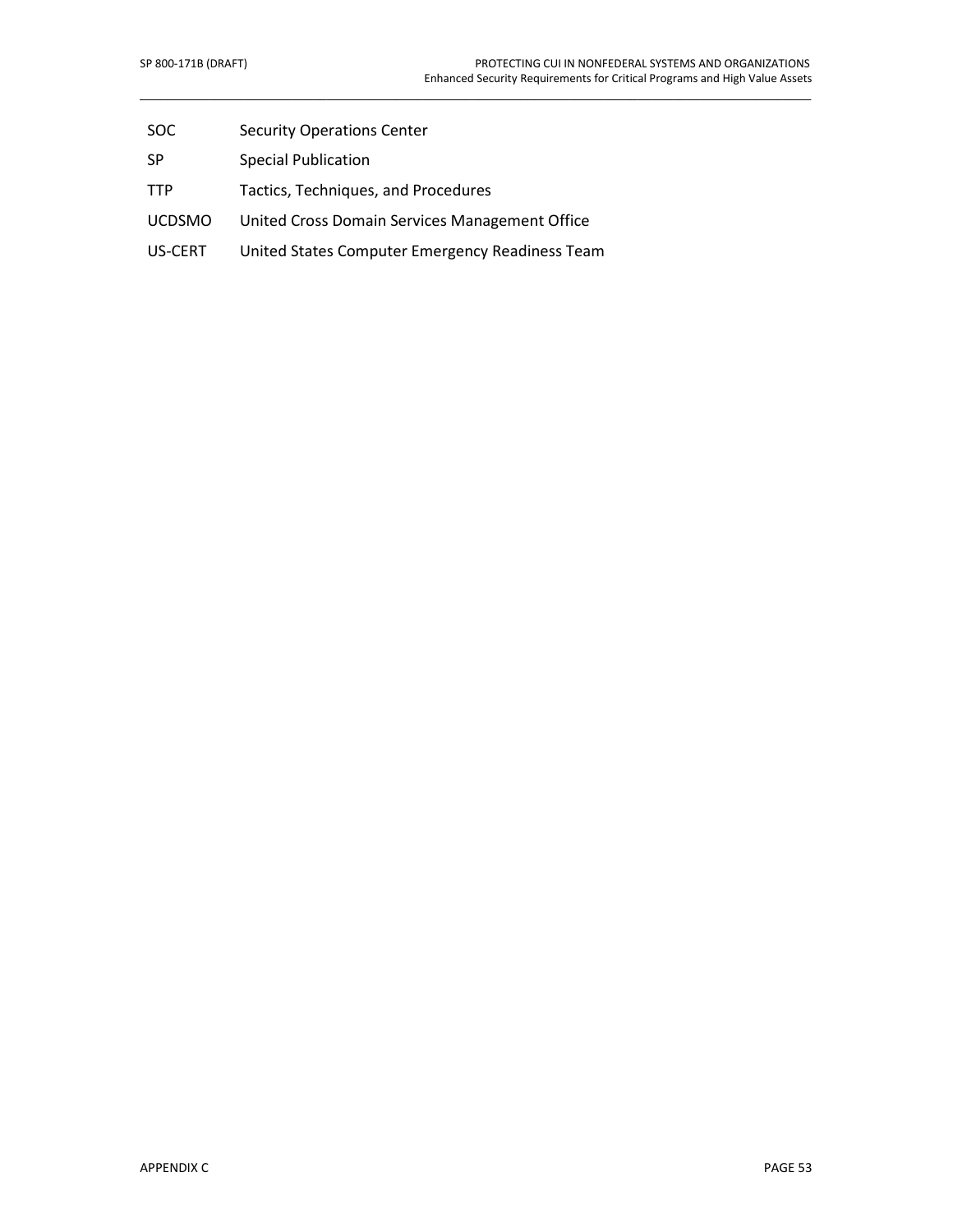| | |
|---|---|
| SOC | Security Operations Center |
| SP | Special Publication |
| TTP | Tactics, Techniques, and Procedures |
| UCDSMO | United Cross Domain Services Management Office |
| US-CERT | United States Computer Emergency Readiness Team |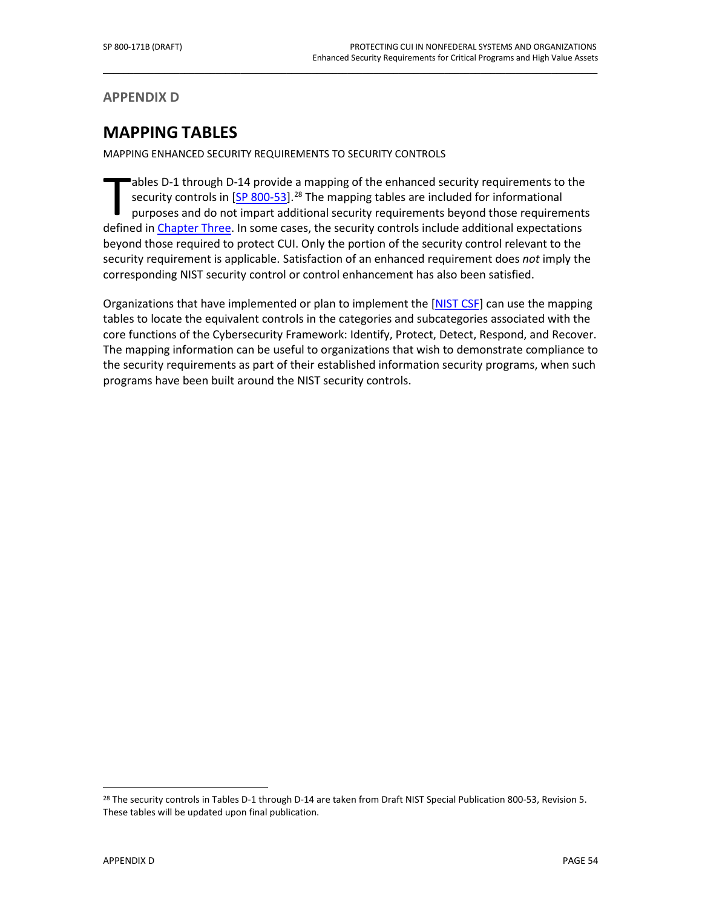## APPENDIX D

# MAPPING TABLES

MAPPING ENHANCED SECURITY REQUIREMENTS TO SECURITY CONTROLS

Tables D-1 through D-14 provide a mapping of the enhanced security requirements to the security controls in [SP 800-53].[28] The mapping tables are included for informational purposes and do not impart additional security requirements beyond those requirements defined in Chapter Three. In some cases, the security controls include additional expectations beyond those required to protect CUI. Only the portion of the security control relevant to the security requirement is applicable. Satisfaction of an enhanced requirement does *not* imply the corresponding NIST security control or control enhancement has also been satisfied.

Organizations that have implemented or plan to implement the [NIST CSF] can use the mapping tables to locate the equivalent controls in the categories and subcategories associated with the core functions of the Cybersecurity Framework: Identify, Protect, Detect, Respond, and Recover. The mapping information can be useful to organizations that wish to demonstrate compliance to the security requirements as part of their established information security programs, when such programs have been built around the NIST security controls.

[28] The security controls in Tables D-1 through D-14 are taken from Draft NIST Special Publication 800-53, Revision 5. These tables will be updated upon final publication.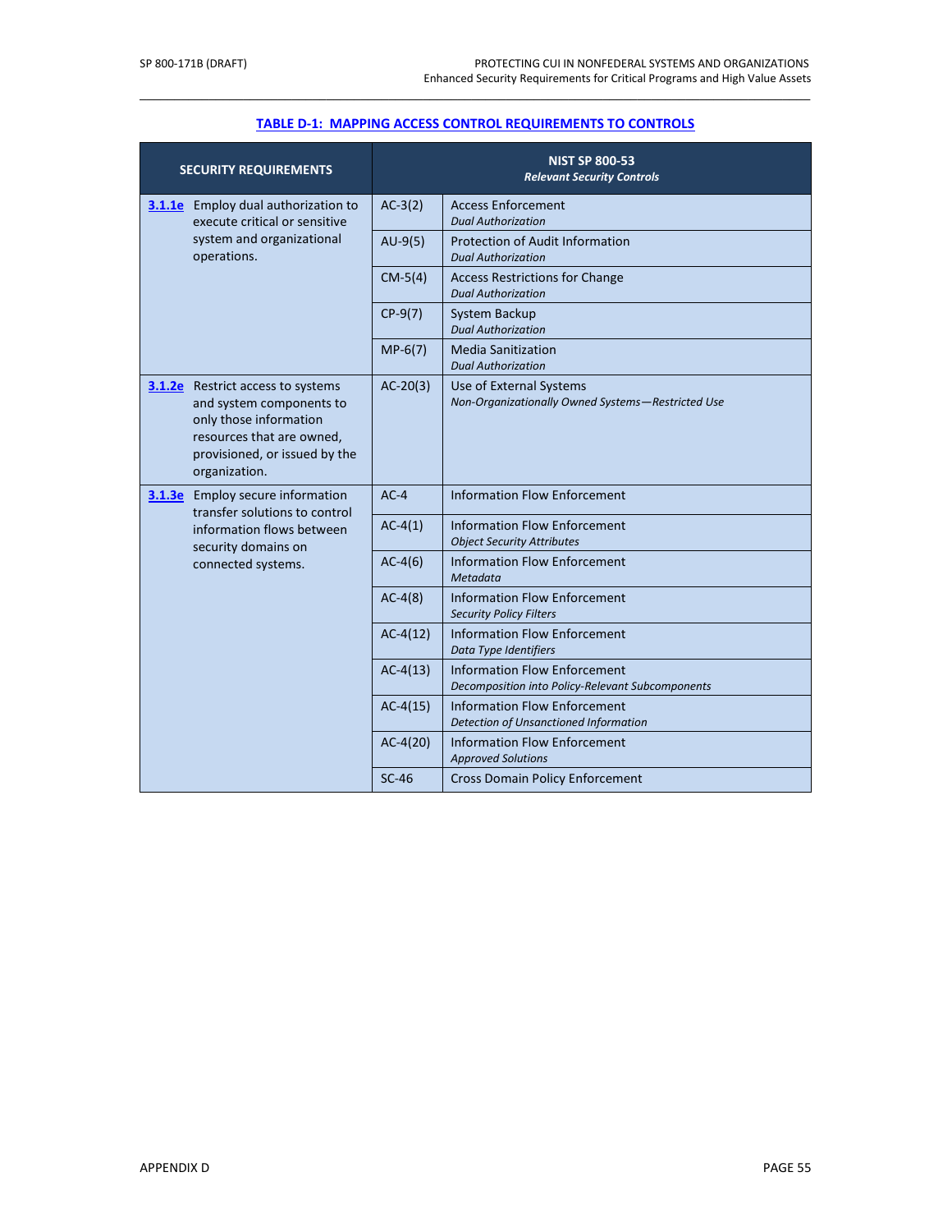**TABLE D-1: MAPPING ACCESS CONTROL REQUIREMENTS TO CONTROLS**

| SECURITY REQUIREMENTS | NIST SP 800-53 *Relevant Security Controls* | |
|---|---|---|
| **3.1.1e** Employ dual authorization to execute critical or sensitive system and organizational operations. | AC-3(2) | Access Enforcement *Dual Authorization* |
| | AU-9(5) | Protection of Audit Information *Dual Authorization* |
| | CM-5(4) | Access Restrictions for Change *Dual Authorization* |
| | CP-9(7) | System Backup *Dual Authorization* |
| | MP-6(7) | Media Sanitization *Dual Authorization* |
| **3.1.2e** Restrict access to systems and system components to only those information resources that are owned, provisioned, or issued by the organization. | AC-20(3) | Use of External Systems *Non-Organizationally Owned Systems—Restricted Use* |
| **3.1.3e** Employ secure information transfer solutions to control information flows between security domains on connected systems. | AC-4 | Information Flow Enforcement |
| | AC-4(1) | Information Flow Enforcement *Object Security Attributes* |
| | AC-4(6) | Information Flow Enforcement *Metadata* |
| | AC-4(8) | Information Flow Enforcement *Security Policy Filters* |
| | AC-4(12) | Information Flow Enforcement *Data Type Identifiers* |
| | AC-4(13) | Information Flow Enforcement *Decomposition into Policy-Relevant Subcomponents* |
| | AC-4(15) | Information Flow Enforcement *Detection of Unsanctioned Information* |
| | AC-4(20) | Information Flow Enforcement *Approved Solutions* |
| | SC-46 | Cross Domain Policy Enforcement |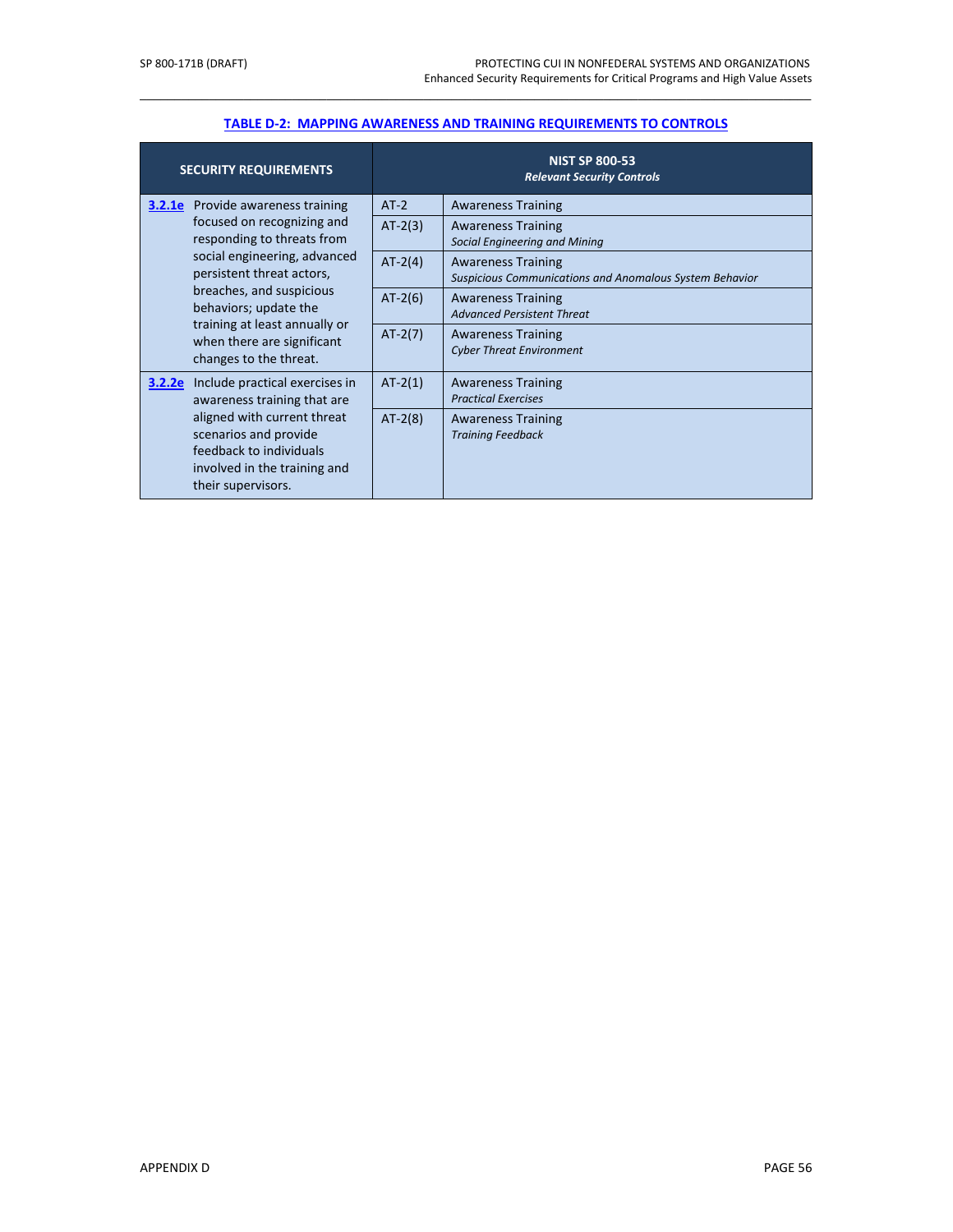**TABLE D-2: MAPPING AWARENESS AND TRAINING REQUIREMENTS TO CONTROLS**

| SECURITY REQUIREMENTS | NIST SP 800-53 *Relevant Security Controls* | |
|---|---|---|
| **3.2.1e** Provide awareness training focused on recognizing and responding to threats from social engineering, advanced persistent threat actors, breaches, and suspicious behaviors; update the training at least annually or when there are significant changes to the threat. | AT-2 | Awareness Training |
| | AT-2(3) | Awareness Training *Social Engineering and Mining* |
| | AT-2(4) | Awareness Training *Suspicious Communications and Anomalous System Behavior* |
| | AT-2(6) | Awareness Training *Advanced Persistent Threat* |
| | AT-2(7) | Awareness Training *Cyber Threat Environment* |
| **3.2.2e** Include practical exercises in awareness training that are aligned with current threat scenarios and provide feedback to individuals involved in the training and their supervisors. | AT-2(1) | Awareness Training *Practical Exercises* |
| | AT-2(8) | Awareness Training *Training Feedback* |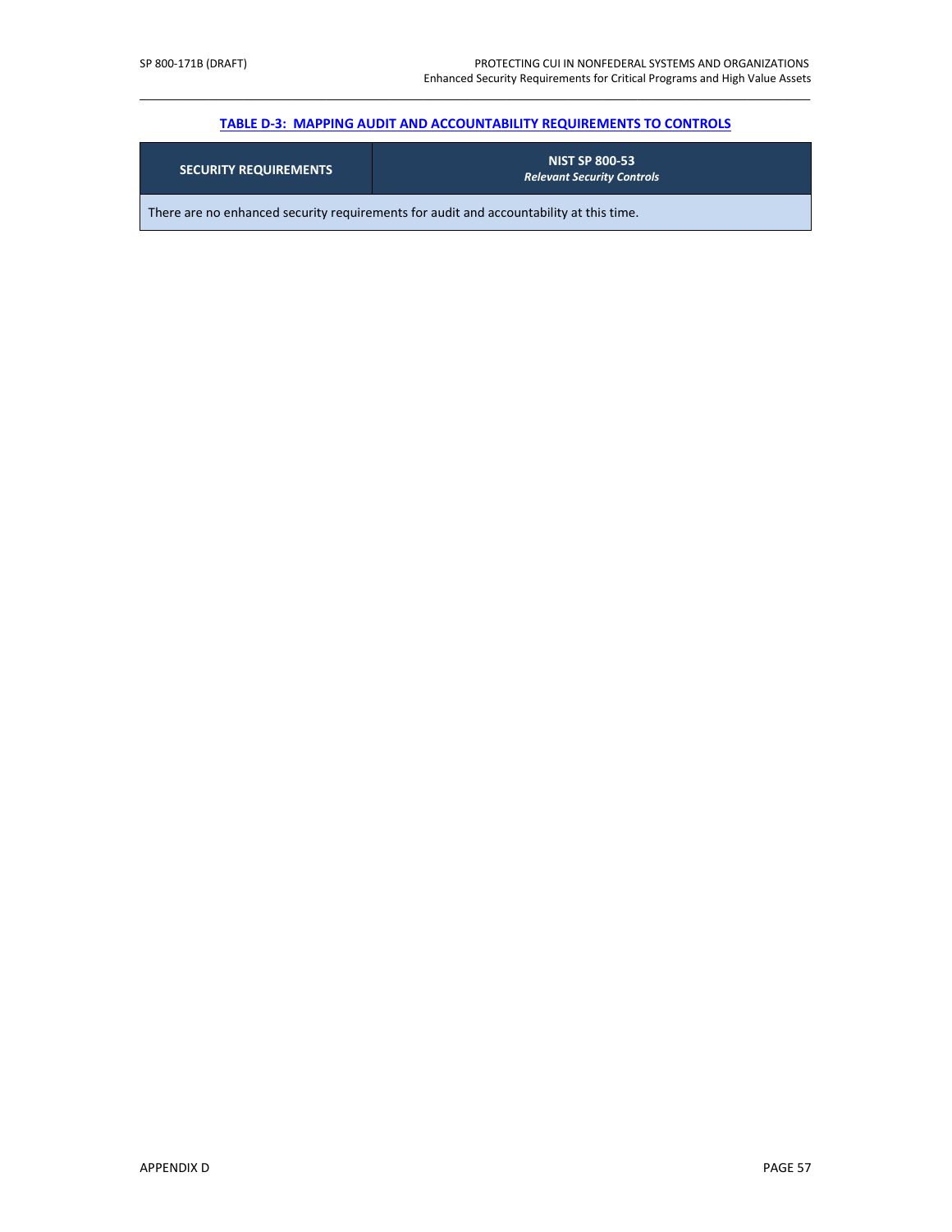**TABLE D-3: MAPPING AUDIT AND ACCOUNTABILITY REQUIREMENTS TO CONTROLS**

| SECURITY REQUIREMENTS | NIST SP 800-53 *Relevant Security Controls* |
|---|---|
| There are no enhanced security requirements for audit and accountability at this time. | |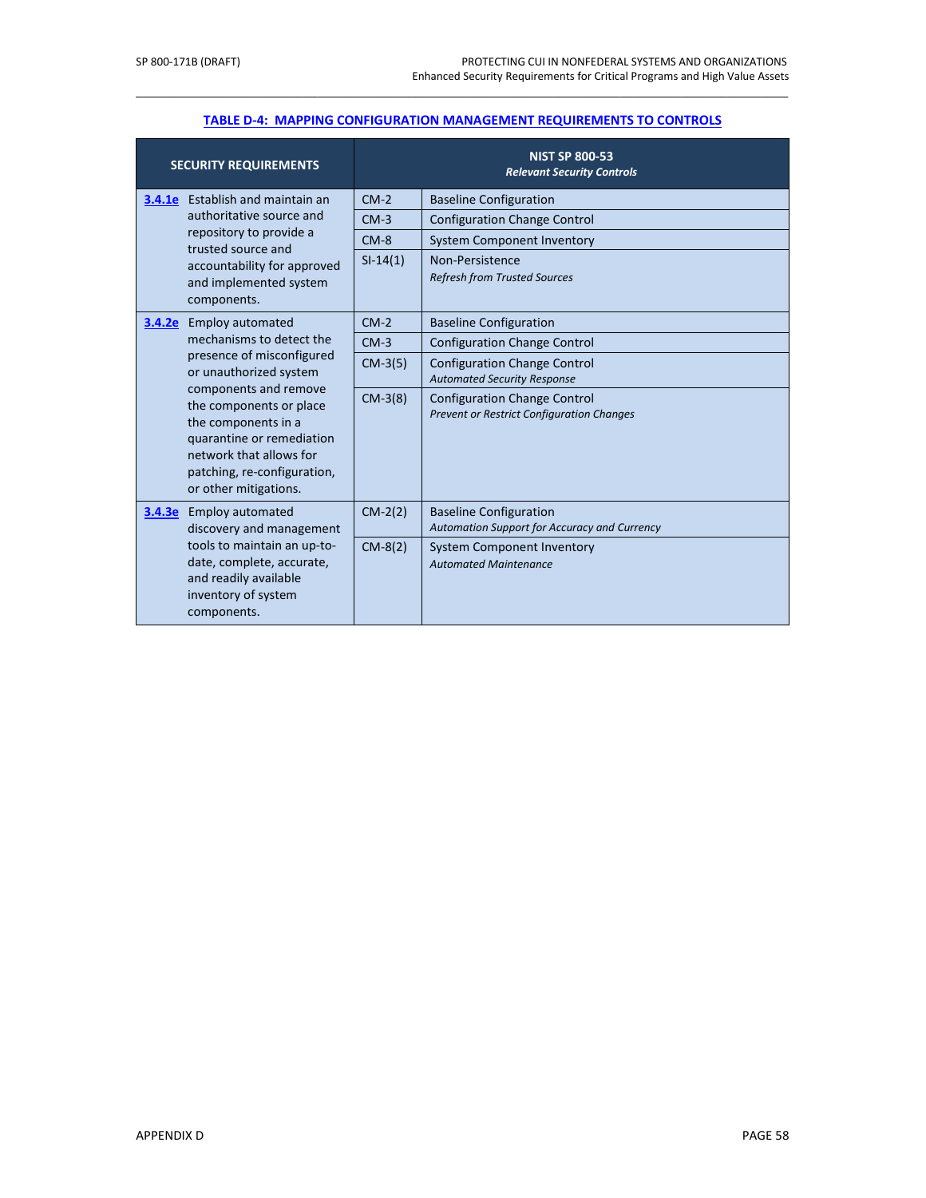**TABLE D-4: MAPPING CONFIGURATION MANAGEMENT REQUIREMENTS TO CONTROLS**

| SECURITY REQUIREMENTS | NIST SP 800-53 *Relevant Security Controls* | |
|---|---|---|
| **3.4.1e** Establish and maintain an authoritative source and repository to provide a trusted source and accountability for approved and implemented system components. | CM-2 | Baseline Configuration |
| | CM-3 | Configuration Change Control |
| | CM-8 | System Component Inventory |
| | SI-14(1) | Non-Persistence *Refresh from Trusted Sources* |
| **3.4.2e** Employ automated mechanisms to detect the presence of misconfigured or unauthorized system components and remove the components or place the components in a quarantine or remediation network that allows for patching, re-configuration, or other mitigations. | CM-2 | Baseline Configuration |
| | CM-3 | Configuration Change Control |
| | CM-3(5) | Configuration Change Control *Automated Security Response* |
| | CM-3(8) | Configuration Change Control *Prevent or Restrict Configuration Changes* |
| **3.4.3e** Employ automated discovery and management tools to maintain an up-to-date, complete, accurate, and readily available inventory of system components. | CM-2(2) | Baseline Configuration *Automation Support for Accuracy and Currency* |
| | CM-8(2) | System Component Inventory *Automated Maintenance* |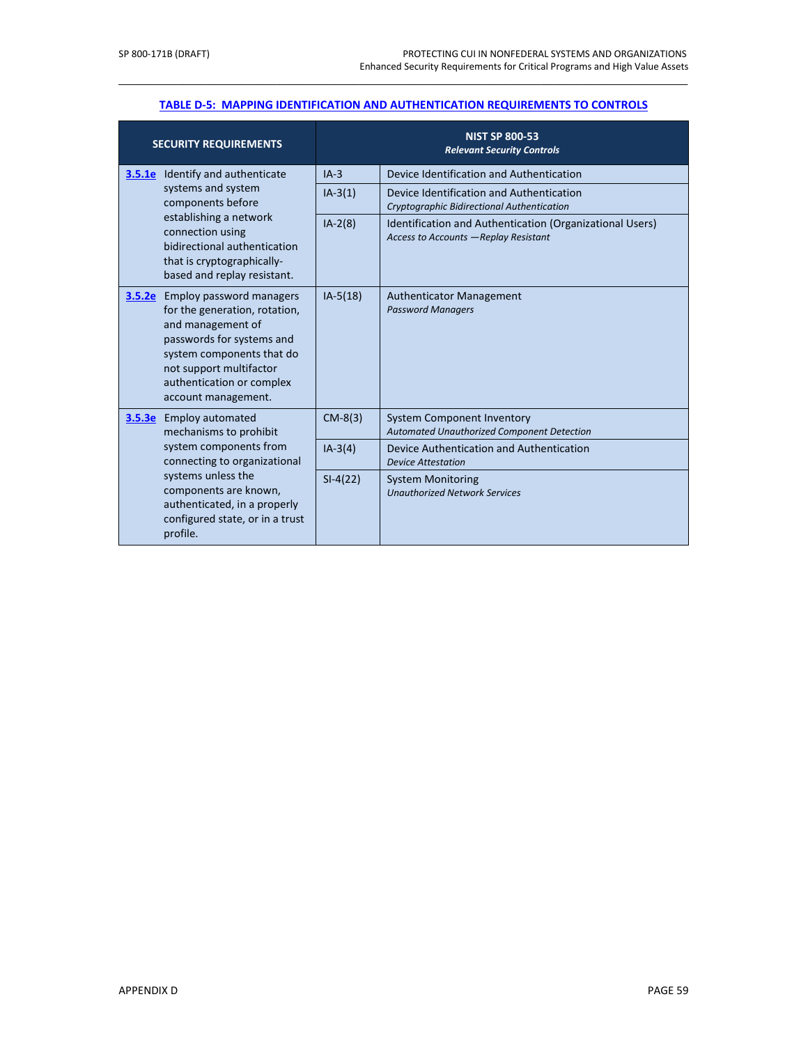**TABLE D-5: MAPPING IDENTIFICATION AND AUTHENTICATION REQUIREMENTS TO CONTROLS**

| SECURITY REQUIREMENTS | NIST SP 800-53 *Relevant Security Controls* | |
|---|---|---|
| **3.5.1e** Identify and authenticate systems and system components before establishing a network connection using bidirectional authentication that is cryptographically-based and replay resistant. | IA-3 | Device Identification and Authentication |
| | IA-3(1) | Device Identification and Authentication *Cryptographic Bidirectional Authentication* |
| | IA-2(8) | Identification and Authentication (Organizational Users) *Access to Accounts —Replay Resistant* |
| **3.5.2e** Employ password managers for the generation, rotation, and management of passwords for systems and system components that do not support multifactor authentication or complex account management. | IA-5(18) | Authenticator Management *Password Managers* |
| **3.5.3e** Employ automated mechanisms to prohibit system components from connecting to organizational systems unless the components are known, authenticated, in a properly configured state, or in a trust profile. | CM-8(3) | System Component Inventory *Automated Unauthorized Component Detection* |
| | IA-3(4) | Device Authentication and Authentication *Device Attestation* |
| | SI-4(22) | System Monitoring *Unauthorized Network Services* |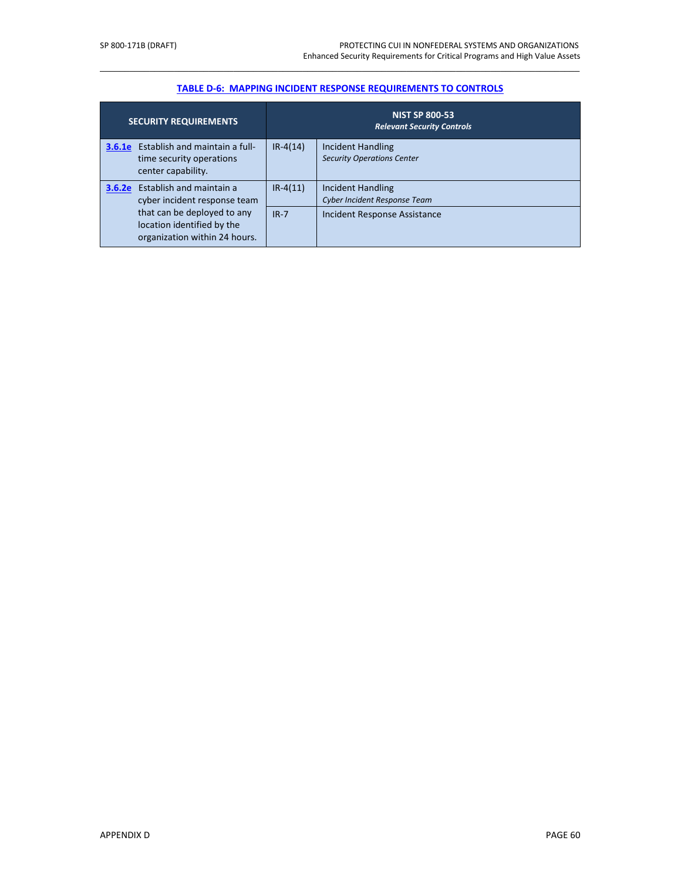**TABLE D-6: MAPPING INCIDENT RESPONSE REQUIREMENTS TO CONTROLS**

| SECURITY REQUIREMENTS | NIST SP 800-53 *Relevant Security Controls* | |
|---|---|---|
| **3.6.1e** Establish and maintain a full-time security operations center capability. | IR-4(14) | Incident Handling *Security Operations Center* |
| **3.6.2e** Establish and maintain a cyber incident response team that can be deployed to any location identified by the organization within 24 hours. | IR-4(11) | Incident Handling *Cyber Incident Response Team* |
| | IR-7 | Incident Response Assistance |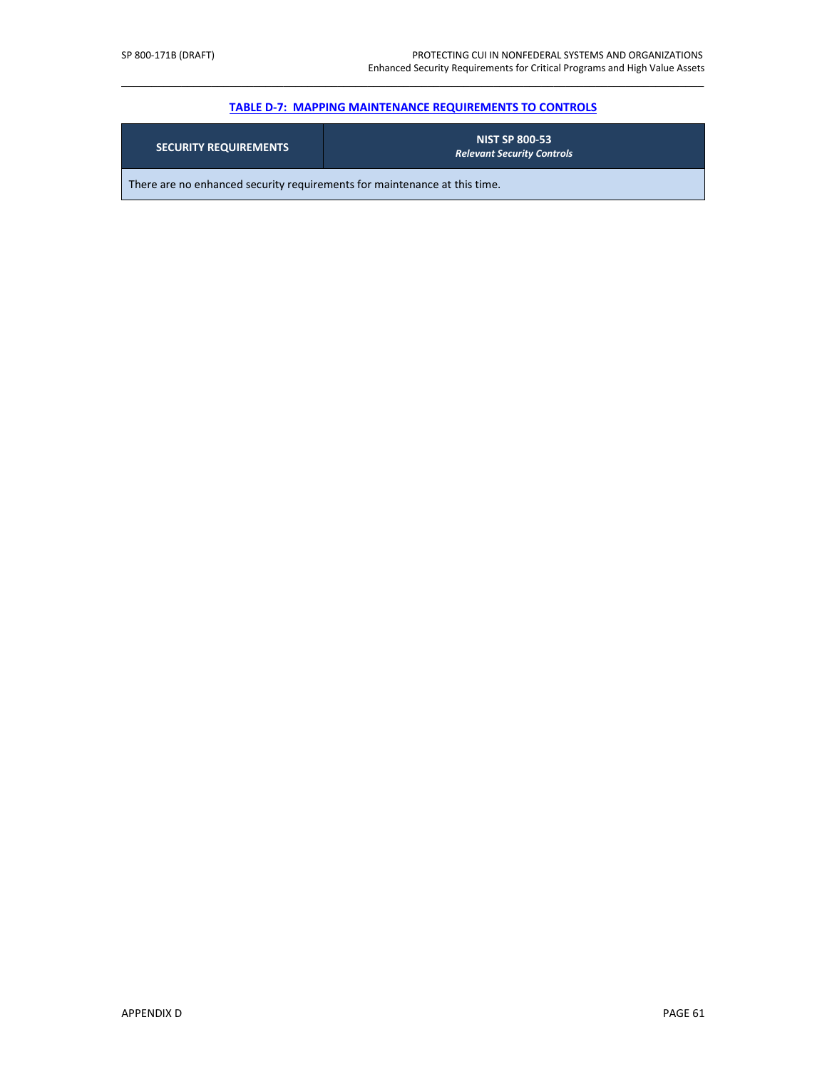**TABLE D-7: MAPPING MAINTENANCE REQUIREMENTS TO CONTROLS**

| SECURITY REQUIREMENTS | NIST SP 800-53 *Relevant Security Controls* |
|---|---|
| There are no enhanced security requirements for maintenance at this time. | |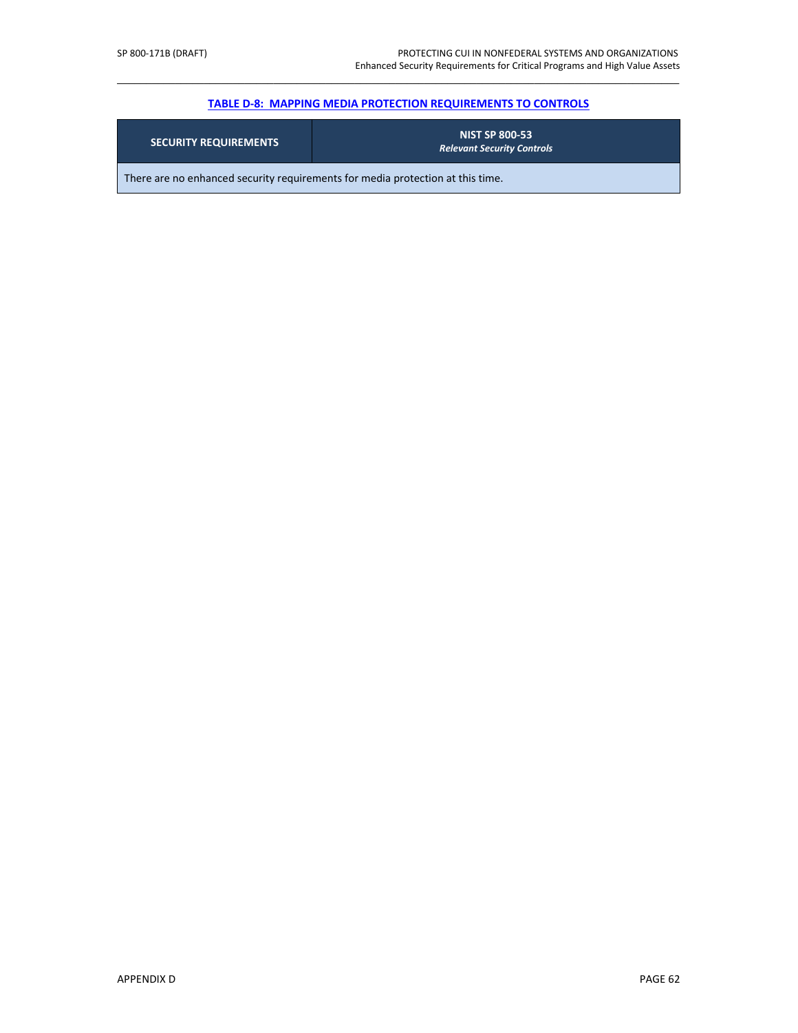**TABLE D-8: MAPPING MEDIA PROTECTION REQUIREMENTS TO CONTROLS**

| SECURITY REQUIREMENTS | NIST SP 800-53 *Relevant Security Controls* |
|---|---|
| There are no enhanced security requirements for media protection at this time. | |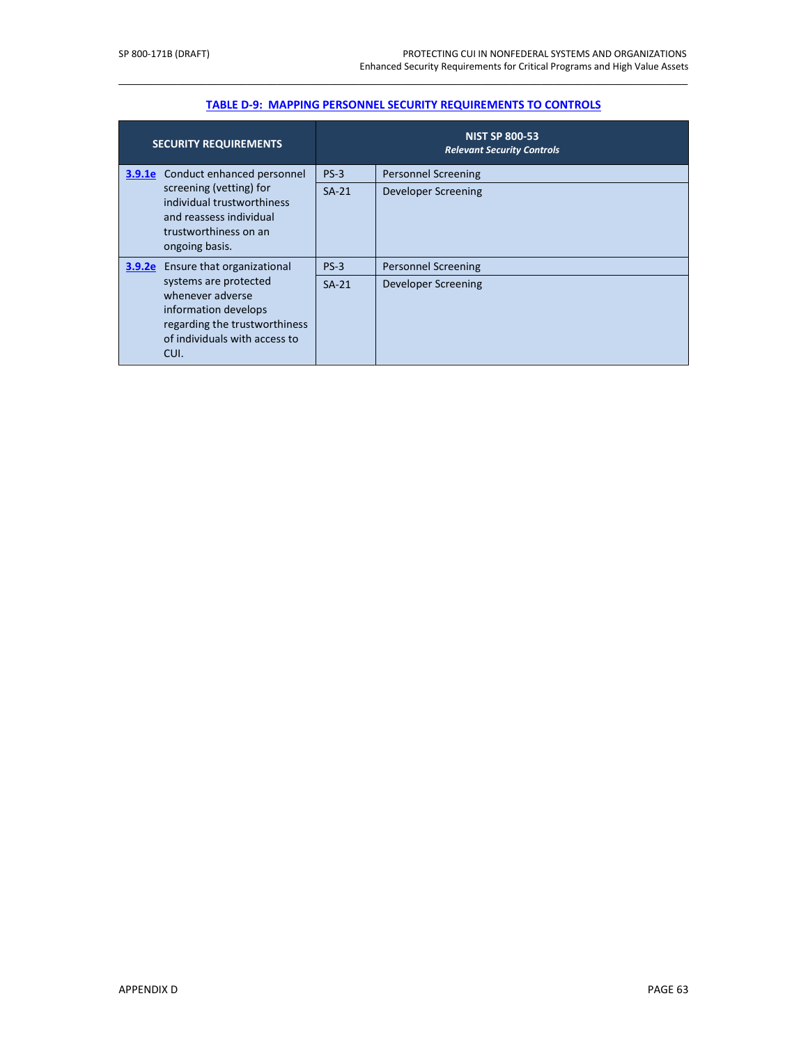**TABLE D-9: MAPPING PERSONNEL SECURITY REQUIREMENTS TO CONTROLS**

| SECURITY REQUIREMENTS | NIST SP 800-53 *Relevant Security Controls* | |
|---|---|---|
| **3.9.1e** Conduct enhanced personnel screening (vetting) for individual trustworthiness and reassess individual trustworthiness on an ongoing basis. | PS-3 | Personnel Screening |
| | SA-21 | Developer Screening |
| **3.9.2e** Ensure that organizational systems are protected whenever adverse information develops regarding the trustworthiness of individuals with access to CUI. | PS-3 | Personnel Screening |
| | SA-21 | Developer Screening |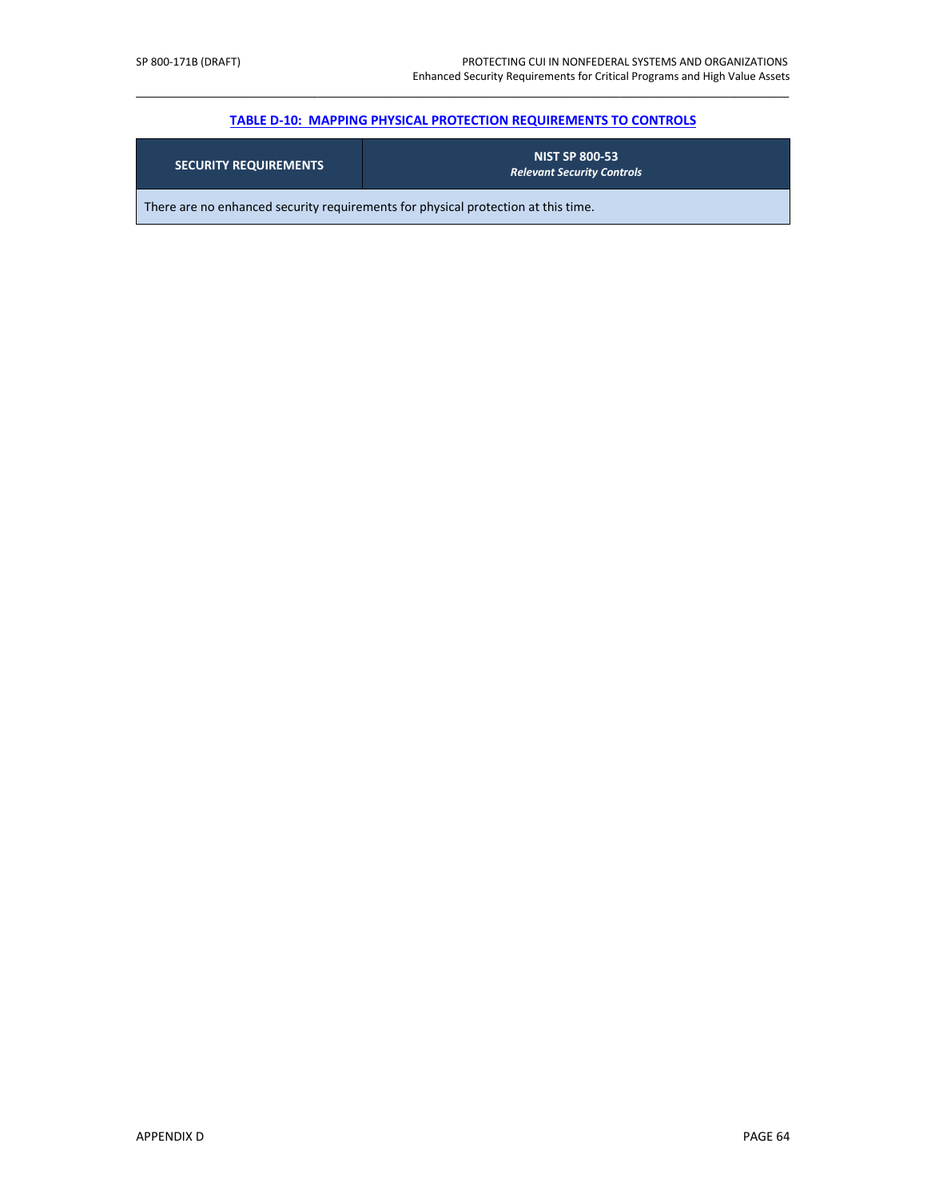**TABLE D-10: MAPPING PHYSICAL PROTECTION REQUIREMENTS TO CONTROLS**

| SECURITY REQUIREMENTS | NIST SP 800-53 *Relevant Security Controls* |
|---|---|
| There are no enhanced security requirements for physical protection at this time. | |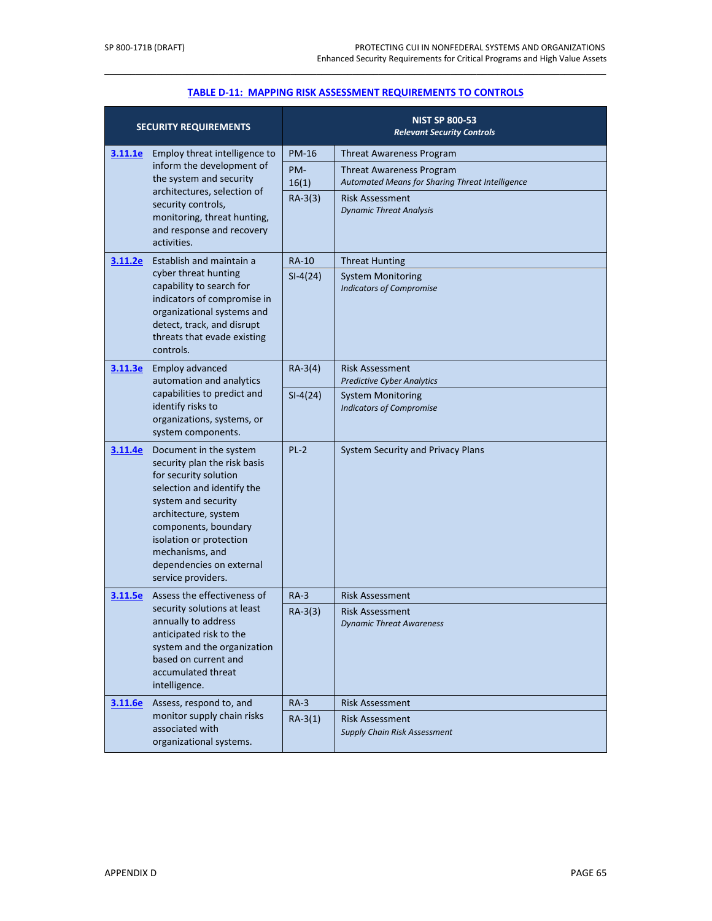**TABLE D-11: MAPPING RISK ASSESSMENT REQUIREMENTS TO CONTROLS**

| SECURITY REQUIREMENTS | | NIST SP 800-53 *Relevant Security Controls* | |
|---|---|---|---|
| 3.11.1e | Employ threat intelligence to inform the development of the system and security architectures, selection of security controls, monitoring, threat hunting, and response and recovery activities. | PM-16 | Threat Awareness Program |
| | | PM-16(1) | Threat Awareness Program *Automated Means for Sharing Threat Intelligence* |
| | | RA-3(3) | Risk Assessment *Dynamic Threat Analysis* |
| 3.11.2e | Establish and maintain a cyber threat hunting capability to search for indicators of compromise in organizational systems and detect, track, and disrupt threats that evade existing controls. | RA-10 | Threat Hunting |
| | | SI-4(24) | System Monitoring *Indicators of Compromise* |
| 3.11.3e | Employ advanced automation and analytics capabilities to predict and identify risks to organizations, systems, or system components. | RA-3(4) | Risk Assessment *Predictive Cyber Analytics* |
| | | SI-4(24) | System Monitoring *Indicators of Compromise* |
| 3.11.4e | Document in the system security plan the risk basis for security solution selection and identify the system and security architecture, system components, boundary isolation or protection mechanisms, and dependencies on external service providers. | PL-2 | System Security and Privacy Plans |
| 3.11.5e | Assess the effectiveness of security solutions at least annually to address anticipated risk to the system and the organization based on current and accumulated threat intelligence. | RA-3 | Risk Assessment |
| | | RA-3(3) | Risk Assessment *Dynamic Threat Awareness* |
| 3.11.6e | Assess, respond to, and monitor supply chain risks associated with organizational systems. | RA-3 | Risk Assessment |
| | | RA-3(1) | Risk Assessment *Supply Chain Risk Assessment* |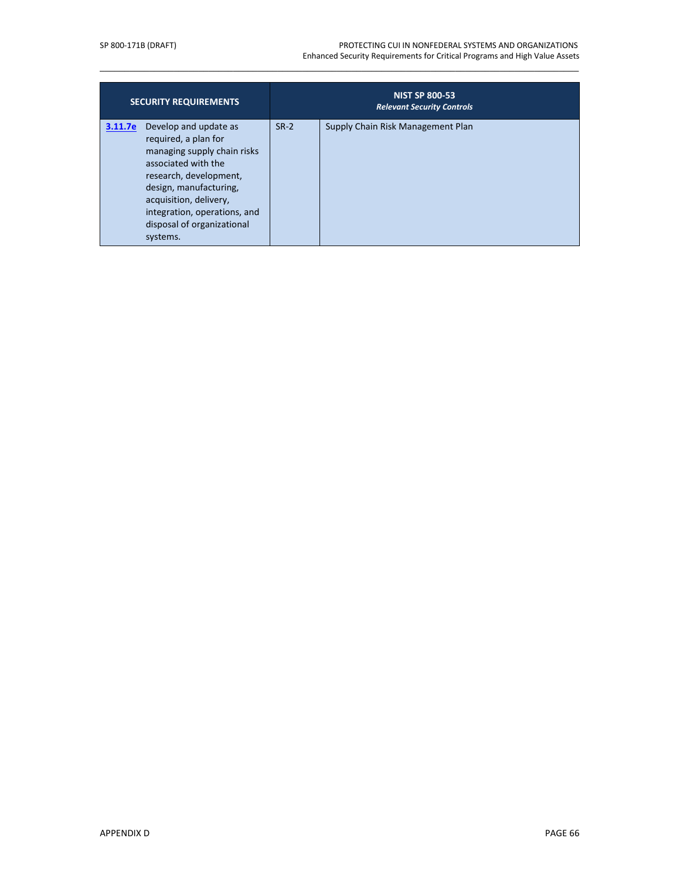| SECURITY REQUIREMENTS | | NIST SP 800-53 *Relevant Security Controls* | |
|---|---|---|---|
| **3.11.7e** | Develop and update as required, a plan for managing supply chain risks associated with the research, development, design, manufacturing, acquisition, delivery, integration, operations, and disposal of organizational systems. | SR-2 | Supply Chain Risk Management Plan |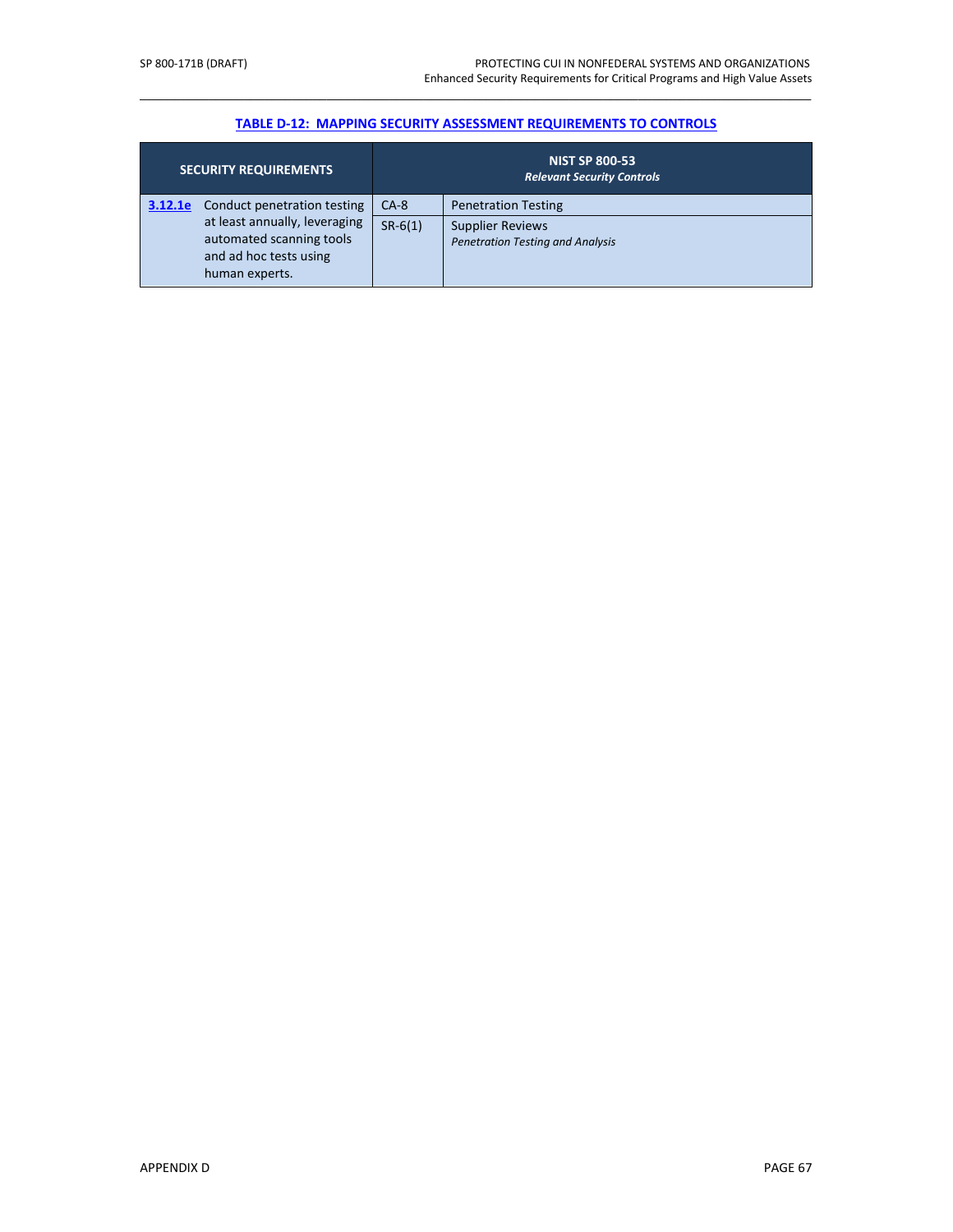**TABLE D-12: MAPPING SECURITY ASSESSMENT REQUIREMENTS TO CONTROLS**

| SECURITY REQUIREMENTS | | NIST SP 800-53 *Relevant Security Controls* | |
|---|---|---|---|
| **3.12.1e** | Conduct penetration testing at least annually, leveraging automated scanning tools and ad hoc tests using human experts. | CA-8 | Penetration Testing |
| | | SR-6(1) | Supplier Reviews *Penetration Testing and Analysis* |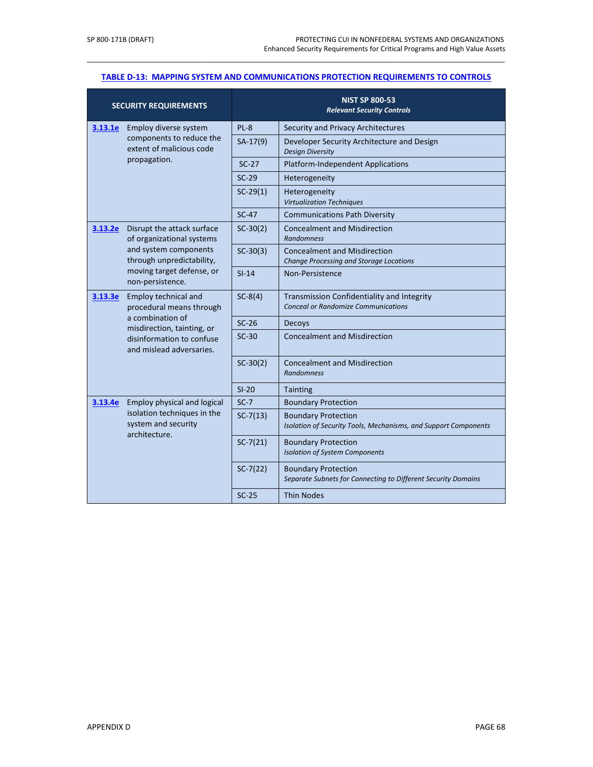**TABLE D-13: MAPPING SYSTEM AND COMMUNICATIONS PROTECTION REQUIREMENTS TO CONTROLS**

| SECURITY REQUIREMENTS | | NIST SP 800-53 *Relevant Security Controls* | |
|---|---|---|---|
| **3.13.1e** | Employ diverse system components to reduce the extent of malicious code propagation. | PL-8 | Security and Privacy Architectures |
| | | SA-17(9) | Developer Security Architecture and Design *Design Diversity* |
| | | SC-27 | Platform-Independent Applications |
| | | SC-29 | Heterogeneity |
| | | SC-29(1) | Heterogeneity *Virtualization Techniques* |
| | | SC-47 | Communications Path Diversity |
| **3.13.2e** | Disrupt the attack surface of organizational systems and system components through unpredictability, moving target defense, or non-persistence. | SC-30(2) | Concealment and Misdirection *Randomness* |
| | | SC-30(3) | Concealment and Misdirection *Change Processing and Storage Locations* |
| | | SI-14 | Non-Persistence |
| **3.13.3e** | Employ technical and procedural means through a combination of misdirection, tainting, or disinformation to confuse and mislead adversaries. | SC-8(4) | Transmission Confidentiality and Integrity *Conceal or Randomize Communications* |
| | | SC-26 | Decoys |
| | | SC-30 | Concealment and Misdirection |
| | | SC-30(2) | Concealment and Misdirection *Randomness* |
| | | SI-20 | Tainting |
| **3.13.4e** | Employ physical and logical isolation techniques in the system and security architecture. | SC-7 | Boundary Protection |
| | | SC-7(13) | Boundary Protection *Isolation of Security Tools, Mechanisms, and Support Components* |
| | | SC-7(21) | Boundary Protection *Isolation of System Components* |
| | | SC-7(22) | Boundary Protection *Separate Subnets for Connecting to Different Security Domains* |
| | | SC-25 | Thin Nodes |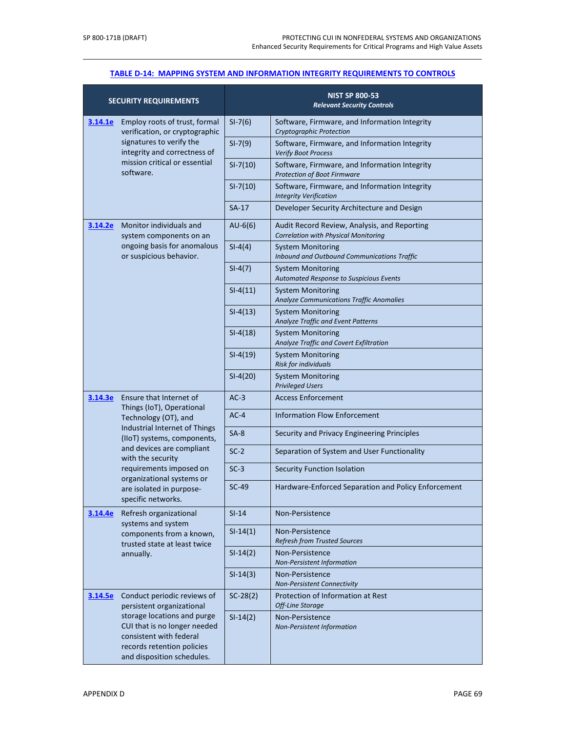**TABLE D-14: MAPPING SYSTEM AND INFORMATION INTEGRITY REQUIREMENTS TO CONTROLS**

| SECURITY REQUIREMENTS | | NIST SP 800-53 *Relevant Security Controls* | |
|---|---|---|---|
| **3.14.1e** | Employ roots of trust, formal verification, or cryptographic signatures to verify the integrity and correctness of mission critical or essential software. | SI-7(6) | Software, Firmware, and Information Integrity *Cryptographic Protection* |
| | | SI-7(9) | Software, Firmware, and Information Integrity *Verify Boot Process* |
| | | SI-7(10) | Software, Firmware, and Information Integrity *Protection of Boot Firmware* |
| | | SI-7(10) | Software, Firmware, and Information Integrity *Integrity Verification* |
| | | SA-17 | Developer Security Architecture and Design |
| **3.14.2e** | Monitor individuals and system components on an ongoing basis for anomalous or suspicious behavior. | AU-6(6) | Audit Record Review, Analysis, and Reporting *Correlation with Physical Monitoring* |
| | | SI-4(4) | System Monitoring *Inbound and Outbound Communications Traffic* |
| | | SI-4(7) | System Monitoring *Automated Response to Suspicious Events* |
| | | SI-4(11) | System Monitoring *Analyze Communications Traffic Anomalies* |
| | | SI-4(13) | System Monitoring *Analyze Traffic and Event Patterns* |
| | | SI-4(18) | System Monitoring *Analyze Traffic and Covert Exfiltration* |
| | | SI-4(19) | System Monitoring *Risk for individuals* |
| | | SI-4(20) | System Monitoring *Privileged Users* |
| **3.14.3e** | Ensure that Internet of Things (IoT), Operational Technology (OT), and Industrial Internet of Things (IIoT) systems, components, and devices are compliant with the security requirements imposed on organizational systems or are isolated in purpose-specific networks. | AC-3 | Access Enforcement |
| | | AC-4 | Information Flow Enforcement |
| | | SA-8 | Security and Privacy Engineering Principles |
| | | SC-2 | Separation of System and User Functionality |
| | | SC-3 | Security Function Isolation |
| | | SC-49 | Hardware-Enforced Separation and Policy Enforcement |
| **3.14.4e** | Refresh organizational systems and system components from a known, trusted state at least twice annually. | SI-14 | Non-Persistence |
| | | SI-14(1) | Non-Persistence *Refresh from Trusted Sources* |
| | | SI-14(2) | Non-Persistence *Non-Persistent Information* |
| | | SI-14(3) | Non-Persistence *Non-Persistent Connectivity* |
| **3.14.5e** | Conduct periodic reviews of persistent organizational storage locations and purge CUI that is no longer needed consistent with federal records retention policies and disposition schedules. | SC-28(2) | Protection of Information at Rest *Off-Line Storage* |
| | | SI-14(2) | Non-Persistence *Non-Persistent Information* |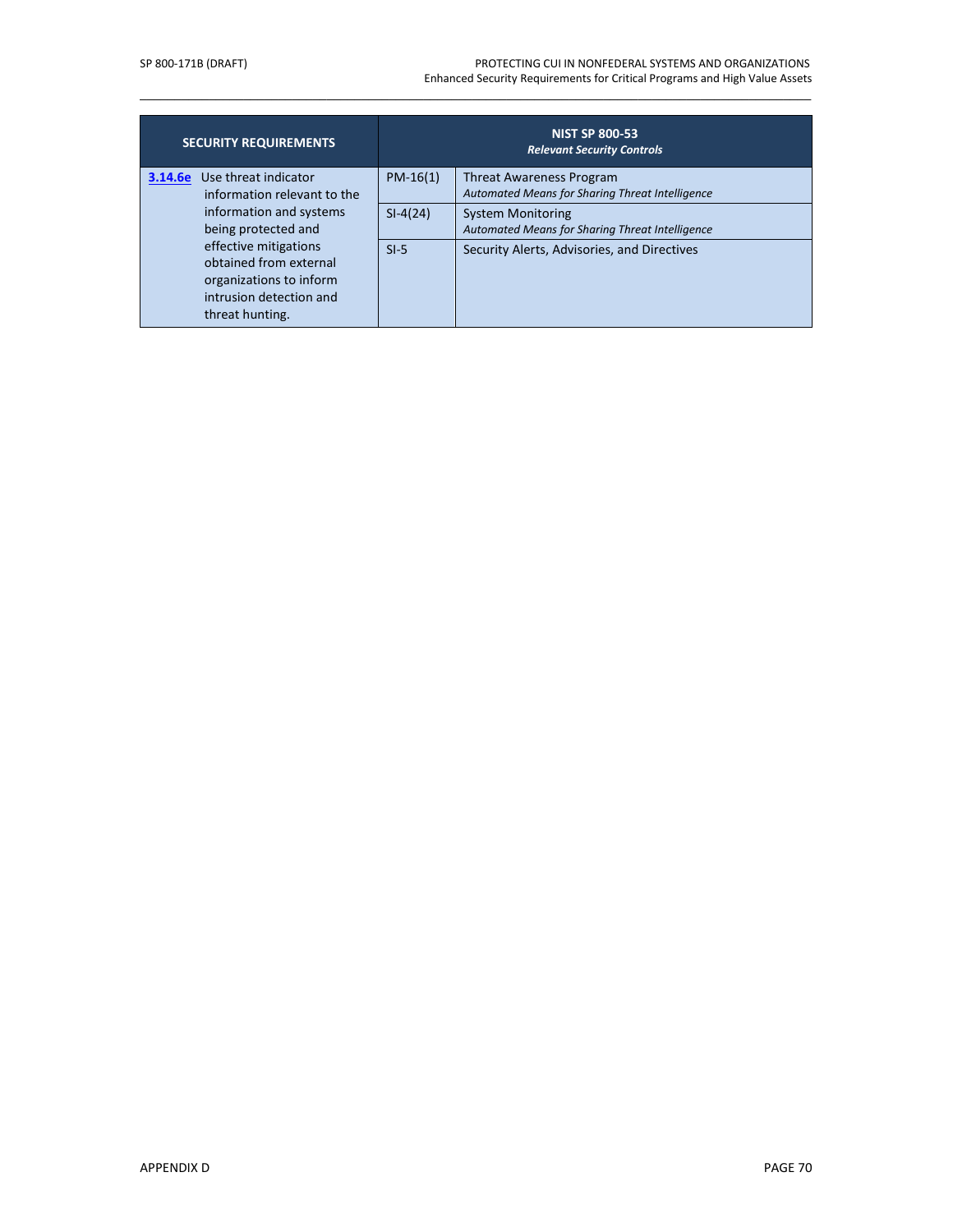| SECURITY REQUIREMENTS | NIST SP 800-53 *Relevant Security Controls* | |
|---|---|---|
| **3.14.6e** Use threat indicator information relevant to the information and systems being protected and effective mitigations obtained from external organizations to inform intrusion detection and threat hunting. | PM-16(1) | Threat Awareness Program *Automated Means for Sharing Threat Intelligence* |
| | SI-4(24) | System Monitoring *Automated Means for Sharing Threat Intelligence* |
| | SI-5 | Security Alerts, Advisories, and Directives |